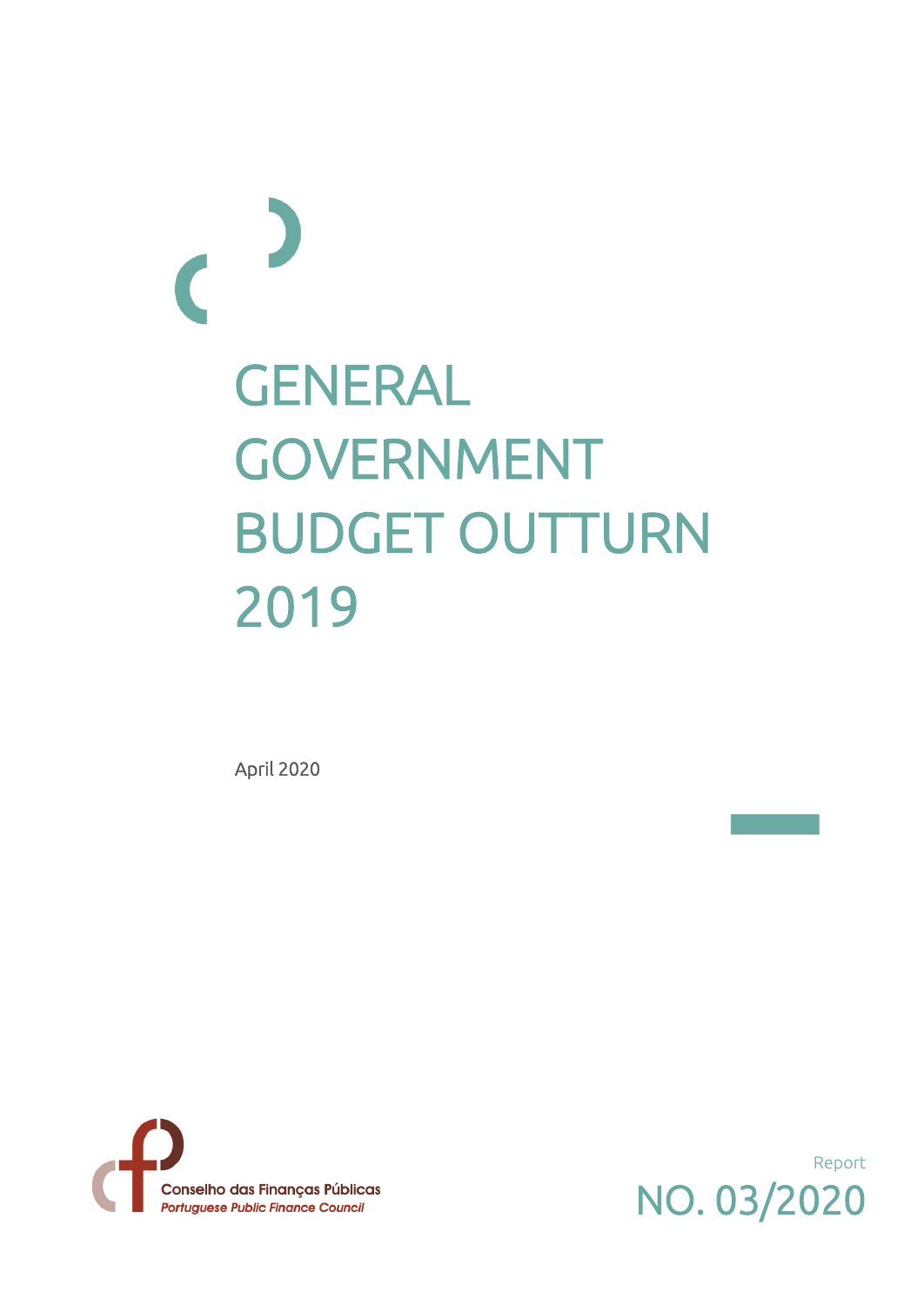# GENERAL GOVERNMENT BUDGET OUTTURN 2019

April 2020

Conselho das Finanças Públicas
*Portuguese Public Finance Council*

Report

NO. 03/2020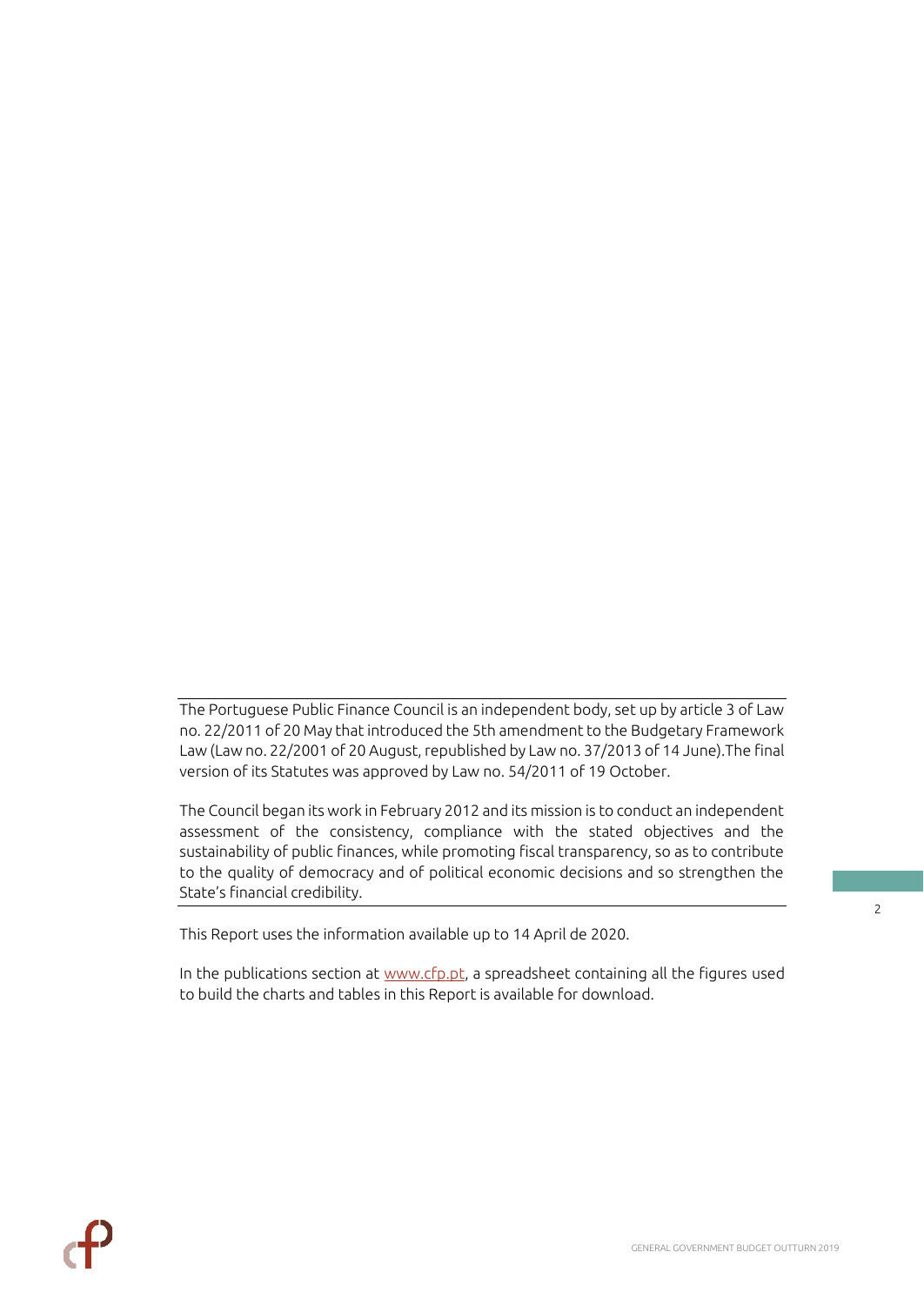The Portuguese Public Finance Council is an independent body, set up by article 3 of Law no. 22/2011 of 20 May that introduced the 5th amendment to the Budgetary Framework Law (Law no. 22/2001 of 20 August, republished by Law no. 37/2013 of 14 June).The final version of its Statutes was approved by Law no. 54/2011 of 19 October.

The Council began its work in February 2012 and its mission is to conduct an independent assessment of the consistency, compliance with the stated objectives and the sustainability of public finances, while promoting fiscal transparency, so as to contribute to the quality of democracy and of political economic decisions and so strengthen the State's financial credibility.

This Report uses the information available up to 14 April de 2020.

In the publications section at www.cfp.pt, a spreadsheet containing all the figures used to build the charts and tables in this Report is available for download.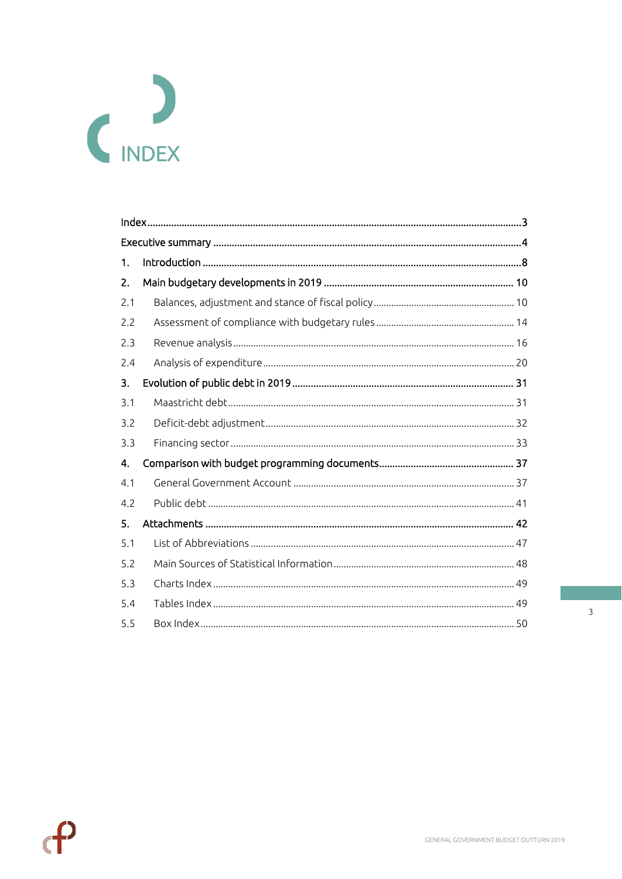# INDEX

- Index ... 3
- Executive summary ... 4
- 1. Introduction ... 8
- 2. Main budgetary developments in 2019 ... 10
  - 2.1 Balances, adjustment and stance of fiscal policy ... 10
  - 2.2 Assessment of compliance with budgetary rules ... 14
  - 2.3 Revenue analysis ... 16
  - 2.4 Analysis of expenditure ... 20
- 3. Evolution of public debt in 2019 ... 31
  - 3.1 Maastricht debt ... 31
  - 3.2 Deficit-debt adjustment ... 32
  - 3.3 Financing sector ... 33
- 4. Comparison with budget programming documents ... 37
  - 4.1 General Government Account ... 37
  - 4.2 Public debt ... 41
- 5. Attachments ... 42
  - 5.1 List of Abbreviations ... 47
  - 5.2 Main Sources of Statistical Information ... 48
  - 5.3 Charts Index ... 49
  - 5.4 Tables Index ... 49
  - 5.5 Box Index ... 50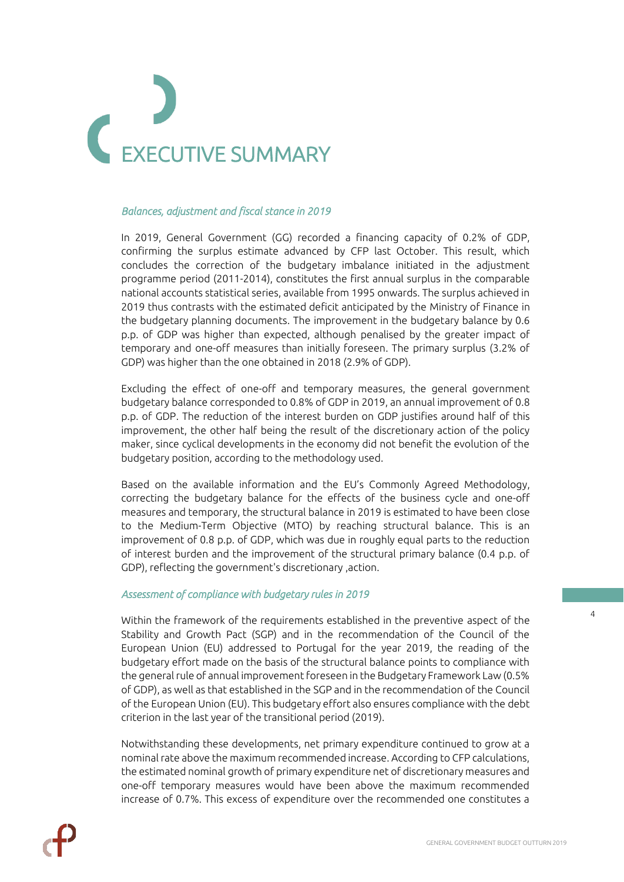# EXECUTIVE SUMMARY

*Balances, adjustment and fiscal stance in 2019*

In 2019, General Government (GG) recorded a financing capacity of 0.2% of GDP, confirming the surplus estimate advanced by CFP last October. This result, which concludes the correction of the budgetary imbalance initiated in the adjustment programme period (2011-2014), constitutes the first annual surplus in the comparable national accounts statistical series, available from 1995 onwards. The surplus achieved in 2019 thus contrasts with the estimated deficit anticipated by the Ministry of Finance in the budgetary planning documents. The improvement in the budgetary balance by 0.6 p.p. of GDP was higher than expected, although penalised by the greater impact of temporary and one-off measures than initially foreseen. The primary surplus (3.2% of GDP) was higher than the one obtained in 2018 (2.9% of GDP).

Excluding the effect of one-off and temporary measures, the general government budgetary balance corresponded to 0.8% of GDP in 2019, an annual improvement of 0.8 p.p. of GDP. The reduction of the interest burden on GDP justifies around half of this improvement, the other half being the result of the discretionary action of the policy maker, since cyclical developments in the economy did not benefit the evolution of the budgetary position, according to the methodology used.

Based on the available information and the EU's Commonly Agreed Methodology, correcting the budgetary balance for the effects of the business cycle and one-off measures and temporary, the structural balance in 2019 is estimated to have been close to the Medium-Term Objective (MTO) by reaching structural balance. This is an improvement of 0.8 p.p. of GDP, which was due in roughly equal parts to the reduction of interest burden and the improvement of the structural primary balance (0.4 p.p. of GDP), reflecting the government's discretionary ,action.

*Assessment of compliance with budgetary rules in 2019*

Within the framework of the requirements established in the preventive aspect of the Stability and Growth Pact (SGP) and in the recommendation of the Council of the European Union (EU) addressed to Portugal for the year 2019, the reading of the budgetary effort made on the basis of the structural balance points to compliance with the general rule of annual improvement foreseen in the Budgetary Framework Law (0.5% of GDP), as well as that established in the SGP and in the recommendation of the Council of the European Union (EU). This budgetary effort also ensures compliance with the debt criterion in the last year of the transitional period (2019).

Notwithstanding these developments, net primary expenditure continued to grow at a nominal rate above the maximum recommended increase. According to CFP calculations, the estimated nominal growth of primary expenditure net of discretionary measures and one-off temporary measures would have been above the maximum recommended increase of 0.7%. This excess of expenditure over the recommended one constitutes a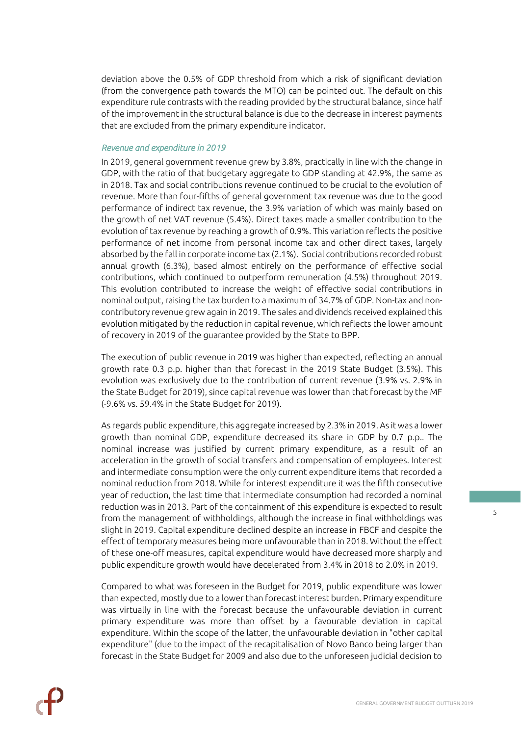deviation above the 0.5% of GDP threshold from which a risk of significant deviation (from the convergence path towards the MTO) can be pointed out. The default on this expenditure rule contrasts with the reading provided by the structural balance, since half of the improvement in the structural balance is due to the decrease in interest payments that are excluded from the primary expenditure indicator.

### *Revenue and expenditure in 2019*

In 2019, general government revenue grew by 3.8%, practically in line with the change in GDP, with the ratio of that budgetary aggregate to GDP standing at 42.9%, the same as in 2018. Tax and social contributions revenue continued to be crucial to the evolution of revenue. More than four-fifths of general government tax revenue was due to the good performance of indirect tax revenue, the 3.9% variation of which was mainly based on the growth of net VAT revenue (5.4%). Direct taxes made a smaller contribution to the evolution of tax revenue by reaching a growth of 0.9%. This variation reflects the positive performance of net income from personal income tax and other direct taxes, largely absorbed by the fall in corporate income tax (2.1%). Social contributions recorded robust annual growth (6.3%), based almost entirely on the performance of effective social contributions, which continued to outperform remuneration (4.5%) throughout 2019. This evolution contributed to increase the weight of effective social contributions in nominal output, raising the tax burden to a maximum of 34.7% of GDP. Non-tax and non-contributory revenue grew again in 2019. The sales and dividends received explained this evolution mitigated by the reduction in capital revenue, which reflects the lower amount of recovery in 2019 of the guarantee provided by the State to BPP.

The execution of public revenue in 2019 was higher than expected, reflecting an annual growth rate 0.3 p.p. higher than that forecast in the 2019 State Budget (3.5%). This evolution was exclusively due to the contribution of current revenue (3.9% vs. 2.9% in the State Budget for 2019), since capital revenue was lower than that forecast by the MF (-9.6% vs. 59.4% in the State Budget for 2019).

As regards public expenditure, this aggregate increased by 2.3% in 2019. As it was a lower growth than nominal GDP, expenditure decreased its share in GDP by 0.7 p.p.. The nominal increase was justified by current primary expenditure, as a result of an acceleration in the growth of social transfers and compensation of employees. Interest and intermediate consumption were the only current expenditure items that recorded a nominal reduction from 2018. While for interest expenditure it was the fifth consecutive year of reduction, the last time that intermediate consumption had recorded a nominal reduction was in 2013. Part of the containment of this expenditure is expected to result from the management of withholdings, although the increase in final withholdings was slight in 2019. Capital expenditure declined despite an increase in FBCF and despite the effect of temporary measures being more unfavourable than in 2018. Without the effect of these one-off measures, capital expenditure would have decreased more sharply and public expenditure growth would have decelerated from 3.4% in 2018 to 2.0% in 2019.

Compared to what was foreseen in the Budget for 2019, public expenditure was lower than expected, mostly due to a lower than forecast interest burden. Primary expenditure was virtually in line with the forecast because the unfavourable deviation in current primary expenditure was more than offset by a favourable deviation in capital expenditure. Within the scope of the latter, the unfavourable deviation in "other capital expenditure" (due to the impact of the recapitalisation of Novo Banco being larger than forecast in the State Budget for 2009 and also due to the unforeseen judicial decision to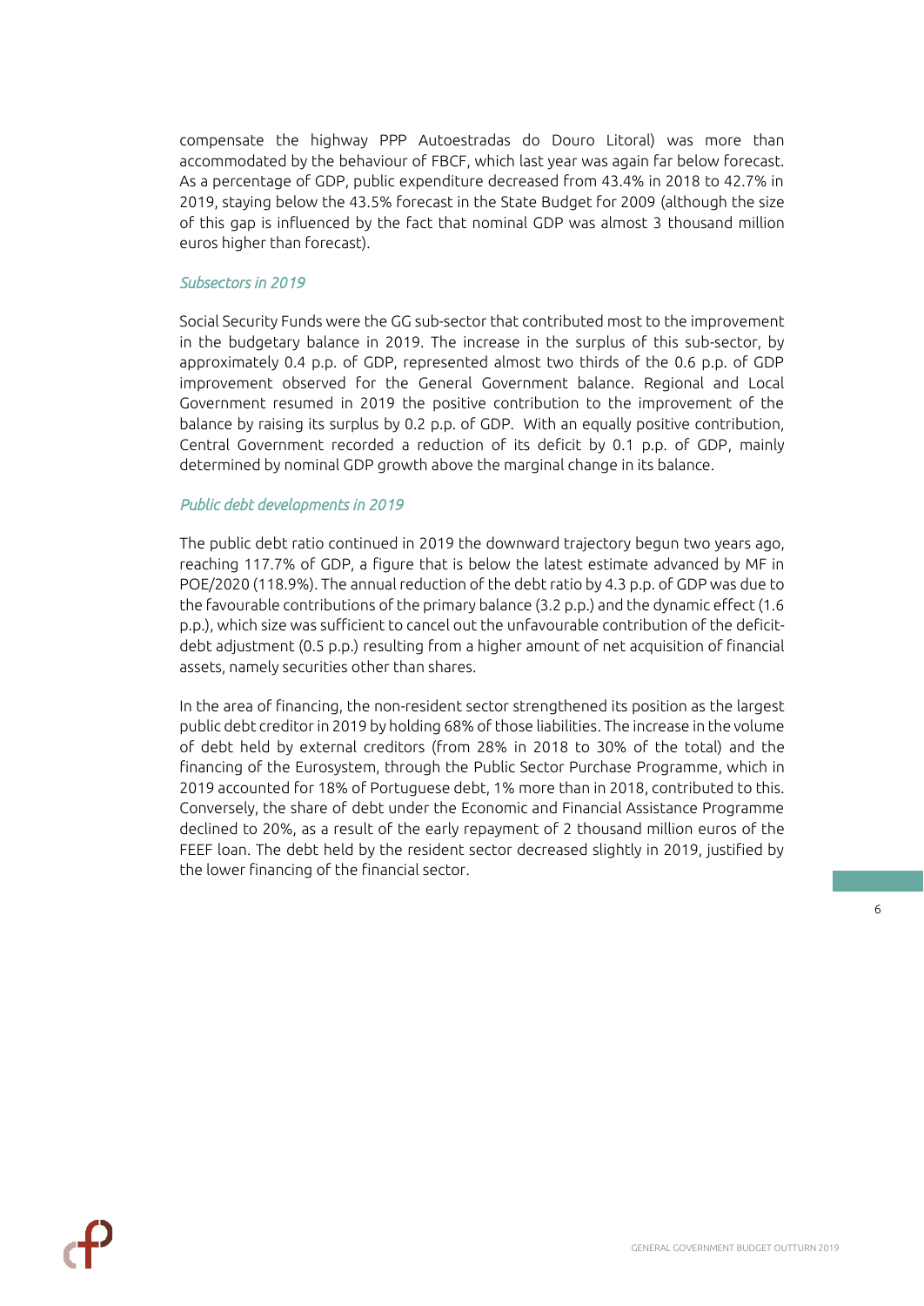compensate the highway PPP Autoestradas do Douro Litoral) was more than accommodated by the behaviour of FBCF, which last year was again far below forecast. As a percentage of GDP, public expenditure decreased from 43.4% in 2018 to 42.7% in 2019, staying below the 43.5% forecast in the State Budget for 2009 (although the size of this gap is influenced by the fact that nominal GDP was almost 3 thousand million euros higher than forecast).

### *Subsectors in 2019*

Social Security Funds were the GG sub-sector that contributed most to the improvement in the budgetary balance in 2019. The increase in the surplus of this sub-sector, by approximately 0.4 p.p. of GDP, represented almost two thirds of the 0.6 p.p. of GDP improvement observed for the General Government balance. Regional and Local Government resumed in 2019 the positive contribution to the improvement of the balance by raising its surplus by 0.2 p.p. of GDP. With an equally positive contribution, Central Government recorded a reduction of its deficit by 0.1 p.p. of GDP, mainly determined by nominal GDP growth above the marginal change in its balance.

### *Public debt developments in 2019*

The public debt ratio continued in 2019 the downward trajectory begun two years ago, reaching 117.7% of GDP, a figure that is below the latest estimate advanced by MF in POE/2020 (118.9%). The annual reduction of the debt ratio by 4.3 p.p. of GDP was due to the favourable contributions of the primary balance (3.2 p.p.) and the dynamic effect (1.6 p.p.), which size was sufficient to cancel out the unfavourable contribution of the deficit-debt adjustment (0.5 p.p.) resulting from a higher amount of net acquisition of financial assets, namely securities other than shares.

In the area of financing, the non-resident sector strengthened its position as the largest public debt creditor in 2019 by holding 68% of those liabilities. The increase in the volume of debt held by external creditors (from 28% in 2018 to 30% of the total) and the financing of the Eurosystem, through the Public Sector Purchase Programme, which in 2019 accounted for 18% of Portuguese debt, 1% more than in 2018, contributed to this. Conversely, the share of debt under the Economic and Financial Assistance Programme declined to 20%, as a result of the early repayment of 2 thousand million euros of the FEEF loan. The debt held by the resident sector decreased slightly in 2019, justified by the lower financing of the financial sector.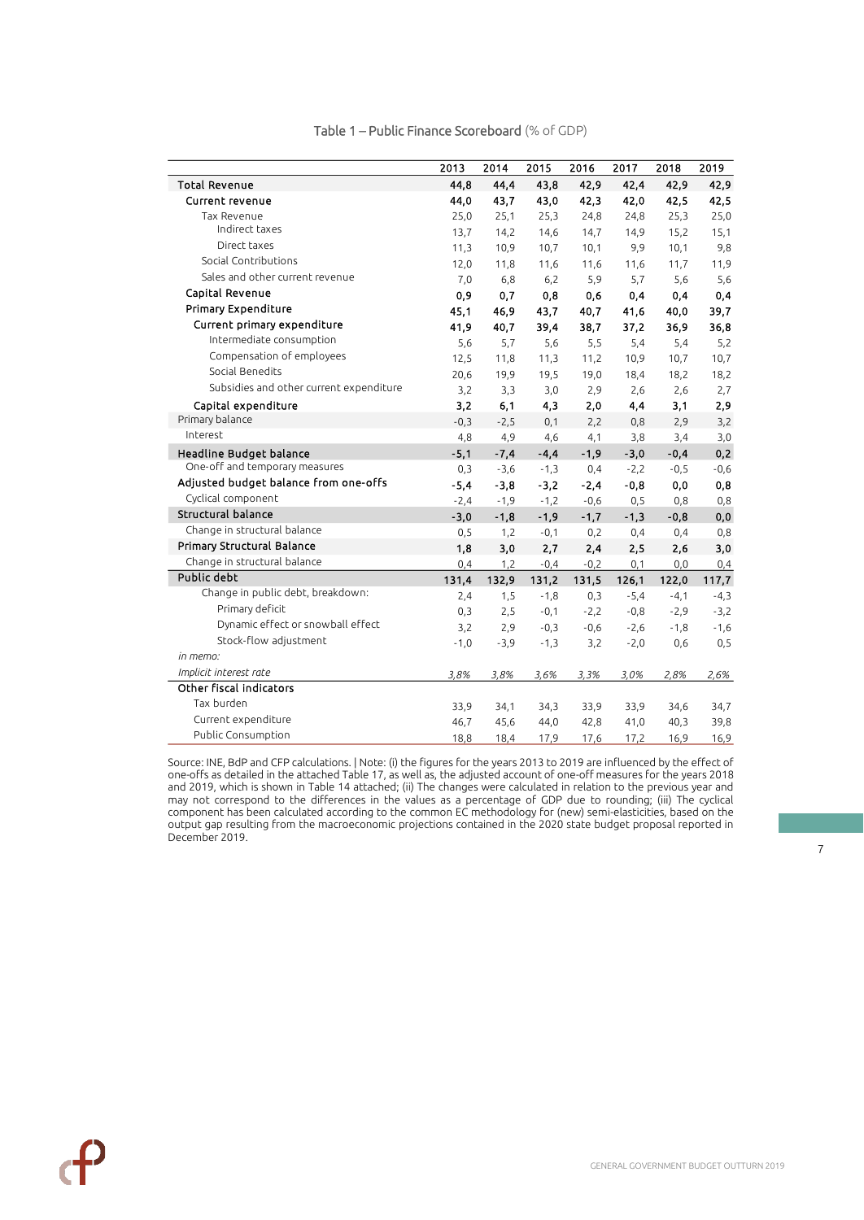Table 1 – Public Finance Scoreboard (% of GDP)

| | 2013 | 2014 | 2015 | 2016 | 2017 | 2018 | 2019 |
|---|---|---|---|---|---|---|---|
| **Total Revenue** | **44,8** | **44,4** | **43,8** | **42,9** | **42,4** | **42,9** | **42,9** |
| **Current revenue** | **44,0** | **43,7** | **43,0** | **42,3** | **42,0** | **42,5** | **42,5** |
| Tax Revenue | 25,0 | 25,1 | 25,3 | 24,8 | 24,8 | 25,3 | 25,0 |
| Indirect taxes | 13,7 | 14,2 | 14,6 | 14,7 | 14,9 | 15,2 | 15,1 |
| Direct taxes | 11,3 | 10,9 | 10,7 | 10,1 | 9,9 | 10,1 | 9,8 |
| Social Contributions | 12,0 | 11,8 | 11,6 | 11,6 | 11,6 | 11,7 | 11,9 |
| Sales and other current revenue | 7,0 | 6,8 | 6,2 | 5,9 | 5,7 | 5,6 | 5,6 |
| **Capital Revenue** | **0,9** | **0,7** | **0,8** | **0,6** | **0,4** | **0,4** | **0,4** |
| **Primary Expenditure** | **45,1** | **46,9** | **43,7** | **40,7** | **41,6** | **40,0** | **39,7** |
| **Current primary expenditure** | **41,9** | **40,7** | **39,4** | **38,7** | **37,2** | **36,9** | **36,8** |
| Intermediate consumption | 5,6 | 5,7 | 5,6 | 5,5 | 5,4 | 5,4 | 5,2 |
| Compensation of employees | 12,5 | 11,8 | 11,3 | 11,2 | 10,9 | 10,7 | 10,7 |
| Social Benedits | 20,6 | 19,9 | 19,5 | 19,0 | 18,4 | 18,2 | 18,2 |
| Subsidies and other current expenditure | 3,2 | 3,3 | 3,0 | 2,9 | 2,6 | 2,6 | 2,7 |
| **Capital expenditure** | **3,2** | **6,1** | **4,3** | **2,0** | **4,4** | **3,1** | **2,9** |
| Primary balance | -0,3 | -2,5 | 0,1 | 2,2 | 0,8 | 2,9 | 3,2 |
| Interest | 4,8 | 4,9 | 4,6 | 4,1 | 3,8 | 3,4 | 3,0 |
| **Headline Budget balance** | **-5,1** | **-7,4** | **-4,4** | **-1,9** | **-3,0** | **-0,4** | **0,2** |
| One-off and temporary measures | 0,3 | -3,6 | -1,3 | 0,4 | -2,2 | -0,5 | -0,6 |
| **Adjusted budget balance from one-offs** | **-5,4** | **-3,8** | **-3,2** | **-2,4** | **-0,8** | **0,0** | **0,8** |
| Cyclical component | -2,4 | -1,9 | -1,2 | -0,6 | 0,5 | 0,8 | 0,8 |
| **Structural balance** | **-3,0** | **-1,8** | **-1,9** | **-1,7** | **-1,3** | **-0,8** | **0,0** |
| Change in structural balance | 0,5 | 1,2 | -0,1 | 0,2 | 0,4 | 0,4 | 0,8 |
| **Primary Structural Balance** | **1,8** | **3,0** | **2,7** | **2,4** | **2,5** | **2,6** | **3,0** |
| Change in structural balance | 0,4 | 1,2 | -0,4 | -0,2 | 0,1 | 0,0 | 0,4 |
| **Public debt** | **131,4** | **132,9** | **131,2** | **131,5** | **126,1** | **122,0** | **117,7** |
| Change in public debt, breakdown: | 2,4 | 1,5 | -1,8 | 0,3 | -5,4 | -4,1 | -4,3 |
| Primary deficit | 0,3 | 2,5 | -0,1 | -2,2 | -0,8 | -2,9 | -3,2 |
| Dynamic effect or snowball effect | 3,2 | 2,9 | -0,3 | -0,6 | -2,6 | -1,8 | -1,6 |
| Stock-flow adjustment | -1,0 | -3,9 | -1,3 | 3,2 | -2,0 | 0,6 | 0,5 |
| *in memo:* | | | | | | | |
| *Implicit interest rate* | *3,8%* | *3,8%* | *3,6%* | *3,3%* | *3,0%* | *2,8%* | *2,6%* |
| **Other fiscal indicators** | | | | | | | |
| Tax burden | 33,9 | 34,1 | 34,3 | 33,9 | 33,9 | 34,6 | 34,7 |
| Current expenditure | 46,7 | 45,6 | 44,0 | 42,8 | 41,0 | 40,3 | 39,8 |
| Public Consumption | 18,8 | 18,4 | 17,9 | 17,6 | 17,2 | 16,9 | 16,9 |

Source: INE, BdP and CFP calculations. | Note: (i) the figures for the years 2013 to 2019 are influenced by the effect of one-offs as detailed in the attached Table 17, as well as, the adjusted account of one-off measures for the years 2018 and 2019, which is shown in Table 14 attached; (ii) The changes were calculated in relation to the previous year and may not correspond to the differences in the values as a percentage of GDP due to rounding; (iii) The cyclical component has been calculated according to the common EC methodology for (new) semi-elasticities, based on the output gap resulting from the macroeconomic projections contained in the 2020 state budget proposal reported in December 2019.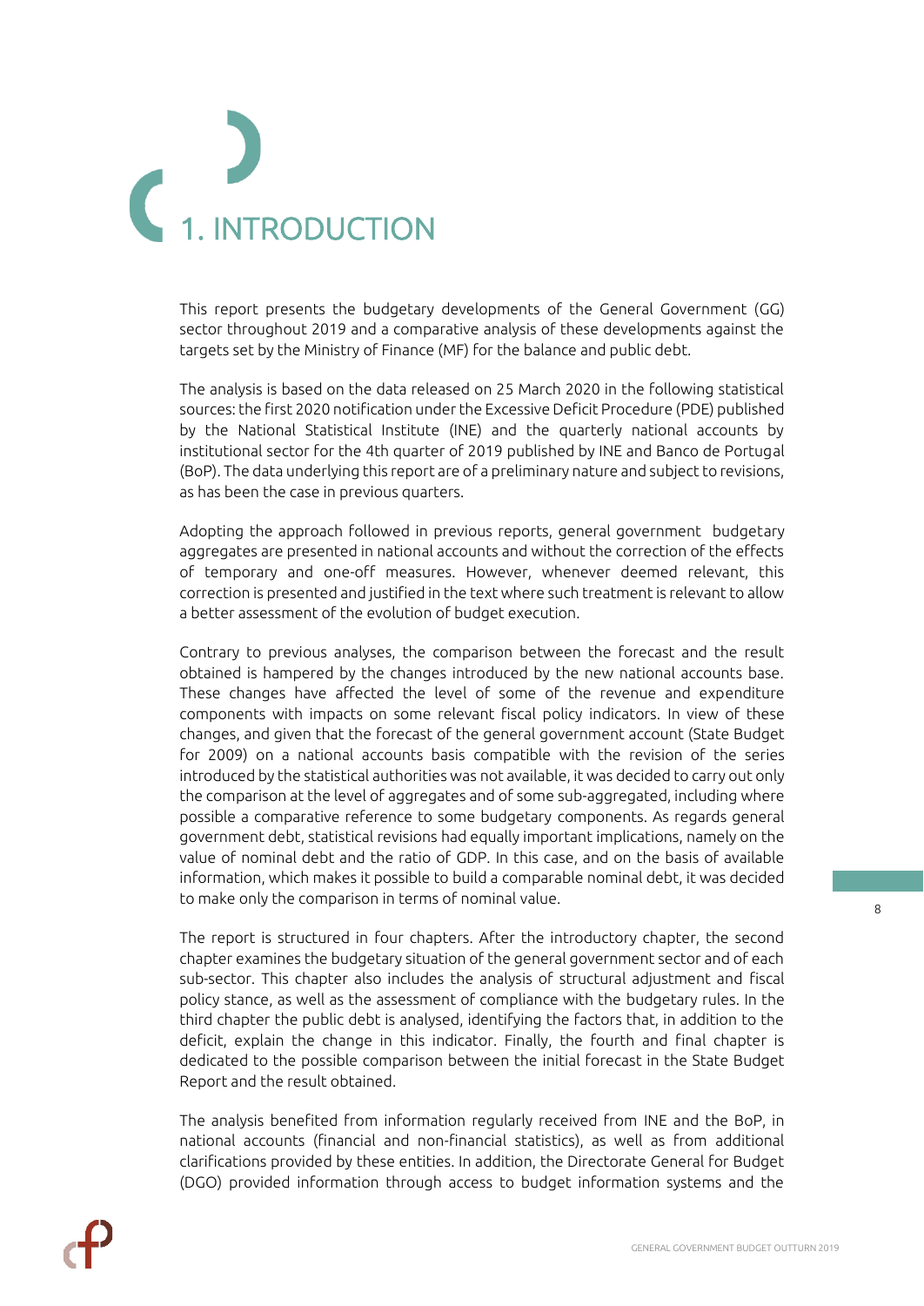# 1. INTRODUCTION

This report presents the budgetary developments of the General Government (GG) sector throughout 2019 and a comparative analysis of these developments against the targets set by the Ministry of Finance (MF) for the balance and public debt.

The analysis is based on the data released on 25 March 2020 in the following statistical sources: the first 2020 notification under the Excessive Deficit Procedure (PDE) published by the National Statistical Institute (INE) and the quarterly national accounts by institutional sector for the 4th quarter of 2019 published by INE and Banco de Portugal (BoP). The data underlying this report are of a preliminary nature and subject to revisions, as has been the case in previous quarters.

Adopting the approach followed in previous reports, general government budgetary aggregates are presented in national accounts and without the correction of the effects of temporary and one-off measures. However, whenever deemed relevant, this correction is presented and justified in the text where such treatment is relevant to allow a better assessment of the evolution of budget execution.

Contrary to previous analyses, the comparison between the forecast and the result obtained is hampered by the changes introduced by the new national accounts base. These changes have affected the level of some of the revenue and expenditure components with impacts on some relevant fiscal policy indicators. In view of these changes, and given that the forecast of the general government account (State Budget for 2009) on a national accounts basis compatible with the revision of the series introduced by the statistical authorities was not available, it was decided to carry out only the comparison at the level of aggregates and of some sub-aggregated, including where possible a comparative reference to some budgetary components. As regards general government debt, statistical revisions had equally important implications, namely on the value of nominal debt and the ratio of GDP. In this case, and on the basis of available information, which makes it possible to build a comparable nominal debt, it was decided to make only the comparison in terms of nominal value.

The report is structured in four chapters. After the introductory chapter, the second chapter examines the budgetary situation of the general government sector and of each sub-sector. This chapter also includes the analysis of structural adjustment and fiscal policy stance, as well as the assessment of compliance with the budgetary rules. In the third chapter the public debt is analysed, identifying the factors that, in addition to the deficit, explain the change in this indicator. Finally, the fourth and final chapter is dedicated to the possible comparison between the initial forecast in the State Budget Report and the result obtained.

The analysis benefited from information regularly received from INE and the BoP, in national accounts (financial and non-financial statistics), as well as from additional clarifications provided by these entities. In addition, the Directorate General for Budget (DGO) provided information through access to budget information systems and the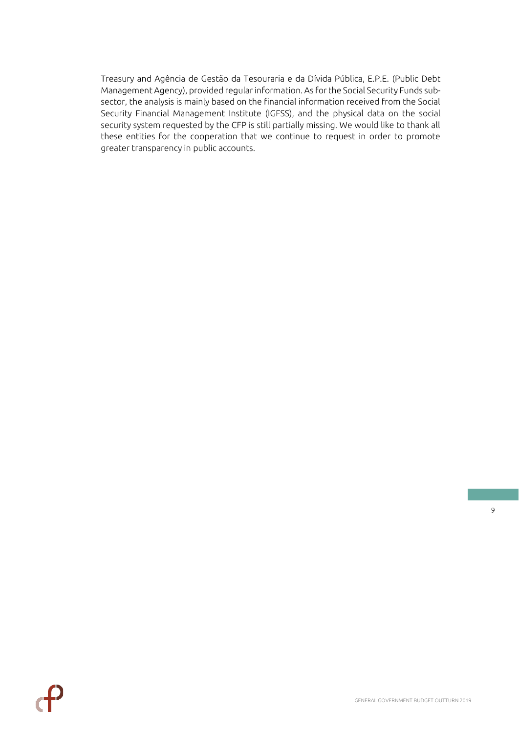Treasury and Agência de Gestão da Tesouraria e da Dívida Pública, E.P.E. (Public Debt Management Agency), provided regular information. As for the Social Security Funds sub-sector, the analysis is mainly based on the financial information received from the Social Security Financial Management Institute (IGFSS), and the physical data on the social security system requested by the CFP is still partially missing. We would like to thank all these entities for the cooperation that we continue to request in order to promote greater transparency in public accounts.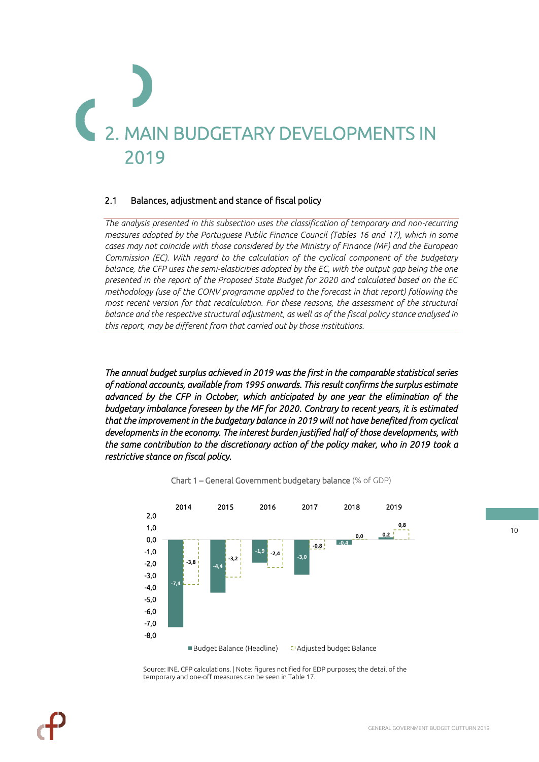# 2. MAIN BUDGETARY DEVELOPMENTS IN 2019

## 2.1 Balances, adjustment and stance of fiscal policy

*The analysis presented in this subsection uses the classification of temporary and non-recurring measures adopted by the Portuguese Public Finance Council (Tables 16 and 17), which in some cases may not coincide with those considered by the Ministry of Finance (MF) and the European Commission (EC). With regard to the calculation of the cyclical component of the budgetary balance, the CFP uses the semi-elasticities adopted by the EC, with the output gap being the one presented in the report of the Proposed State Budget for 2020 and calculated based on the EC methodology (use of the CONV programme applied to the forecast in that report) following the most recent version for that recalculation. For these reasons, the assessment of the structural balance and the respective structural adjustment, as well as of the fiscal policy stance analysed in this report, may be different from that carried out by those institutions.*

***The annual budget surplus achieved in 2019 was the first in the comparable statistical series of national accounts, available from 1995 onwards. This result confirms the surplus estimate advanced by the CFP in October, which anticipated by one year the elimination of the budgetary imbalance foreseen by the MF for 2020. Contrary to recent years, it is estimated that the improvement in the budgetary balance in 2019 will not have benefited from cyclical developments in the economy. The interest burden justified half of those developments, with the same contribution to the discretionary action of the policy maker, who in 2019 took a restrictive stance on fiscal policy.***

Chart 1 – General Government budgetary balance (% of GDP)

| | 2014 | 2015 | 2016 | 2017 | 2018 | 2019 |
|---|---|---|---|---|---|---|
| Budget Balance (Headline) | -7,4 | -4,4 | -1,9 | -3,0 | -0,4 | 0,2 |
| Adjusted budget Balance | -3,8 | -3,2 | -2,4 | -0,8 | 0,0 | 0,8 |

Source: INE. CFP calculations. | Note: figures notified for EDP purposes; the detail of the temporary and one-off measures can be seen in Table 17.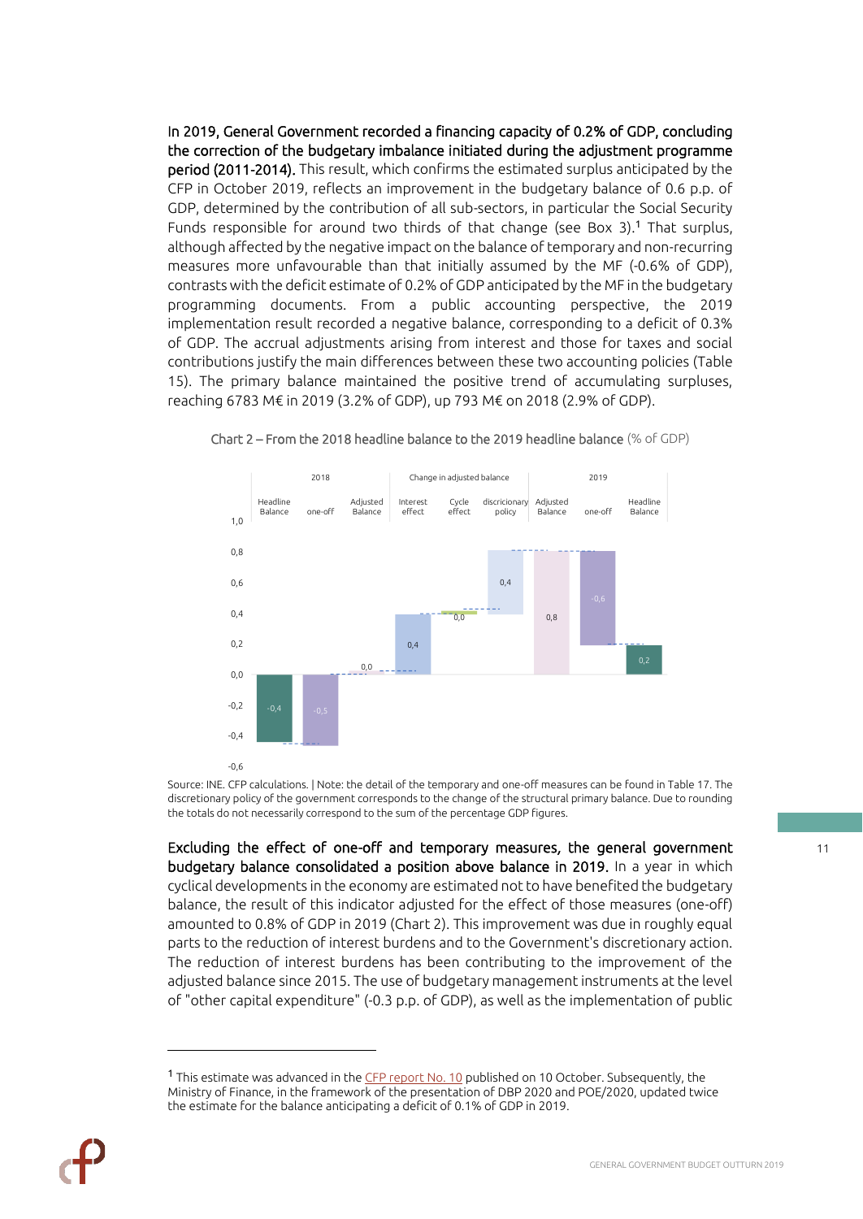**In 2019, General Government recorded a financing capacity of 0.2% of GDP, concluding the correction of the budgetary imbalance initiated during the adjustment programme period (2011-2014).** This result, which confirms the estimated surplus anticipated by the CFP in October 2019, reflects an improvement in the budgetary balance of 0.6 p.p. of GDP, determined by the contribution of all sub-sectors, in particular the Social Security Funds responsible for around two thirds of that change (see Box 3).[1] That surplus, although affected by the negative impact on the balance of temporary and non-recurring measures more unfavourable than that initially assumed by the MF (-0.6% of GDP), contrasts with the deficit estimate of 0.2% of GDP anticipated by the MF in the budgetary programming documents. From a public accounting perspective, the 2019 implementation result recorded a negative balance, corresponding to a deficit of 0.3% of GDP. The accrual adjustments arising from interest and those for taxes and social contributions justify the main differences between these two accounting policies (Table 15). The primary balance maintained the positive trend of accumulating surpluses, reaching 6783 M€ in 2019 (3.2% of GDP), up 793 M€ on 2018 (2.9% of GDP).

Chart 2 – From the 2018 headline balance to the 2019 headline balance (% of GDP)

| | 2018 | | | Change in adjusted balance | | | 2019 | | |
|---|---|---|---|---|---|---|---|---|---|
| | Headline Balance | one-off | Adjusted Balance | Interest effect | Cycle effect | discricionary policy | Adjusted Balance | one-off | Headline Balance |
| % of GDP | -0,4 | -0,5 | 0,0 | 0,4 | 0,0 | 0,4 | 0,8 | -0,6 | 0,2 |

Source: INE. CFP calculations. | Note: the detail of the temporary and one-off measures can be found in Table 17. The discretionary policy of the government corresponds to the change of the structural primary balance. Due to rounding the totals do not necessarily correspond to the sum of the percentage GDP figures.

**Excluding the effect of one-off and temporary measures, the general government budgetary balance consolidated a position above balance in 2019.** In a year in which cyclical developments in the economy are estimated not to have benefited the budgetary balance, the result of this indicator adjusted for the effect of those measures (one-off) amounted to 0.8% of GDP in 2019 (Chart 2). This improvement was due in roughly equal parts to the reduction of interest burdens and to the Government's discretionary action. The reduction of interest burdens has been contributing to the improvement of the adjusted balance since 2015. The use of budgetary management instruments at the level of "other capital expenditure" (-0.3 p.p. of GDP), as well as the implementation of public

[1] This estimate was advanced in the CFP report No. 10 published on 10 October. Subsequently, the Ministry of Finance, in the framework of the presentation of DBP 2020 and POE/2020, updated twice the estimate for the balance anticipating a deficit of 0.1% of GDP in 2019.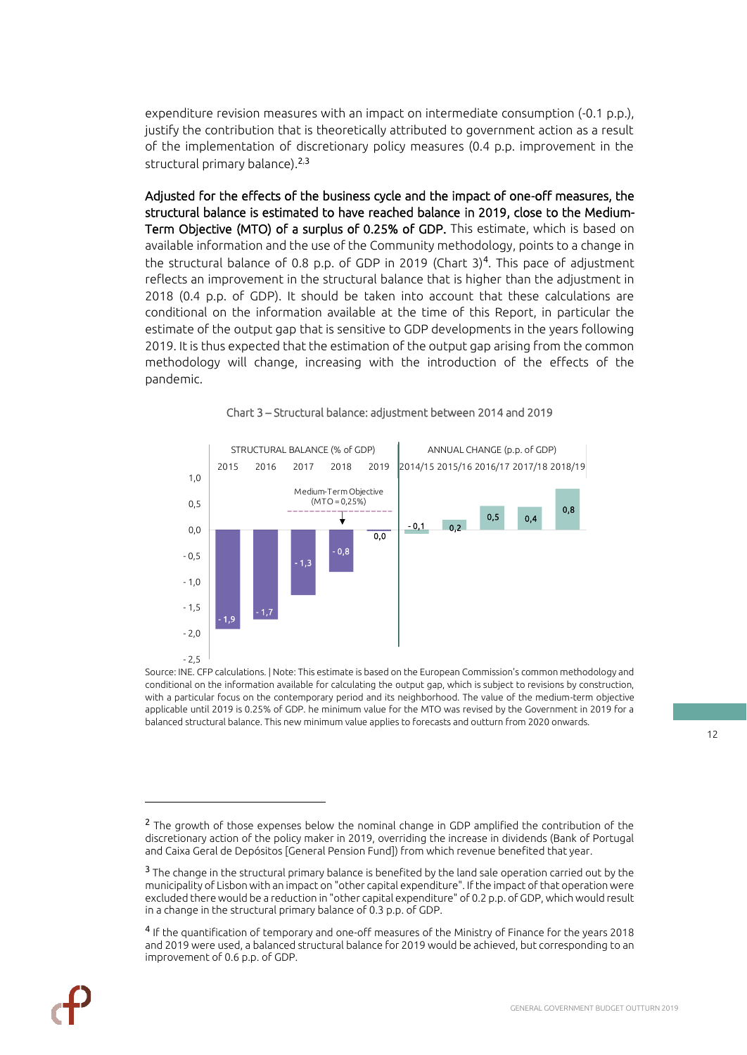expenditure revision measures with an impact on intermediate consumption (-0.1 p.p.), justify the contribution that is theoretically attributed to government action as a result of the implementation of discretionary policy measures (0.4 p.p. improvement in the structural primary balance).[2,3]

**Adjusted for the effects of the business cycle and the impact of one-off measures, the structural balance is estimated to have reached balance in 2019, close to the Medium-Term Objective (MTO) of a surplus of 0.25% of GDP.** This estimate, which is based on available information and the use of the Community methodology, points to a change in the structural balance of 0.8 p.p. of GDP in 2019 (Chart 3)[4]. This pace of adjustment reflects an improvement in the structural balance that is higher than the adjustment in 2018 (0.4 p.p. of GDP). It should be taken into account that these calculations are conditional on the information available at the time of this Report, in particular the estimate of the output gap that is sensitive to GDP developments in the years following 2019. It is thus expected that the estimation of the output gap arising from the common methodology will change, increasing with the introduction of the effects of the pandemic.

Chart 3 – Structural balance: adjustment between 2014 and 2019

| STRUCTURAL BALANCE (% of GDP) | | | | | ANNUAL CHANGE (p.p. of GDP) | | | | |
|---|---|---|---|---|---|---|---|---|---|
| 2015 | 2016 | 2017 | 2018 | 2019 | 2014/15 | 2015/16 | 2016/17 | 2017/18 | 2018/19 |
| -1,9 | -1,7 | -1,3 | -0,8 | 0,0 | -0,1 | 0,2 | 0,5 | 0,4 | 0,8 |

Medium-Term Objective (MTO = 0,25%)

Source: INE. CFP calculations. | Note: This estimate is based on the European Commission's common methodology and conditional on the information available for calculating the output gap, which is subject to revisions by construction, with a particular focus on the contemporary period and its neighborhood. The value of the medium-term objective applicable until 2019 is 0.25% of GDP. he minimum value for the MTO was revised by the Government in 2019 for a balanced structural balance. This new minimum value applies to forecasts and outturn from 2020 onwards.

---

[2] The growth of those expenses below the nominal change in GDP amplified the contribution of the discretionary action of the policy maker in 2019, overriding the increase in dividends (Bank of Portugal and Caixa Geral de Depósitos [General Pension Fund]) from which revenue benefited that year.

[3] The change in the structural primary balance is benefited by the land sale operation carried out by the municipality of Lisbon with an impact on "other capital expenditure". If the impact of that operation were excluded there would be a reduction in "other capital expenditure" of 0.2 p.p. of GDP, which would result in a change in the structural primary balance of 0.3 p.p. of GDP.

[4] If the quantification of temporary and one-off measures of the Ministry of Finance for the years 2018 and 2019 were used, a balanced structural balance for 2019 would be achieved, but corresponding to an improvement of 0.6 p.p. of GDP.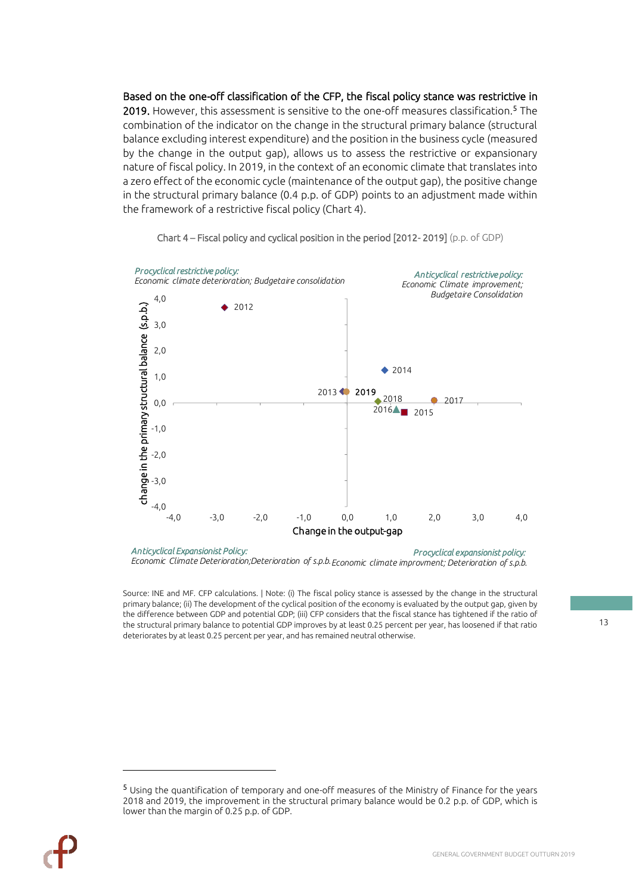**Based on the one-off classification of the CFP, the fiscal policy stance was restrictive in 2019.** However, this assessment is sensitive to the one-off measures classification.[5] The combination of the indicator on the change in the structural primary balance (structural balance excluding interest expenditure) and the position in the business cycle (measured by the change in the output gap), allows us to assess the restrictive or expansionary nature of fiscal policy. In 2019, in the context of an economic climate that translates into a zero effect of the economic cycle (maintenance of the output gap), the positive change in the structural primary balance (0.4 p.p. of GDP) points to an adjustment made within the framework of a restrictive fiscal policy (Chart 4).

Chart 4 – Fiscal policy and cyclical position in the period [2012- 2019] (p.p. of GDP)

*Procyclical restrictive policy:*
*Economic climate deterioration; Budgetaire consolidation*

*Anticyclical restrictive policy:*
*Economic Climate improvement; Budgetaire Consolidation*

*Anticyclical Expansionist Policy:*
*Economic Climate Deterioration;Deterioration of s.p.b.*

*Procyclical expansionist policy:*
*Economic climate improvment; Deterioration of s.p.b.*

Source: INE and MF. CFP calculations. | Note: (i) The fiscal policy stance is assessed by the change in the structural primary balance; (ii) The development of the cyclical position of the economy is evaluated by the output gap, given by the difference between GDP and potential GDP; (iii) CFP considers that the fiscal stance has tightened if the ratio of the structural primary balance to potential GDP improves by at least 0.25 percent per year, has loosened if that ratio deteriorates by at least 0.25 percent per year, and has remained neutral otherwise.

---

[5] Using the quantification of temporary and one-off measures of the Ministry of Finance for the years 2018 and 2019, the improvement in the structural primary balance would be 0.2 p.p. of GDP, which is lower than the margin of 0.25 p.p. of GDP.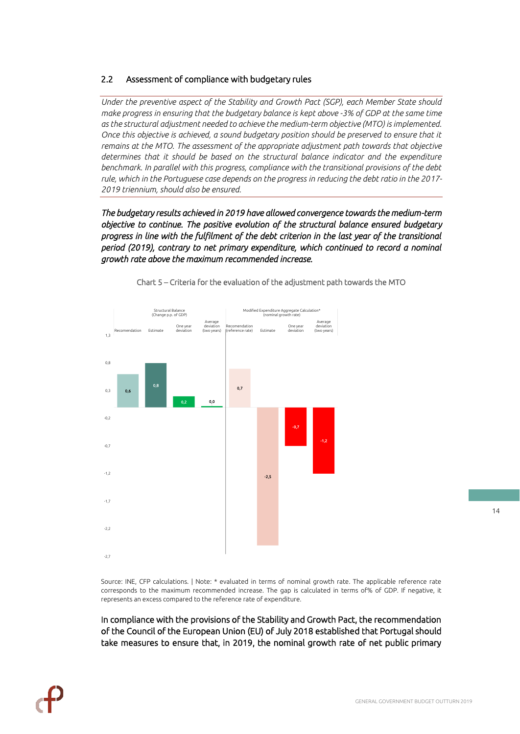## 2.2 Assessment of compliance with budgetary rules

*Under the preventive aspect of the Stability and Growth Pact (SGP), each Member State should make progress in ensuring that the budgetary balance is kept above -3% of GDP at the same time as the structural adjustment needed to achieve the medium-term objective (MTO) is implemented. Once this objective is achieved, a sound budgetary position should be preserved to ensure that it remains at the MTO. The assessment of the appropriate adjustment path towards that objective determines that it should be based on the structural balance indicator and the expenditure benchmark. In parallel with this progress, compliance with the transitional provisions of the debt rule, which in the Portuguese case depends on the progress in reducing the debt ratio in the 2017-2019 triennium, should also be ensured.*

***The budgetary results achieved in 2019 have allowed convergence towards the medium-term objective to continue. The positive evolution of the structural balance ensured budgetary progress in line with the fulfilment of the debt criterion in the last year of the transitional period (2019), contrary to net primary expenditure, which continued to record a nominal growth rate above the maximum recommended increase.***

Chart 5 – Criteria for the evaluation of the adjustment path towards the MTO

| Structural Balance (Change p.p. of GDP) | | | | Modified Expenditure Aggregate Calculation* (nominal growth rate) | | | |
|---|---|---|---|---|---|---|---|
| Recomendation | Estimate | One year deviation | Average deviation (two years) | Recomendation (reference rate) | Estimate | One year deviation | Average deviation (two years) |
| 0,6 | 0,8 | 0,2 | 0,0 | 0,7 | -2,5 | -0,7 | -1,2 |

Source: INE, CFP calculations. | Note: * evaluated in terms of nominal growth rate. The applicable reference rate corresponds to the maximum recommended increase. The gap is calculated in terms of% of GDP. If negative, it represents an excess compared to the reference rate of expenditure.

In compliance with the provisions of the Stability and Growth Pact, the recommendation of the Council of the European Union (EU) of July 2018 established that Portugal should take measures to ensure that, in 2019, the nominal growth rate of net public primary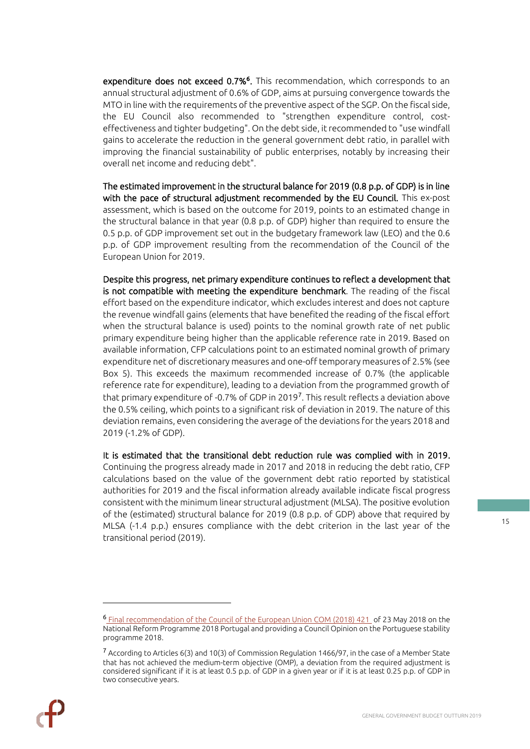**expenditure does not exceed 0.7%**[6]. This recommendation, which corresponds to an annual structural adjustment of 0.6% of GDP, aims at pursuing convergence towards the MTO in line with the requirements of the preventive aspect of the SGP. On the fiscal side, the EU Council also recommended to "strengthen expenditure control, cost-effectiveness and tighter budgeting". On the debt side, it recommended to "use windfall gains to accelerate the reduction in the general government debt ratio, in parallel with improving the financial sustainability of public enterprises, notably by increasing their overall net income and reducing debt".

**The estimated improvement in the structural balance for 2019 (0.8 p.p. of GDP) is in line with the pace of structural adjustment recommended by the EU Council.** This ex-post assessment, which is based on the outcome for 2019, points to an estimated change in the structural balance in that year (0.8 p.p. of GDP) higher than required to ensure the 0.5 p.p. of GDP improvement set out in the budgetary framework law (LEO) and the 0.6 p.p. of GDP improvement resulting from the recommendation of the Council of the European Union for 2019.

**Despite this progress, net primary expenditure continues to reflect a development that is not compatible with meeting the expenditure benchmark**. The reading of the fiscal effort based on the expenditure indicator, which excludes interest and does not capture the revenue windfall gains (elements that have benefited the reading of the fiscal effort when the structural balance is used) points to the nominal growth rate of net public primary expenditure being higher than the applicable reference rate in 2019. Based on available information, CFP calculations point to an estimated nominal growth of primary expenditure net of discretionary measures and one-off temporary measures of 2.5% (see Box 5). This exceeds the maximum recommended increase of 0.7% (the applicable reference rate for expenditure), leading to a deviation from the programmed growth of that primary expenditure of -0.7% of GDP in 2019[7]. This result reflects a deviation above the 0.5% ceiling, which points to a significant risk of deviation in 2019. The nature of this deviation remains, even considering the average of the deviations for the years 2018 and 2019 (-1.2% of GDP).

**It is estimated that the transitional debt reduction rule was complied with in 2019.** Continuing the progress already made in 2017 and 2018 in reducing the debt ratio, CFP calculations based on the value of the government debt ratio reported by statistical authorities for 2019 and the fiscal information already available indicate fiscal progress consistent with the minimum linear structural adjustment (MLSA). The positive evolution of the (estimated) structural balance for 2019 (0.8 p.p. of GDP) above that required by MLSA (-1.4 p.p.) ensures compliance with the debt criterion in the last year of the transitional period (2019).

---

[6] Final recommendation of the Council of the European Union COM (2018) 421 of 23 May 2018 on the National Reform Programme 2018 Portugal and providing a Council Opinion on the Portuguese stability programme 2018.

[7] According to Articles 6(3) and 10(3) of Commission Regulation 1466/97, in the case of a Member State that has not achieved the medium-term objective (OMP), a deviation from the required adjustment is considered significant if it is at least 0.5 p.p. of GDP in a given year or if it is at least 0.25 p.p. of GDP in two consecutive years.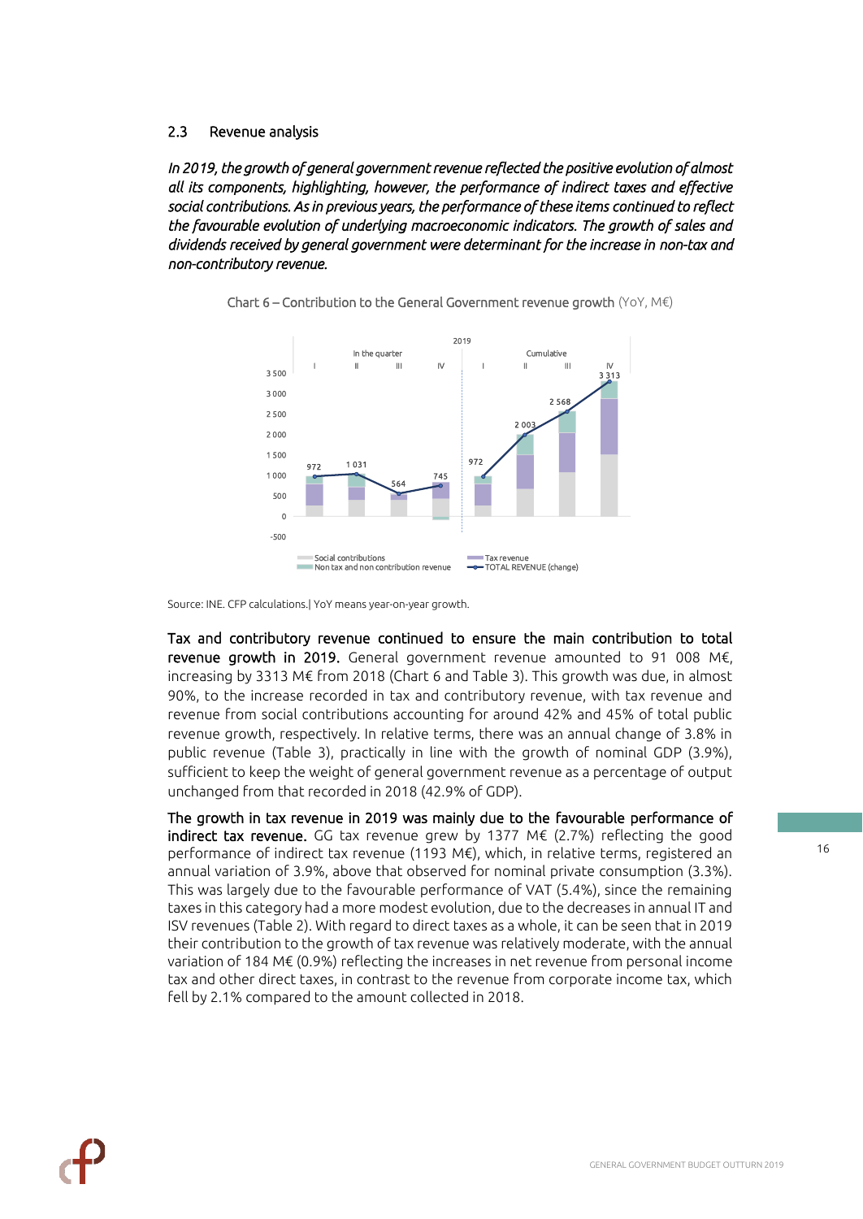## 2.3 Revenue analysis

*In 2019, the growth of general government revenue reflected the positive evolution of almost all its components, highlighting, however, the performance of indirect taxes and effective social contributions. As in previous years, the performance of these items continued to reflect the favourable evolution of underlying macroeconomic indicators. The growth of sales and dividends received by general government were determinant for the increase in non-tax and non-contributory revenue.*

Chart 6 – Contribution to the General Government revenue growth (YoY, M€)

Source: INE. CFP calculations.| YoY means year-on-year growth.

**Tax and contributory revenue continued to ensure the main contribution to total revenue growth in 2019.** General government revenue amounted to 91 008 M€, increasing by 3313 M€ from 2018 (Chart 6 and Table 3). This growth was due, in almost 90%, to the increase recorded in tax and contributory revenue, with tax revenue and revenue from social contributions accounting for around 42% and 45% of total public revenue growth, respectively. In relative terms, there was an annual change of 3.8% in public revenue (Table 3), practically in line with the growth of nominal GDP (3.9%), sufficient to keep the weight of general government revenue as a percentage of output unchanged from that recorded in 2018 (42.9% of GDP).

**The growth in tax revenue in 2019 was mainly due to the favourable performance of indirect tax revenue.** GG tax revenue grew by 1377 M€ (2.7%) reflecting the good performance of indirect tax revenue (1193 M€), which, in relative terms, registered an annual variation of 3.9%, above that observed for nominal private consumption (3.3%). This was largely due to the favourable performance of VAT (5.4%), since the remaining taxes in this category had a more modest evolution, due to the decreases in annual IT and ISV revenues (Table 2). With regard to direct taxes as a whole, it can be seen that in 2019 their contribution to the growth of tax revenue was relatively moderate, with the annual variation of 184 M€ (0.9%) reflecting the increases in net revenue from personal income tax and other direct taxes, in contrast to the revenue from corporate income tax, which fell by 2.1% compared to the amount collected in 2018.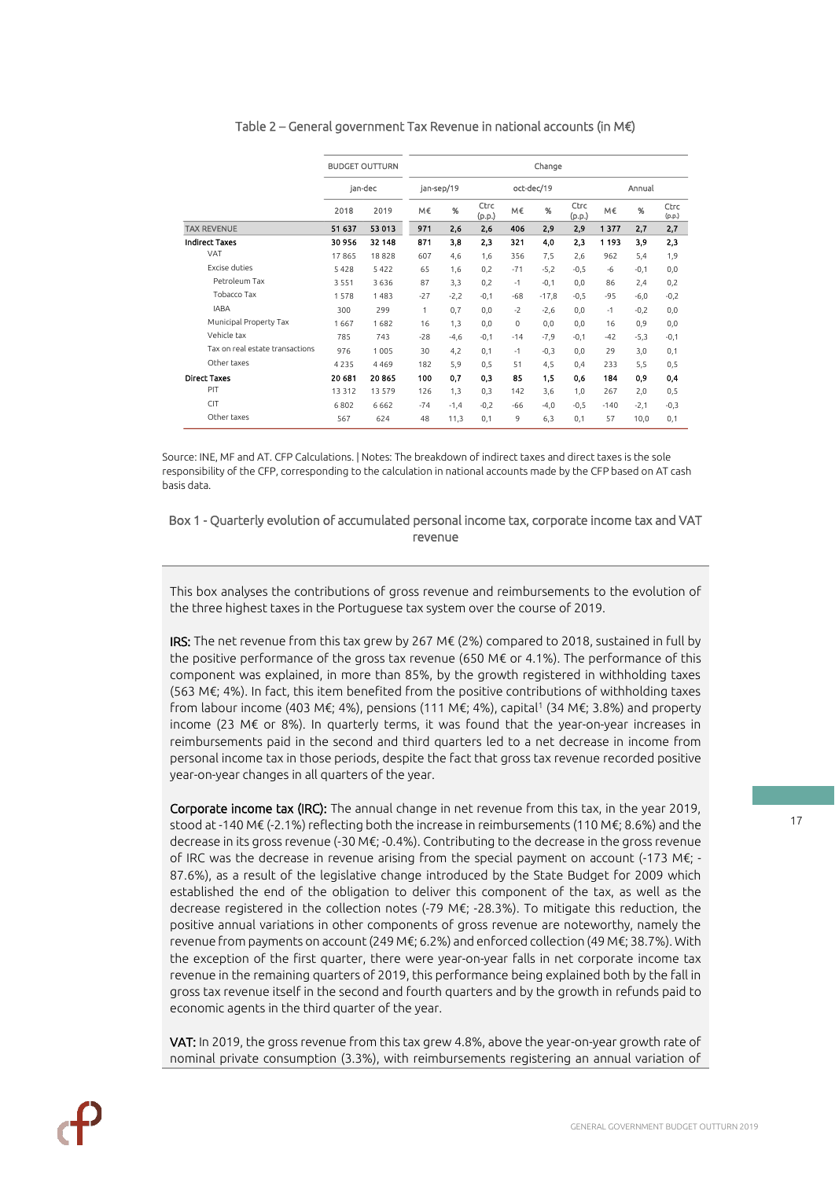Table 2 – General government Tax Revenue in national accounts (in M€)

| | BUDGET OUTTURN | | Change | | | | | | | | |
|---|---|---|---|---|---|---|---|---|---|---|---|
| | jan-dec | | jan-sep/19 | | | oct-dec/19 | | | Annual | | |
| | 2018 | 2019 | M€ | % | Ctrc (p.p.) | M€ | % | Ctrc (p.p.) | M€ | % | Ctrc (p.p.) |
| TAX REVENUE | 51 637 | 53 013 | 971 | 2,6 | 2,6 | 406 | 2,9 | 2,9 | 1 377 | 2,7 | 2,7 |
| **Indirect Taxes** | **30 956** | **32 148** | **871** | **3,8** | **2,3** | **321** | **4,0** | **2,3** | **1 193** | **3,9** | **2,3** |
| VAT | 17 865 | 18 828 | 607 | 4,6 | 1,6 | 356 | 7,5 | 2,6 | 962 | 5,4 | 1,9 |
| Excise duties | 5 428 | 5 422 | 65 | 1,6 | 0,2 | -71 | -5,2 | -0,5 | -6 | -0,1 | 0,0 |
| Petroleum Tax | 3 551 | 3 636 | 87 | 3,3 | 0,2 | -1 | -0,1 | 0,0 | 86 | 2,4 | 0,2 |
| Tobacco Tax | 1 578 | 1 483 | -27 | -2,2 | -0,1 | -68 | -17,8 | -0,5 | -95 | -6,0 | -0,2 |
| IABA | 300 | 299 | 1 | 0,7 | 0,0 | -2 | -2,6 | 0,0 | -1 | -0,2 | 0,0 |
| Municipal Property Tax | 1 667 | 1 682 | 16 | 1,3 | 0,0 | 0 | 0,0 | 0,0 | 16 | 0,9 | 0,0 |
| Vehicle tax | 785 | 743 | -28 | -4,6 | -0,1 | -14 | -7,9 | -0,1 | -42 | -5,3 | -0,1 |
| Tax on real estate transactions | 976 | 1 005 | 30 | 4,2 | 0,1 | -1 | -0,3 | 0,0 | 29 | 3,0 | 0,1 |
| Other taxes | 4 235 | 4 469 | 182 | 5,9 | 0,5 | 51 | 4,5 | 0,4 | 233 | 5,5 | 0,5 |
| **Direct Taxes** | **20 681** | **20 865** | **100** | **0,7** | **0,3** | **85** | **1,5** | **0,6** | **184** | **0,9** | **0,4** |
| PIT | 13 312 | 13 579 | 126 | 1,3 | 0,3 | 142 | 3,6 | 1,0 | 267 | 2,0 | 0,5 |
| CIT | 6 802 | 6 662 | -74 | -1,4 | -0,2 | -66 | -4,0 | -0,5 | -140 | -2,1 | -0,3 |
| Other taxes | 567 | 624 | 48 | 11,3 | 0,1 | 9 | 6,3 | 0,1 | 57 | 10,0 | 0,1 |

Source: INE, MF and AT. CFP Calculations. | Notes: The breakdown of indirect taxes and direct taxes is the sole responsibility of the CFP, corresponding to the calculation in national accounts made by the CFP based on AT cash basis data.

### Box 1 - Quarterly evolution of accumulated personal income tax, corporate income tax and VAT revenue

This box analyses the contributions of gross revenue and reimbursements to the evolution of the three highest taxes in the Portuguese tax system over the course of 2019.

**IRS:** The net revenue from this tax grew by 267 M€ (2%) compared to 2018, sustained in full by the positive performance of the gross tax revenue (650 M€ or 4.1%). The performance of this component was explained, in more than 85%, by the growth registered in withholding taxes (563 M€; 4%). In fact, this item benefited from the positive contributions of withholding taxes from labour income (403 M€; 4%), pensions (111 M€; 4%), capital[1] (34 M€; 3.8%) and property income (23 M€ or 8%). In quarterly terms, it was found that the year-on-year increases in reimbursements paid in the second and third quarters led to a net decrease in income from personal income tax in those periods, despite the fact that gross tax revenue recorded positive year-on-year changes in all quarters of the year.

**Corporate income tax (IRC):** The annual change in net revenue from this tax, in the year 2019, stood at -140 M€ (-2.1%) reflecting both the increase in reimbursements (110 M€; 8.6%) and the decrease in its gross revenue (-30 M€; -0.4%). Contributing to the decrease in the gross revenue of IRC was the decrease in revenue arising from the special payment on account (-173 M€; -87.6%), as a result of the legislative change introduced by the State Budget for 2009 which established the end of the obligation to deliver this component of the tax, as well as the decrease registered in the collection notes (-79 M€; -28.3%). To mitigate this reduction, the positive annual variations in other components of gross revenue are noteworthy, namely the revenue from payments on account (249 M€; 6.2%) and enforced collection (49 M€; 38.7%). With the exception of the first quarter, there were year-on-year falls in net corporate income tax revenue in the remaining quarters of 2019, this performance being explained both by the fall in gross tax revenue itself in the second and fourth quarters and by the growth in refunds paid to economic agents in the third quarter of the year.

**VAT:** In 2019, the gross revenue from this tax grew 4.8%, above the year-on-year growth rate of nominal private consumption (3.3%), with reimbursements registering an annual variation of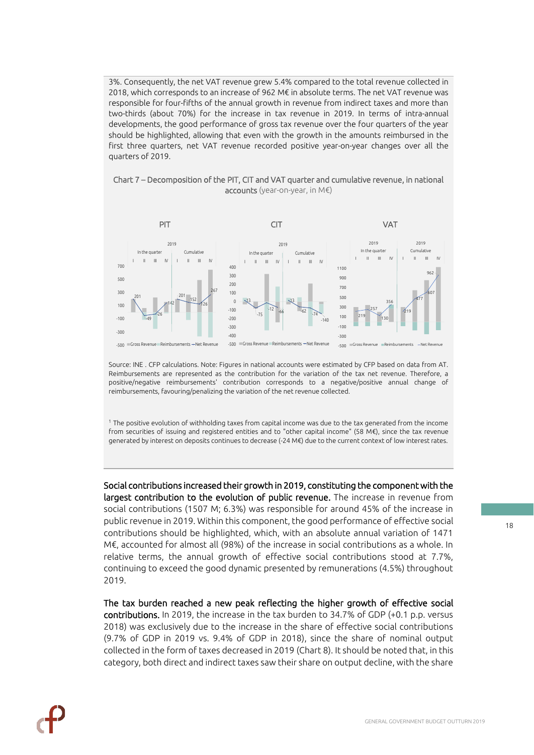3%. Consequently, the net VAT revenue grew 5.4% compared to the total revenue collected in 2018, which corresponds to an increase of 962 M€ in absolute terms. The net VAT revenue was responsible for four-fifths of the annual growth in revenue from indirect taxes and more than two-thirds (about 70%) for the increase in tax revenue in 2019. In terms of intra-annual developments, the good performance of gross tax revenue over the four quarters of the year should be highlighted, allowing that even with the growth in the amounts reimbursed in the first three quarters, net VAT revenue recorded positive year-on-year changes over all the quarters of 2019.

Chart 7 – Decomposition of the PIT, CIT and VAT quarter and cumulative revenue, in national accounts (year-on-year, in M€)

Source: INE . CFP calculations. Note: Figures in national accounts were estimated by CFP based on data from AT. Reimbursements are represented as the contribution for the variation of the tax net revenue. Therefore, a positive/negative reimbursements' contribution corresponds to a negative/positive annual change of reimbursements, favouring/penalizing the variation of the net revenue collected.

[1] The positive evolution of withholding taxes from capital income was due to the tax generated from the income from securities of issuing and registered entities and to "other capital income" (58 M€), since the tax revenue generated by interest on deposits continues to decrease (-24 M€) due to the current context of low interest rates.

**Social contributions increased their growth in 2019, constituting the component with the largest contribution to the evolution of public revenue.** The increase from social contributions (1507 M; 6.3%) was responsible for around 45% of the increase in public revenue in 2019. Within this component, the good performance of effective social contributions should be highlighted, which, with an absolute annual variation of 1471 M€, accounted for almost all (98%) of the increase in social contributions as a whole. In relative terms, the annual growth of effective social contributions stood at 7.7%, continuing to exceed the good dynamic presented by remunerations (4.5%) throughout 2019.

**The tax burden reached a new peak reflecting the higher growth of effective social contributions.** In 2019, the increase in the tax burden to 34.7% of GDP (+0.1 p.p. versus 2018) was exclusively due to the increase in the share of effective social contributions (9.7% of GDP in 2019 vs. 9.4% of GDP in 2018), since the share of nominal output collected in the form of taxes decreased in 2019 (Chart 8). It should be noted that, in this category, both direct and indirect taxes saw their share on output decline, with the share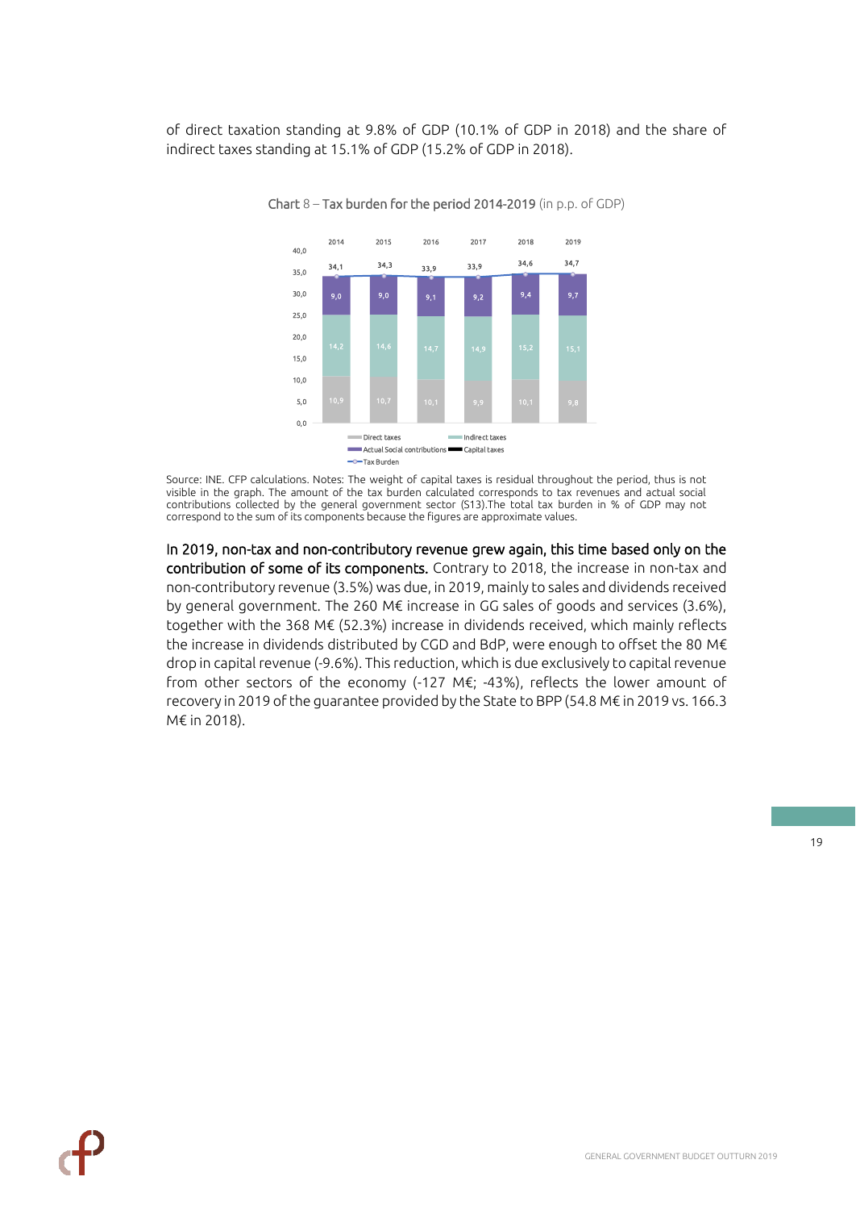of direct taxation standing at 9.8% of GDP (10.1% of GDP in 2018) and the share of indirect taxes standing at 15.1% of GDP (15.2% of GDP in 2018).

Chart 8 – Tax burden for the period 2014-2019 (in p.p. of GDP)

| | 2014 | 2015 | 2016 | 2017 | 2018 | 2019 |
|---|---|---|---|---|---|---|
| Direct taxes | 10,9 | 10,7 | 10,1 | 9,9 | 10,1 | 9,8 |
| Indirect taxes | 14,2 | 14,6 | 14,7 | 14,9 | 15,2 | 15,1 |
| Actual Social contributions | 9,0 | 9,0 | 9,1 | 9,2 | 9,4 | 9,7 |
| Tax Burden | 34,1 | 34,3 | 33,9 | 33,9 | 34,6 | 34,7 |

Source: INE. CFP calculations. Notes: The weight of capital taxes is residual throughout the period, thus is not visible in the graph. The amount of the tax burden calculated corresponds to tax revenues and actual social contributions collected by the general government sector (S13).The total tax burden in % of GDP may not correspond to the sum of its components because the figures are approximate values.

**In 2019, non-tax and non-contributory revenue grew again, this time based only on the contribution of some of its components.** Contrary to 2018, the increase in non-tax and non-contributory revenue (3.5%) was due, in 2019, mainly to sales and dividends received by general government. The 260 M€ increase in GG sales of goods and services (3.6%), together with the 368 M€ (52.3%) increase in dividends received, which mainly reflects the increase in dividends distributed by CGD and BdP, were enough to offset the 80 M€ drop in capital revenue (-9.6%). This reduction, which is due exclusively to capital revenue from other sectors of the economy (-127 M€; -43%), reflects the lower amount of recovery in 2019 of the guarantee provided by the State to BPP (54.8 M€ in 2019 vs. 166.3 M€ in 2018).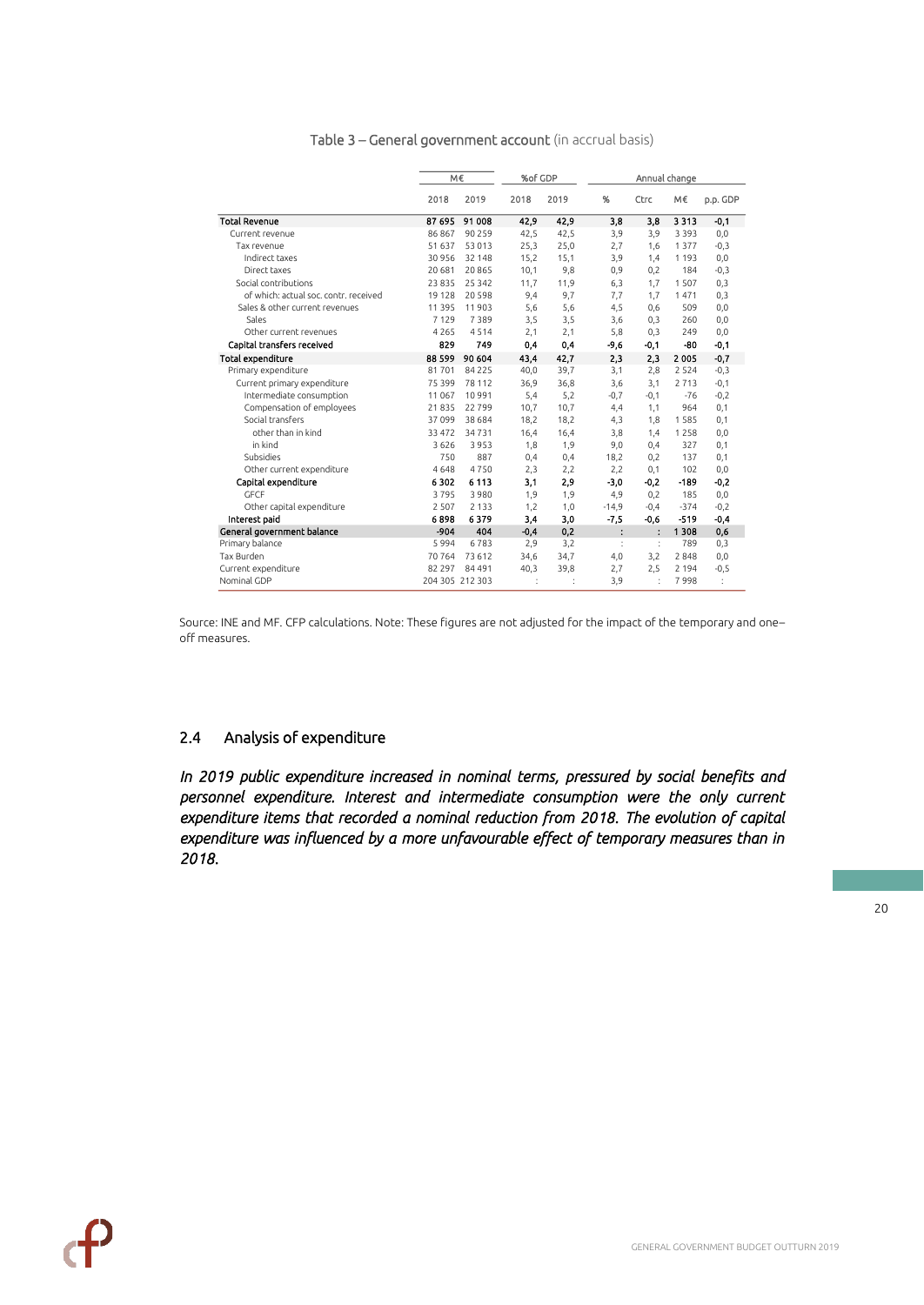Table 3 – General government account (in accrual basis)

| | M€ | | %of GDP | | Annual change | | | |
|---|---|---|---|---|---|---|---|---|
| | 2018 | 2019 | 2018 | 2019 | % | Ctrc | M€ | p.p. GDP |
| **Total Revenue** | **87 695** | **91 008** | **42,9** | **42,9** | **3,8** | **3,8** | **3 313** | **-0,1** |
| Current revenue | 86 867 | 90 259 | 42,5 | 42,5 | 3,9 | 3,9 | 3 393 | 0,0 |
| Tax revenue | 51 637 | 53 013 | 25,3 | 25,0 | 2,7 | 1,6 | 1 377 | -0,3 |
| Indirect taxes | 30 956 | 32 148 | 15,2 | 15,1 | 3,9 | 1,4 | 1 193 | 0,0 |
| Direct taxes | 20 681 | 20 865 | 10,1 | 9,8 | 0,9 | 0,2 | 184 | -0,3 |
| Social contributions | 23 835 | 25 342 | 11,7 | 11,9 | 6,3 | 1,7 | 1 507 | 0,3 |
| of which: actual soc. contr. received | 19 128 | 20 598 | 9,4 | 9,7 | 7,7 | 1,7 | 1 471 | 0,3 |
| Sales & other current revenues | 11 395 | 11 903 | 5,6 | 5,6 | 4,5 | 0,6 | 509 | 0,0 |
| Sales | 7 129 | 7 389 | 3,5 | 3,5 | 3,6 | 0,3 | 260 | 0,0 |
| Other current revenues | 4 265 | 4 514 | 2,1 | 2,1 | 5,8 | 0,3 | 249 | 0,0 |
| **Capital transfers received** | **829** | **749** | **0,4** | **0,4** | **-9,6** | **-0,1** | **-80** | **-0,1** |
| **Total expenditure** | **88 599** | **90 604** | **43,4** | **42,7** | **2,3** | **2,3** | **2 005** | **-0,7** |
| Primary expenditure | 81 701 | 84 225 | 40,0 | 39,7 | 3,1 | 2,8 | 2 524 | -0,3 |
| Current primary expenditure | 75 399 | 78 112 | 36,9 | 36,8 | 3,6 | 3,1 | 2 713 | -0,1 |
| Intermediate consumption | 11 067 | 10 991 | 5,4 | 5,2 | -0,7 | -0,1 | -76 | -0,2 |
| Compensation of employees | 21 835 | 22 799 | 10,7 | 10,7 | 4,4 | 1,1 | 964 | 0,1 |
| Social transfers | 37 099 | 38 684 | 18,2 | 18,2 | 4,3 | 1,8 | 1 585 | 0,1 |
| other than in kind | 33 472 | 34 731 | 16,4 | 16,4 | 3,8 | 1,4 | 1 258 | 0,0 |
| in kind | 3 626 | 3 953 | 1,8 | 1,9 | 9,0 | 0,4 | 327 | 0,1 |
| Subsidies | 750 | 887 | 0,4 | 0,4 | 18,2 | 0,2 | 137 | 0,1 |
| Other current expenditure | 4 648 | 4 750 | 2,3 | 2,2 | 2,2 | 0,1 | 102 | 0,0 |
| **Capital expenditure** | **6 302** | **6 113** | **3,1** | **2,9** | **-3,0** | **-0,2** | **-189** | **-0,2** |
| GFCF | 3 795 | 3 980 | 1,9 | 1,9 | 4,9 | 0,2 | 185 | 0,0 |
| Other capital expenditure | 2 507 | 2 133 | 1,2 | 1,0 | -14,9 | -0,4 | -374 | -0,2 |
| **Interest paid** | **6 898** | **6 379** | **3,4** | **3,0** | **-7,5** | **-0,6** | **-519** | **-0,4** |
| **General government balance** | **-904** | **404** | **-0,4** | **0,2** | **:** | **:** | **1 308** | **0,6** |
| Primary balance | 5 994 | 6 783 | 2,9 | 3,2 | : | : | 789 | 0,3 |
| Tax Burden | 70 764 | 73 612 | 34,6 | 34,7 | 4,0 | 3,2 | 2 848 | 0,0 |
| Current expenditure | 82 297 | 84 491 | 40,3 | 39,8 | 2,7 | 2,5 | 2 194 | -0,5 |
| Nominal GDP | 204 305 | 212 303 | : | : | 3,9 | : | 7 998 | : |

Source: INE and MF. CFP calculations. Note: These figures are not adjusted for the impact of the temporary and one–off measures.

## 2.4 Analysis of expenditure

***In 2019 public expenditure increased in nominal terms, pressured by social benefits and personnel expenditure. Interest and intermediate consumption were the only current expenditure items that recorded a nominal reduction from 2018. The evolution of capital expenditure was influenced by a more unfavourable effect of temporary measures than in 2018.***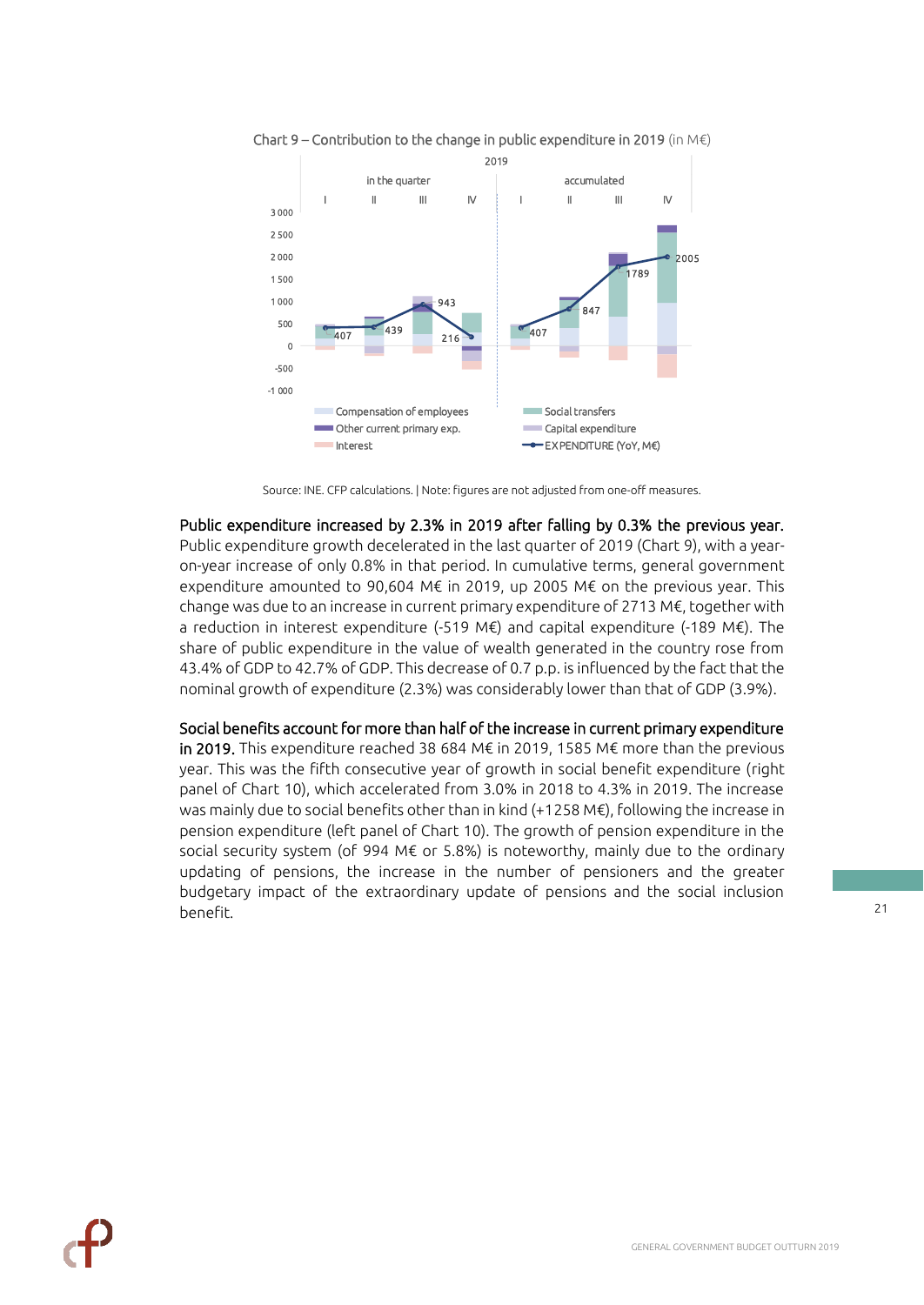Chart 9 – Contribution to the change in public expenditure in 2019 (in M€)

Source: INE. CFP calculations. | Note: figures are not adjusted from one-off measures.

**Public expenditure increased by 2.3% in 2019 after falling by 0.3% the previous year.** Public expenditure growth decelerated in the last quarter of 2019 (Chart 9), with a year-on-year increase of only 0.8% in that period. In cumulative terms, general government expenditure amounted to 90,604 M€ in 2019, up 2005 M€ on the previous year. This change was due to an increase in current primary expenditure of 2713 M€, together with a reduction in interest expenditure (-519 M€) and capital expenditure (-189 M€). The share of public expenditure in the value of wealth generated in the country rose from 43.4% of GDP to 42.7% of GDP. This decrease of 0.7 p.p. is influenced by the fact that the nominal growth of expenditure (2.3%) was considerably lower than that of GDP (3.9%).

**Social benefits account for more than half of the increase in current primary expenditure in 2019.** This expenditure reached 38 684 M€ in 2019, 1585 M€ more than the previous year. This was the fifth consecutive year of growth in social benefit expenditure (right panel of Chart 10), which accelerated from 3.0% in 2018 to 4.3% in 2019. The increase was mainly due to social benefits other than in kind (+1258 M€), following the increase in pension expenditure (left panel of Chart 10). The growth of pension expenditure in the social security system (of 994 M€ or 5.8%) is noteworthy, mainly due to the ordinary updating of pensions, the increase in the number of pensioners and the greater budgetary impact of the extraordinary update of pensions and the social inclusion benefit.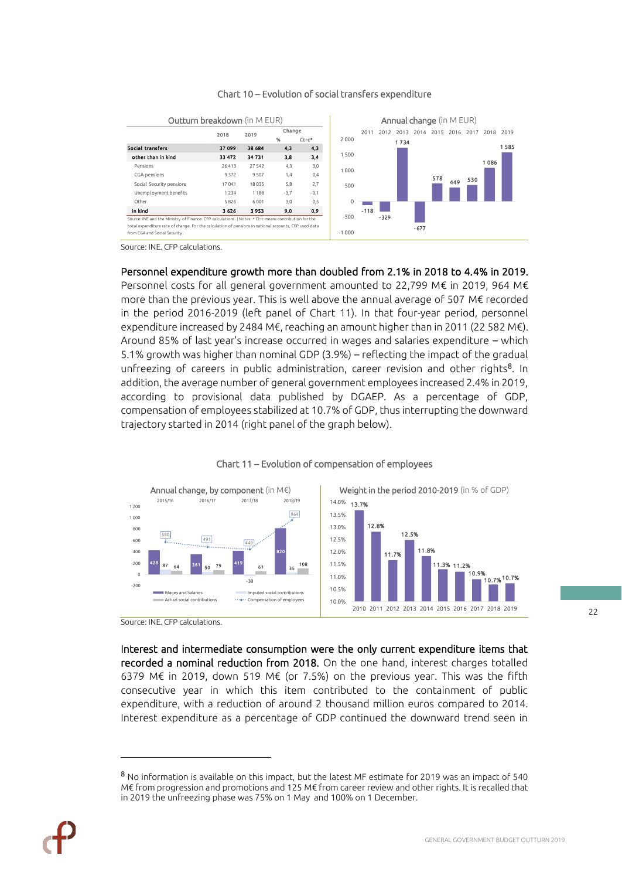Chart 10 – Evolution of social transfers expenditure

Outturn breakdown (in M EUR)

| | 2018 | 2019 | Change % | Change Ctrc* |
|---|---|---|---|---|
| Social transfers | 37 099 | 38 684 | 4,3 | 4,3 |
| other than in kind | 33 472 | 34 731 | 3,8 | 3,4 |
| Pensions | 26 413 | 27 542 | 4,3 | 3,0 |
| CGA pensions | 9 372 | 9 507 | 1,4 | 0,4 |
| Social Security pensions | 17 041 | 18 035 | 5,8 | 2,7 |
| Unemployment benefits | 1 234 | 1 188 | -3,7 | -0,1 |
| Other | 5 826 | 6 001 | 3,0 | 0,5 |
| in kind | 3 626 | 3 953 | 9,0 | 0,9 |

Source: INE and the Ministry of Finance. CFP calculations. | Notes: * Ctrc means contribution for the total expenditure rate of change. For the calculation of pensions in national accounts, CFP used data from CGA and Social Security.

Annual change (in M EUR)

| 2011 | 2012 | 2013 | 2014 | 2015 | 2016 | 2017 | 2018 | 2019 |
|---|---|---|---|---|---|---|---|---|
| -118 | -329 | 1 734 | -677 | 578 | 449 | 530 | 1 086 | 1 585 |

Source: INE. CFP calculations.

**Personnel expenditure growth more than doubled from 2.1% in 2018 to 4.4% in 2019.** Personnel costs for all general government amounted to 22,799 M€ in 2019, 964 M€ more than the previous year. This is well above the annual average of 507 M€ recorded in the period 2016-2019 (left panel of Chart 11). In that four-year period, personnel expenditure increased by 2484 M€, reaching an amount higher than in 2011 (22 582 M€). Around 85% of last year's increase occurred in wages and salaries expenditure – which 5.1% growth was higher than nominal GDP (3.9%) – reflecting the impact of the gradual unfreezing of careers in public administration, career revision and other rights[8]. In addition, the average number of general government employees increased 2.4% in 2019, according to provisional data published by DGAEP. As a percentage of GDP, compensation of employees stabilized at 10.7% of GDP, thus interrupting the downward trajectory started in 2014 (right panel of the graph below).

Chart 11 – Evolution of compensation of employees

Annual change, by component (in M€)

| | 2015/16 | 2016/17 | 2017/18 | 2018/19 |
|---|---|---|---|---|
| Wages and Salaries | 428 | 361 | 419 | 820 |
| Imputed social contributions | 87 | 50 | -30 | 35 |
| Actual social contributions | 64 | 79 | 61 | 108 |
| Compensation of employees | 580 | 491 | 449 | 964 |

Weight in the period 2010-2019 (in % of GDP)

| 2010 | 2011 | 2012 | 2013 | 2014 | 2015 | 2016 | 2017 | 2018 | 2019 |
|---|---|---|---|---|---|---|---|---|---|
| 13.7% | 12.8% | 11.7% | 12.5% | 11.8% | 11.3% | 11.2% | 10.9% | 10.7% | 10.7% |

Source: INE. CFP calculations.

**Interest and intermediate consumption were the only current expenditure items that recorded a nominal reduction from 2018.** On the one hand, interest charges totalled 6379 M€ in 2019, down 519 M€ (or 7.5%) on the previous year. This was the fifth consecutive year in which this item contributed to the containment of public expenditure, with a reduction of around 2 thousand million euros compared to 2014. Interest expenditure as a percentage of GDP continued the downward trend seen in

[8] No information is available on this impact, but the latest MF estimate for 2019 was an impact of 540 M€ from progression and promotions and 125 M€ from career review and other rights. It is recalled that in 2019 the unfreezing phase was 75% on 1 May and 100% on 1 December.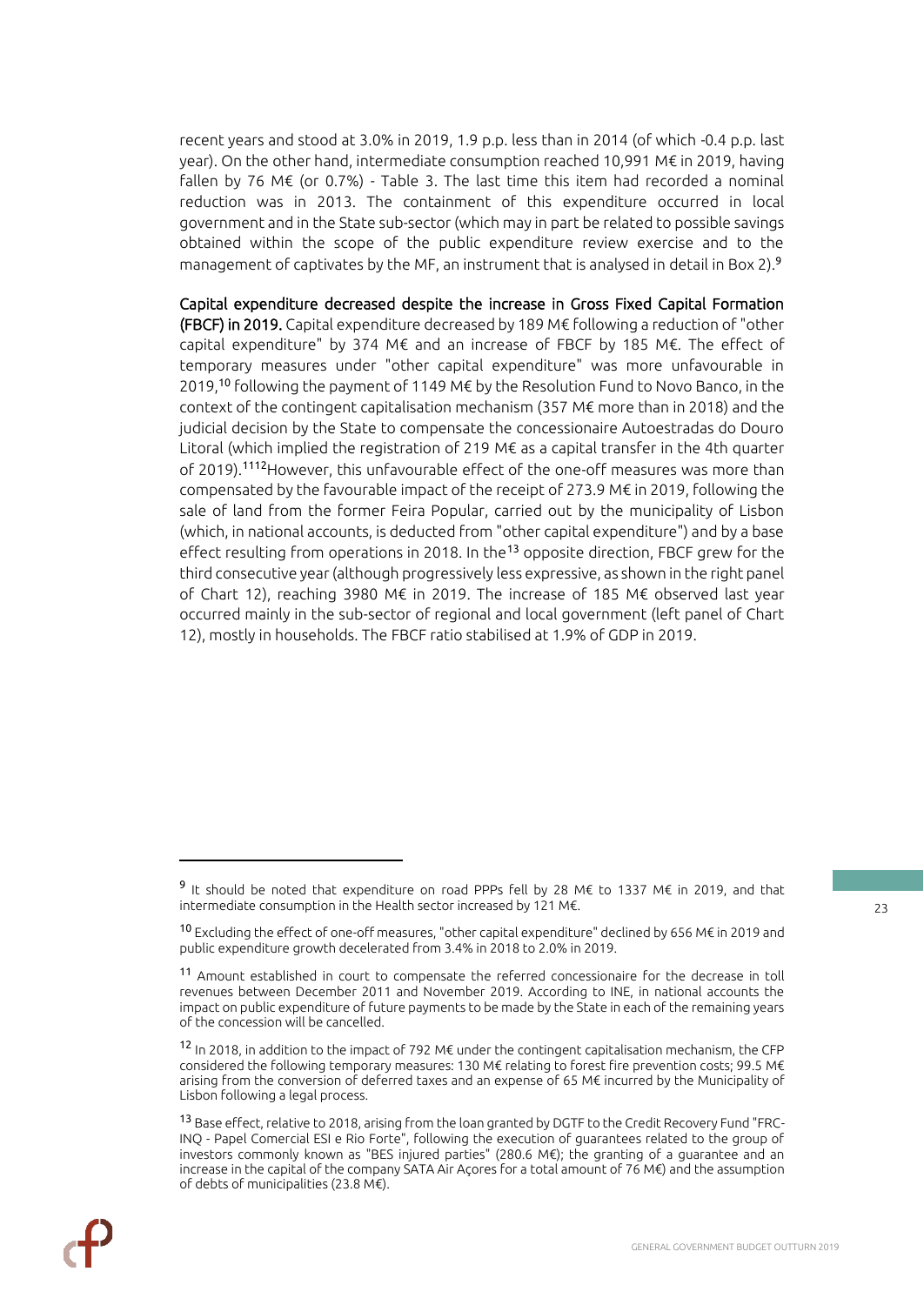recent years and stood at 3.0% in 2019, 1.9 p.p. less than in 2014 (of which -0.4 p.p. last year). On the other hand, intermediate consumption reached 10,991 M€ in 2019, having fallen by 76 M€ (or 0.7%) - Table 3. The last time this item had recorded a nominal reduction was in 2013. The containment of this expenditure occurred in local government and in the State sub-sector (which may in part be related to possible savings obtained within the scope of the public expenditure review exercise and to the management of captivates by the MF, an instrument that is analysed in detail in Box 2).[9]

**Capital expenditure decreased despite the increase in Gross Fixed Capital Formation (FBCF) in 2019.** Capital expenditure decreased by 189 M€ following a reduction of "other capital expenditure" by 374 M€ and an increase of FBCF by 185 M€. The effect of temporary measures under "other capital expenditure" was more unfavourable in 2019,[10] following the payment of 1149 M€ by the Resolution Fund to Novo Banco, in the context of the contingent capitalisation mechanism (357 M€ more than in 2018) and the judicial decision by the State to compensate the concessionaire Autoestradas do Douro Litoral (which implied the registration of 219 M€ as a capital transfer in the 4th quarter of 2019).[11][12]However, this unfavourable effect of the one-off measures was more than compensated by the favourable impact of the receipt of 273.9 M€ in 2019, following the sale of land from the former Feira Popular, carried out by the municipality of Lisbon (which, in national accounts, is deducted from "other capital expenditure") and by a base effect resulting from operations in 2018. In the[13] opposite direction, FBCF grew for the third consecutive year (although progressively less expressive, as shown in the right panel of Chart 12), reaching 3980 M€ in 2019. The increase of 185 M€ observed last year occurred mainly in the sub-sector of regional and local government (left panel of Chart 12), mostly in households. The FBCF ratio stabilised at 1.9% of GDP in 2019.

---

[9] It should be noted that expenditure on road PPPs fell by 28 M€ to 1337 M€ in 2019, and that intermediate consumption in the Health sector increased by 121 M€.

[10] Excluding the effect of one-off measures, "other capital expenditure" declined by 656 M€ in 2019 and public expenditure growth decelerated from 3.4% in 2018 to 2.0% in 2019.

[11] Amount established in court to compensate the referred concessionaire for the decrease in toll revenues between December 2011 and November 2019. According to INE, in national accounts the impact on public expenditure of future payments to be made by the State in each of the remaining years of the concession will be cancelled.

[12] In 2018, in addition to the impact of 792 M€ under the contingent capitalisation mechanism, the CFP considered the following temporary measures: 130 M€ relating to forest fire prevention costs; 99.5 M€ arising from the conversion of deferred taxes and an expense of 65 M€ incurred by the Municipality of Lisbon following a legal process.

[13] Base effect, relative to 2018, arising from the loan granted by DGTF to the Credit Recovery Fund "FRC-INQ - Papel Comercial ESI e Rio Forte", following the execution of guarantees related to the group of investors commonly known as "BES injured parties" (280.6 M€); the granting of a guarantee and an increase in the capital of the company SATA Air Açores for a total amount of 76 M€) and the assumption of debts of municipalities (23.8 M€).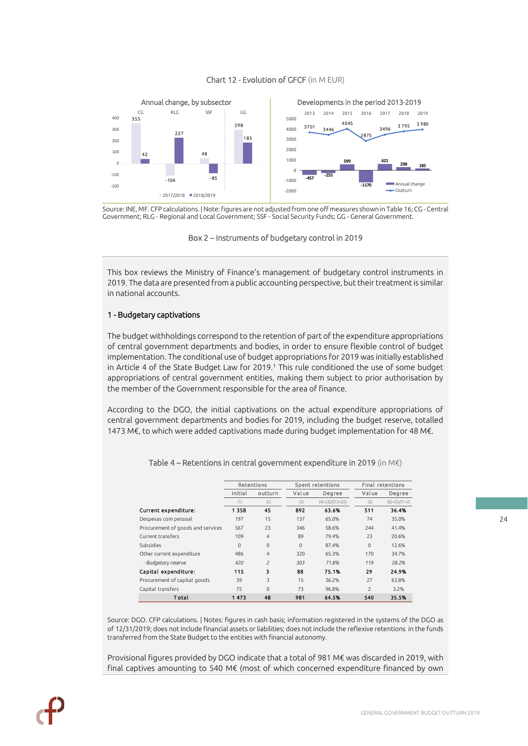Chart 12 - Evolution of GFCF (in M EUR)

Source: INE, MF. CFP calculations. | Note: figures are not adjusted from one off measures shown in Table 16; CG - Central Government; RLG - Regional and Local Government; SSF - Social Security Funds; GG - General Government.

Box 2 – Instruments of budgetary control in 2019

This box reviews the Ministry of Finance's management of budgetary control instruments in 2019. The data are presented from a public accounting perspective, but their treatment is similar in national accounts.

## 1 - Budgetary captivations

The budget withholdings correspond to the retention of part of the expenditure appropriations of central government departments and bodies, in order to ensure flexible control of budget implementation. The conditional use of budget appropriations for 2019 was initially established in Article 4 of the State Budget Law for 2019.[1] This rule conditioned the use of some budget appropriations of central government entities, making them subject to prior authorisation by the member of the Government responsible for the area of finance.

According to the DGO, the initial captivations on the actual expenditure appropriations of central government departments and bodies for 2019, including the budget reserve, totalled 1473 M€, to which were added captivations made during budget implementation for 48 M€.

Table 4 – Retentions in central government expenditure in 2019 (in M€)

| | Retentions | | Spent retentions | | Final retentions | |
|---|---|---|---|---|---|---|
| | initial | outturn | Value | Degree | Value | Degree |
| | (1) | (2) | (3) | (4)=(3)/[(1)+(2)] | (5) | (6)=(5)/(1+2) |
| **Current expenditure:** | **1 358** | **45** | **892** | **63.6%** | **511** | **36.4%** |
| Despesas com pessoal | 197 | 15 | 137 | 65.0% | 74 | 35.0% |
| Procurement of goods and services | 567 | 23 | 346 | 58.6% | 244 | 41.4% |
| Current transfers | 109 | 4 | 89 | 79.4% | 23 | 20.6% |
| Subsidies | 0 | 0 | 0 | 87.4% | 0 | 12.6% |
| Other current expenditure | 486 | 4 | 320 | 65.3% | 170 | 34.7% |
| *- Budgetary reserve* | *420* | *2* | *303* | *71.8%* | *119* | *28.2%* |
| **Capital expenditure:** | **115** | **3** | **88** | **75.1%** | **29** | **24.9%** |
| Procurement of capital goods | 39 | 3 | 15 | 36.2% | 27 | 63.8% |
| Capital transfers | 75 | 0 | 73 | 96.8% | 2 | 3.2% |
| **Total** | **1 473** | **48** | **981** | **64.5%** | **540** | **35.5%** |

Source: DGO. CFP calculations. | Notes: figures in cash basis; information registered in the systems of the DGO as of 12/31/2019; does not include financial assets or liabilities; does not include the reflexive retentions in the funds transferred from the State Budget to the entities with financial autonomy.

Provisional figures provided by DGO indicate that a total of 981 M€ was discarded in 2019, with final captives amounting to 540 M€ (most of which concerned expenditure financed by own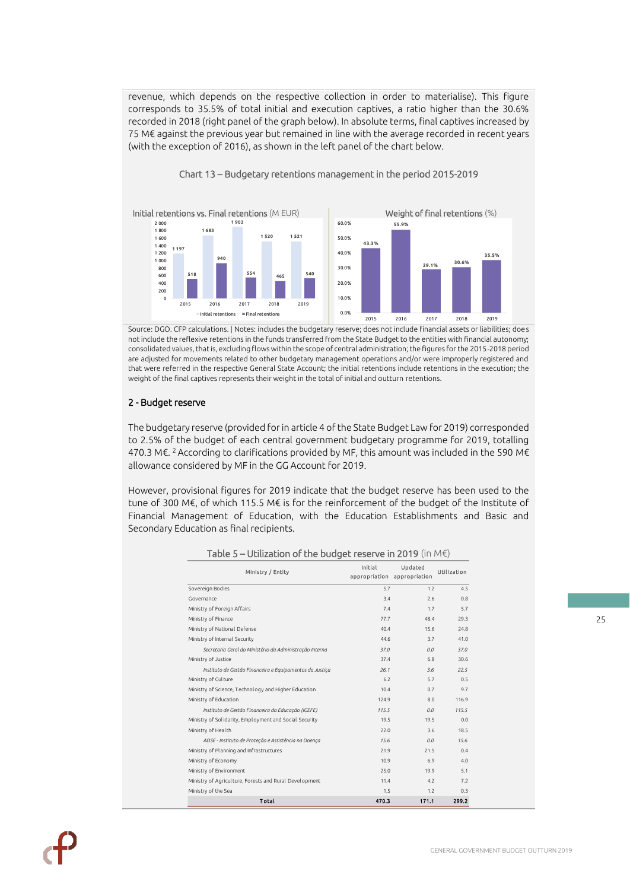revenue, which depends on the respective collection in order to materialise). This figure corresponds to 35.5% of total initial and execution captives, a ratio higher than the 30.6% recorded in 2018 (right panel of the graph below). In absolute terms, final captives increased by 75 M€ against the previous year but remained in line with the average recorded in recent years (with the exception of 2016), as shown in the left panel of the chart below.

Chart 13 – Budgetary retentions management in the period 2015-2019

Source: DGO. CFP calculations. | Notes: includes the budgetary reserve; does not include financial assets or liabilities; does not include the reflexive retentions in the funds transferred from the State Budget to the entities with financial autonomy; consolidated values, that is, excluding flows within the scope of central administration; the figures for the 2015-2018 period are adjusted for movements related to other budgetary management operations and/or were improperly registered and that were referred in the respective General State Account; the initial retentions include retentions in the execution; the weight of the final captives represents their weight in the total of initial and outturn retentions.

## 2 - Budget reserve

The budgetary reserve (provided for in article 4 of the State Budget Law for 2019) corresponded to 2.5% of the budget of each central government budgetary programme for 2019, totalling 470.3 M€. [2] According to clarifications provided by MF, this amount was included in the 590 M€ allowance considered by MF in the GG Account for 2019.

However, provisional figures for 2019 indicate that the budget reserve has been used to the tune of 300 M€, of which 115.5 M€ is for the reinforcement of the budget of the Institute of Financial Management of Education, with the Education Establishments and Basic and Secondary Education as final recipients.

Table 5 – Utilization of the budget reserve in 2019 (in M€)

| Ministry / Entity | Initial appropriation | Updated appropriation | Utilization |
|---|---|---|---|
| Sovereign Bodies | 5.7 | 1.2 | 4.5 |
| Governance | 3.4 | 2.6 | 0.8 |
| Ministry of Foreign Affairs | 7.4 | 1.7 | 5.7 |
| Ministry of Finance | 77.7 | 48.4 | 29.3 |
| Ministry of National Defense | 40.4 | 15.6 | 24.8 |
| Ministry of Internal Security | 44.6 | 3.7 | 41.0 |
| *Secretaria Geral do Ministério da Administração Interna* | *37.0* | *0.0* | *37.0* |
| Ministry of Justice | 37.4 | 6.8 | 30.6 |
| *Instituto de Gestão Financeira e Equipamentos da Justiça* | *26.1* | *3.6* | *22.5* |
| Ministry of Culture | 6.2 | 5.7 | 0.5 |
| Ministry of Science, Technology and Higher Education | 10.4 | 0.7 | 9.7 |
| Ministry of Education | 124.9 | 8.0 | 116.9 |
| *Instituto de Gestão Financeira da Educação (IGEFE)* | *115.5* | *0.0* | *115.5* |
| Ministry of Solidarity, Employment and Social Security | 19.5 | 19.5 | 0.0 |
| Ministry of Health | 22.0 | 3.6 | 18.5 |
| *ADSE - Instituto de Proteção e Assistência na Doença* | *15.6* | *0.0* | *15.6* |
| Ministry of Planning and Infrastructures | 21.9 | 21.5 | 0.4 |
| Ministry of Economy | 10.9 | 6.9 | 4.0 |
| Ministry of Environment | 25.0 | 19.9 | 5.1 |
| Ministry of Agriculture, Forests and Rural Development | 11.4 | 4.2 | 7.2 |
| Ministry of the Sea | 1.5 | 1.2 | 0.3 |
| **Total** | **470.3** | **171.1** | **299.2** |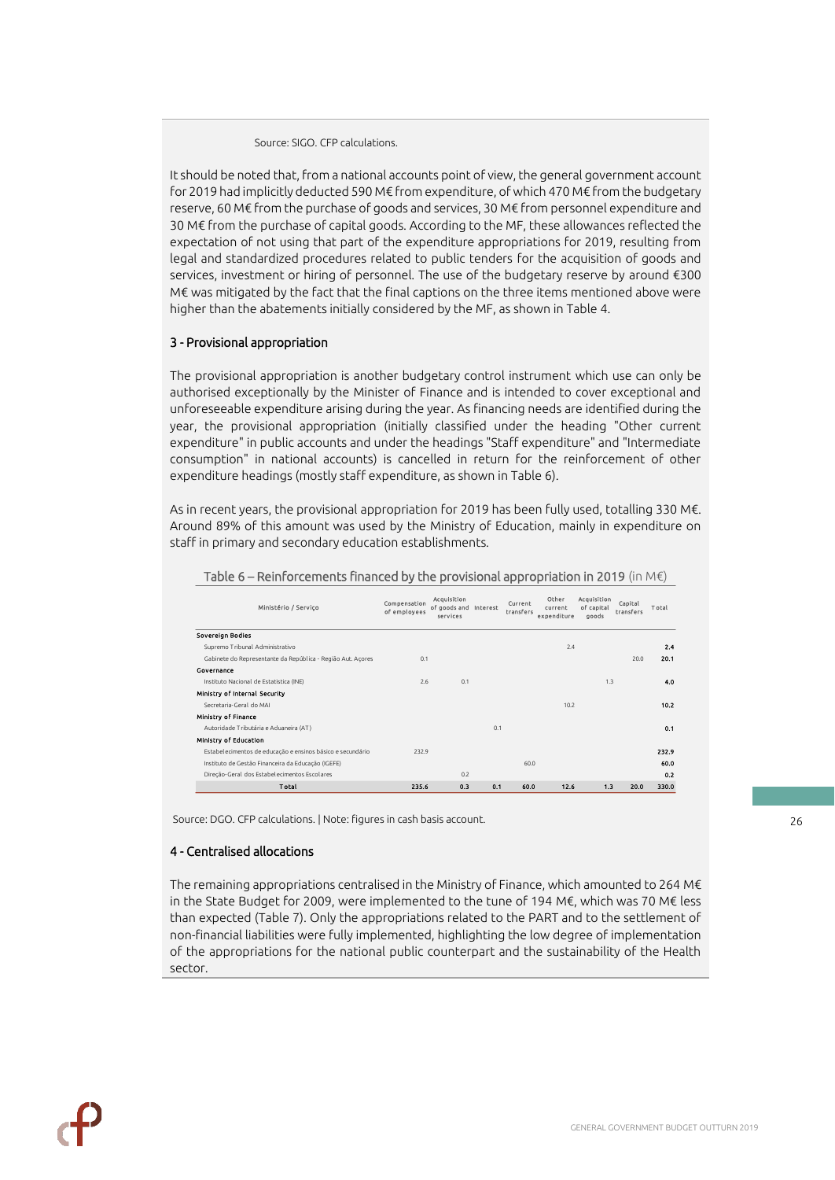Source: SIGO. CFP calculations.

It should be noted that, from a national accounts point of view, the general government account for 2019 had implicitly deducted 590 M€ from expenditure, of which 470 M€ from the budgetary reserve, 60 M€ from the purchase of goods and services, 30 M€ from personnel expenditure and 30 M€ from the purchase of capital goods. According to the MF, these allowances reflected the expectation of not using that part of the expenditure appropriations for 2019, resulting from legal and standardized procedures related to public tenders for the acquisition of goods and services, investment or hiring of personnel. The use of the budgetary reserve by around €300 M€ was mitigated by the fact that the final captions on the three items mentioned above were higher than the abatements initially considered by the MF, as shown in Table 4.

### 3 - Provisional appropriation

The provisional appropriation is another budgetary control instrument which use can only be authorised exceptionally by the Minister of Finance and is intended to cover exceptional and unforeseeable expenditure arising during the year. As financing needs are identified during the year, the provisional appropriation (initially classified under the heading "Other current expenditure" in public accounts and under the headings "Staff expenditure" and "Intermediate consumption" in national accounts) is cancelled in return for the reinforcement of other expenditure headings (mostly staff expenditure, as shown in Table 6).

As in recent years, the provisional appropriation for 2019 has been fully used, totalling 330 M€. Around 89% of this amount was used by the Ministry of Education, mainly in expenditure on staff in primary and secondary education establishments.

Table 6 – Reinforcements financed by the provisional appropriation in 2019 (in M€)

| Ministério / Serviço | Compensation of employees | Acquisition of goods and services | Interest | Current transfers | Other current expenditure | Acquisition of capital goods | Capital transfers | Total |
|---|---|---|---|---|---|---|---|---|
| **Sovereign Bodies** | | | | | | | | |
| Supremo Tribunal Administrativo | | | | | 2.4 | | | **2.4** |
| Gabinete do Representante da República - Região Aut. Açores | 0.1 | | | | | | 20.0 | **20.1** |
| **Governance** | | | | | | | | |
| Instituto Nacional de Estatística (INE) | 2.6 | 0.1 | | | | 1.3 | | **4.0** |
| **Ministry of Internal Security** | | | | | | | | |
| Secretaria-Geral do MAI | | | | | 10.2 | | | **10.2** |
| **Ministry of Finance** | | | | | | | | |
| Autoridade Tributária e Aduaneira (AT) | | | 0.1 | | | | | **0.1** |
| **Ministry of Education** | | | | | | | | |
| Estabelecimentos de educação e ensinos básico e secundário | 232.9 | | | | | | | **232.9** |
| Instituto de Gestão Financeira da Educação (IGEFE) | | | | 60.0 | | | | **60.0** |
| Direção-Geral dos Estabelecimentos Escolares | | 0.2 | | | | | | **0.2** |
| **Total** | **235.6** | **0.3** | **0.1** | **60.0** | **12.6** | **1.3** | **20.0** | **330.0** |

Source: DGO. CFP calculations. | Note: figures in cash basis account.

### 4 - Centralised allocations

The remaining appropriations centralised in the Ministry of Finance, which amounted to 264 M€ in the State Budget for 2009, were implemented to the tune of 194 M€, which was 70 M€ less than expected (Table 7). Only the appropriations related to the PART and to the settlement of non-financial liabilities were fully implemented, highlighting the low degree of implementation of the appropriations for the national public counterpart and the sustainability of the Health sector.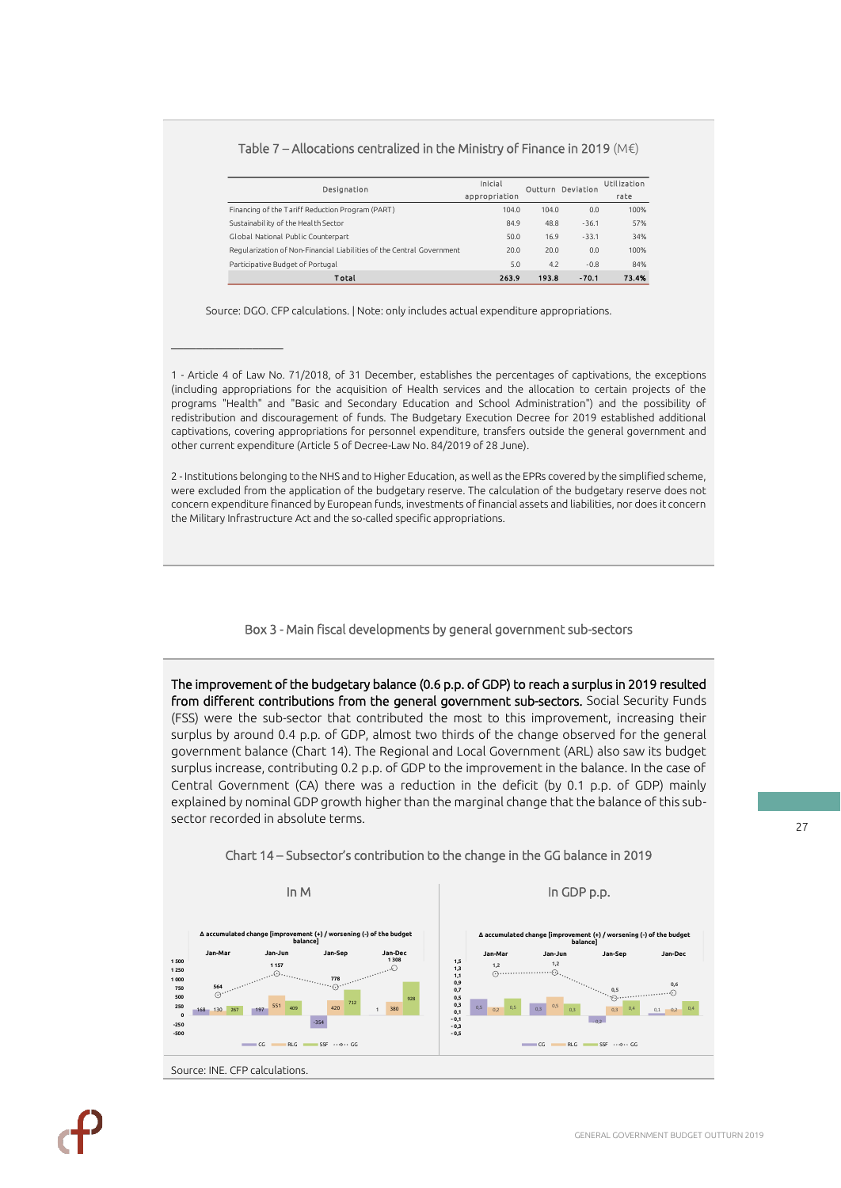Table 7 – Allocations centralized in the Ministry of Finance in 2019 (M€)

| Designation | Inicial appropriation | Outturn | Deviation | Utilization rate |
|---|---|---|---|---|
| Financing of the Tariff Reduction Program (PART) | 104.0 | 104.0 | 0.0 | 100% |
| Sustainability of the Health Sector | 84.9 | 48.8 | -36.1 | 57% |
| Global National Public Counterpart | 50.0 | 16.9 | -33.1 | 34% |
| Regularization of Non-Financial Liabilities of the Central Government | 20.0 | 20.0 | 0.0 | 100% |
| Participative Budget of Portugal | 5.0 | 4.2 | -0.8 | 84% |
| **Total** | **263.9** | **193.8** | **-70.1** | **73.4%** |

Source: DGO. CFP calculations. | Note: only includes actual expenditure appropriations.

---

1 - Article 4 of Law No. 71/2018, of 31 December, establishes the percentages of captivations, the exceptions (including appropriations for the acquisition of Health services and the allocation to certain projects of the programs "Health" and "Basic and Secondary Education and School Administration") and the possibility of redistribution and discouragement of funds. The Budgetary Execution Decree for 2019 established additional captivations, covering appropriations for personnel expenditure, transfers outside the general government and other current expenditure (Article 5 of Decree-Law No. 84/2019 of 28 June).

2 - Institutions belonging to the NHS and to Higher Education, as well as the EPRs covered by the simplified scheme, were excluded from the application of the budgetary reserve. The calculation of the budgetary reserve does not concern expenditure financed by European funds, investments of financial assets and liabilities, nor does it concern the Military Infrastructure Act and the so-called specific appropriations.

## Box 3 - Main fiscal developments by general government sub-sectors

**The improvement of the budgetary balance (0.6 p.p. of GDP) to reach a surplus in 2019 resulted from different contributions from the general government sub-sectors.** Social Security Funds (FSS) were the sub-sector that contributed the most to this improvement, increasing their surplus by around 0.4 p.p. of GDP, almost two thirds of the change observed for the general government balance (Chart 14). The Regional and Local Government (ARL) also saw its budget surplus increase, contributing 0.2 p.p. of GDP to the improvement in the balance. In the case of Central Government (CA) there was a reduction in the deficit (by 0.1 p.p. of GDP) mainly explained by nominal GDP growth higher than the marginal change that the balance of this sub-sector recorded in absolute terms.

Chart 14 – Subsector's contribution to the change in the GG balance in 2019

In M | In GDP p.p.

Source: INE. CFP calculations.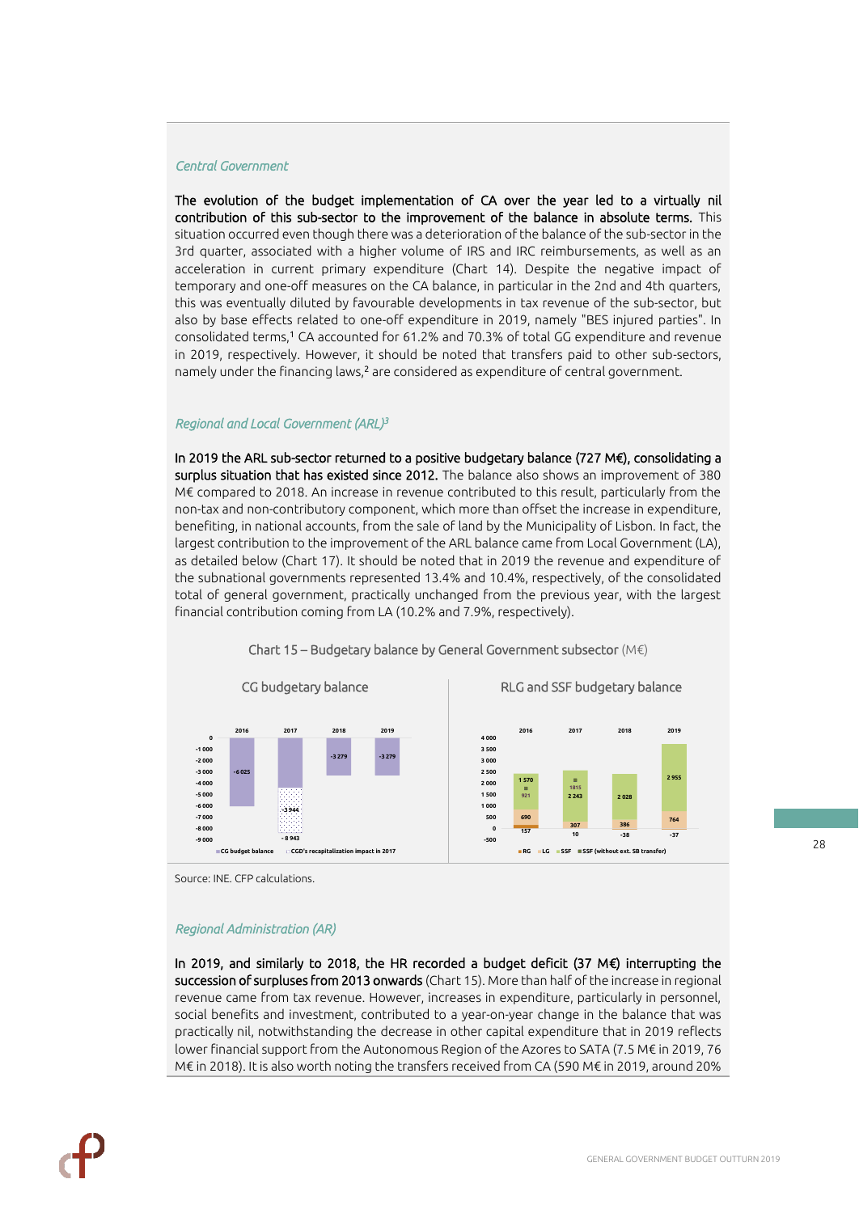*Central Government*

**The evolution of the budget implementation of CA over the year led to a virtually nil contribution of this sub-sector to the improvement of the balance in absolute terms.** This situation occurred even though there was a deterioration of the balance of the sub-sector in the 3rd quarter, associated with a higher volume of IRS and IRC reimbursements, as well as an acceleration in current primary expenditure (Chart 14). Despite the negative impact of temporary and one-off measures on the CA balance, in particular in the 2nd and 4th quarters, this was eventually diluted by favourable developments in tax revenue of the sub-sector, but also by base effects related to one-off expenditure in 2019, namely "BES injured parties". In consolidated terms,[1] CA accounted for 61.2% and 70.3% of total GG expenditure and revenue in 2019, respectively. However, it should be noted that transfers paid to other sub-sectors, namely under the financing laws,[2] are considered as expenditure of central government.

*Regional and Local Government (ARL)[3]*

**In 2019 the ARL sub-sector returned to a positive budgetary balance (727 M€), consolidating a surplus situation that has existed since 2012.** The balance also shows an improvement of 380 M€ compared to 2018. An increase in revenue contributed to this result, particularly from the non-tax and non-contributory component, which more than offset the increase in expenditure, benefiting, in national accounts, from the sale of land by the Municipality of Lisbon. In fact, the largest contribution to the improvement of the ARL balance came from Local Government (LA), as detailed below (Chart 17). It should be noted that in 2019 the revenue and expenditure of the subnational governments represented 13.4% and 10.4%, respectively, of the consolidated total of general government, practically unchanged from the previous year, with the largest financial contribution coming from LA (10.2% and 7.9%, respectively).

Chart 15 – Budgetary balance by General Government subsector (M€)

CG budgetary balance

| | 2016 | 2017 | 2018 | 2019 |
|---|---|---|---|---|
| CG budget balance | -6 025 | -8 943 | -3 279 | -3 279 |
| CGD's recapitalization impact in 2017 | | -3 944 | | |

RLG and SSF budgetary balance

| | 2016 | 2017 | 2018 | 2019 |
|---|---|---|---|---|
| RG | 157 | 10 | -38 | -37 |
| LG | 690 | 307 | 386 | 764 |
| SSF | 1 570 | 2 243 | 2 028 | 2 955 |
| SSF (without ext. SB transfer) | 921 | 1815 | | |

Source: INE. CFP calculations.

*Regional Administration (AR)*

**In 2019, and similarly to 2018, the HR recorded a budget deficit (37 M€) interrupting the succession of surpluses from 2013 onwards** (Chart 15). More than half of the increase in regional revenue came from tax revenue. However, increases in expenditure, particularly in personnel, social benefits and investment, contributed to a year-on-year change in the balance that was practically nil, notwithstanding the decrease in other capital expenditure that in 2019 reflects lower financial support from the Autonomous Region of the Azores to SATA (7.5 M€ in 2019, 76 M€ in 2018). It is also worth noting the transfers received from CA (590 M€ in 2019, around 20%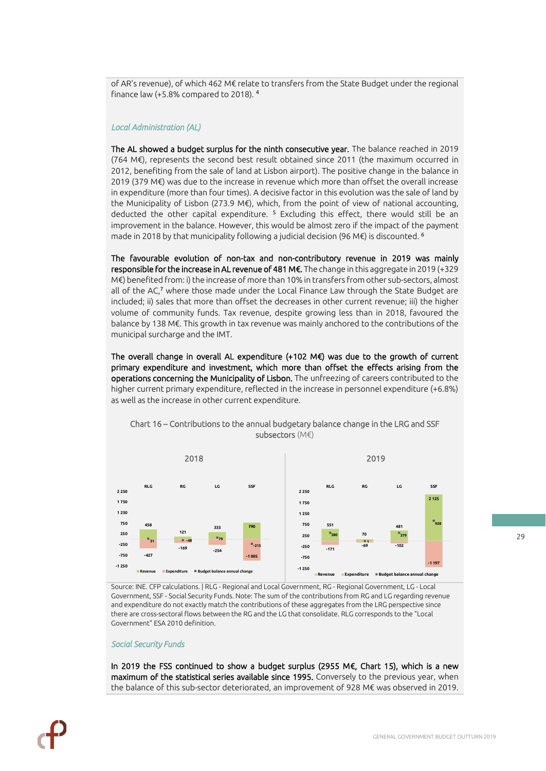of AR's revenue), of which 462 M€ relate to transfers from the State Budget under the regional finance law (+5.8% compared to 2018). [4]

*Local Administration (AL)*

**The AL showed a budget surplus for the ninth consecutive year.** The balance reached in 2019 (764 M€), represents the second best result obtained since 2011 (the maximum occurred in 2012, benefiting from the sale of land at Lisbon airport). The positive change in the balance in 2019 (379 M€) was due to the increase in revenue which more than offset the overall increase in expenditure (more than four times). A decisive factor in this evolution was the sale of land by the Municipality of Lisbon (273.9 M€), which, from the point of view of national accounting, deducted the other capital expenditure. [5] Excluding this effect, there would still be an improvement in the balance. However, this would be almost zero if the impact of the payment made in 2018 by that municipality following a judicial decision (96 M€) is discounted. [6]

**The favourable evolution of non-tax and non-contributory revenue in 2019 was mainly responsible for the increase in AL revenue of 481 M€.** The change in this aggregate in 2019 (+329 M€) benefited from: i) the increase of more than 10% in transfers from other sub-sectors, almost all of the AC,[7] where those made under the Local Finance Law through the State Budget are included; ii) sales that more than offset the decreases in other current revenue; iii) the higher volume of community funds. Tax revenue, despite growing less than in 2018, favoured the balance by 138 M€. This growth in tax revenue was mainly anchored to the contributions of the municipal surcharge and the IMT.

**The overall change in overall AL expenditure (+102 M€) was due to the growth of current primary expenditure and investment, which more than offset the effects arising from the operations concerning the Municipality of Lisbon.** The unfreezing of careers contributed to the higher current primary expenditure, reflected in the increase in personnel expenditure (+6.8%) as well as the increase in other current expenditure.

Chart 16 – Contributions to the annual budgetary balance change in the LRG and SSF subsectors (M€)

| | 2018 | | | | 2019 | | | |
|---|---|---|---|---|---|---|---|---|
| | RLG | RG | LG | SSF | RLG | RG | LG | SSF |
| Revenue | 458 | 121 | 333 | 790 | 551 | 70 | 481 | 2 125 |
| Expenditure | -427 | -169 | -254 | -1 005 | -171 | -69 | -102 | -1 197 |
| Budget balance annual change | 31 | -48 | 79 | -215 | 380 | 1 | 379 | 928 |

Source: INE. CFP calculations. | RLG - Regional and Local Government, RG - Regional Government, LG - Local Government, SSF - Social Security Funds. Note: The sum of the contributions from RG and LG regarding revenue and expenditure do not exactly match the contributions of these aggregates from the LRG perspective since there are cross-sectoral flows between the RG and the LG that consolidate. RLG corresponds to the "Local Government" ESA 2010 definition.

*Social Security Funds*

**In 2019 the FSS continued to show a budget surplus (2955 M€, Chart 15), which is a new maximum of the statistical series available since 1995.** Conversely to the previous year, when the balance of this sub-sector deteriorated, an improvement of 928 M€ was observed in 2019.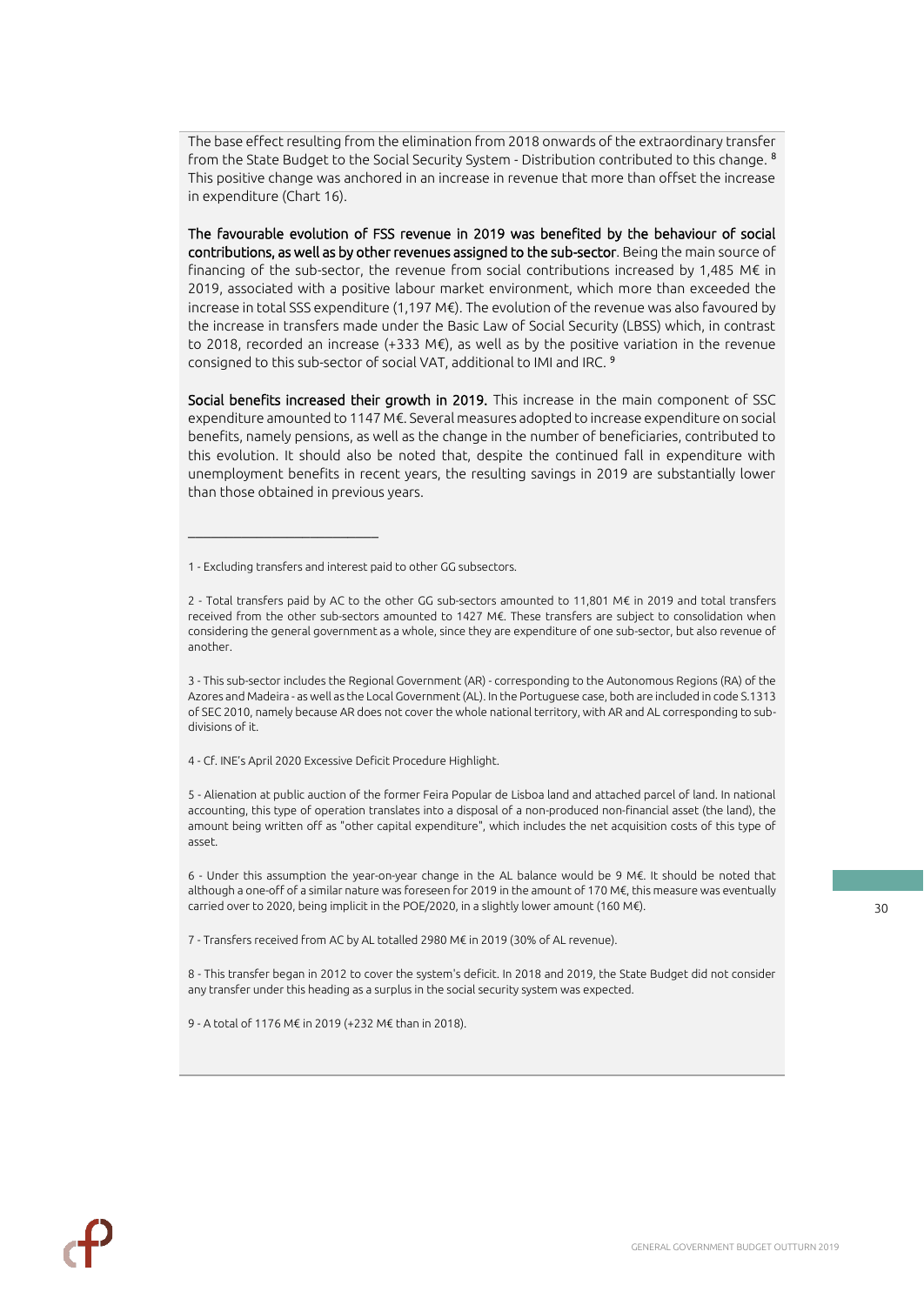The base effect resulting from the elimination from 2018 onwards of the extraordinary transfer from the State Budget to the Social Security System - Distribution contributed to this change. [8] This positive change was anchored in an increase in revenue that more than offset the increase in expenditure (Chart 16).

**The favourable evolution of FSS revenue in 2019 was benefited by the behaviour of social contributions, as well as by other revenues assigned to the sub-sector**. Being the main source of financing of the sub-sector, the revenue from social contributions increased by 1,485 M€ in 2019, associated with a positive labour market environment, which more than exceeded the increase in total SSS expenditure (1,197 M€). The evolution of the revenue was also favoured by the increase in transfers made under the Basic Law of Social Security (LBSS) which, in contrast to 2018, recorded an increase (+333 M€), as well as by the positive variation in the revenue consigned to this sub-sector of social VAT, additional to IMI and IRC. [9]

**Social benefits increased their growth in 2019.** This increase in the main component of SSC expenditure amounted to 1147 M€. Several measures adopted to increase expenditure on social benefits, namely pensions, as well as the change in the number of beneficiaries, contributed to this evolution. It should also be noted that, despite the continued fall in expenditure with unemployment benefits in recent years, the resulting savings in 2019 are substantially lower than those obtained in previous years.

---

1 - Excluding transfers and interest paid to other GG subsectors.

2 - Total transfers paid by AC to the other GG sub-sectors amounted to 11,801 M€ in 2019 and total transfers received from the other sub-sectors amounted to 1427 M€. These transfers are subject to consolidation when considering the general government as a whole, since they are expenditure of one sub-sector, but also revenue of another.

3 - This sub-sector includes the Regional Government (AR) - corresponding to the Autonomous Regions (RA) of the Azores and Madeira - as well as the Local Government (AL). In the Portuguese case, both are included in code S.1313 of SEC 2010, namely because AR does not cover the whole national territory, with AR and AL corresponding to sub-divisions of it.

4 - Cf. INE's April 2020 Excessive Deficit Procedure Highlight.

5 - Alienation at public auction of the former Feira Popular de Lisboa land and attached parcel of land. In national accounting, this type of operation translates into a disposal of a non-produced non-financial asset (the land), the amount being written off as "other capital expenditure", which includes the net acquisition costs of this type of asset.

6 - Under this assumption the year-on-year change in the AL balance would be 9 M€. It should be noted that although a one-off of a similar nature was foreseen for 2019 in the amount of 170 M€, this measure was eventually carried over to 2020, being implicit in the POE/2020, in a slightly lower amount (160 M€).

7 - Transfers received from AC by AL totalled 2980 M€ in 2019 (30% of AL revenue).

8 - This transfer began in 2012 to cover the system's deficit. In 2018 and 2019, the State Budget did not consider any transfer under this heading as a surplus in the social security system was expected.

9 - A total of 1176 M€ in 2019 (+232 M€ than in 2018).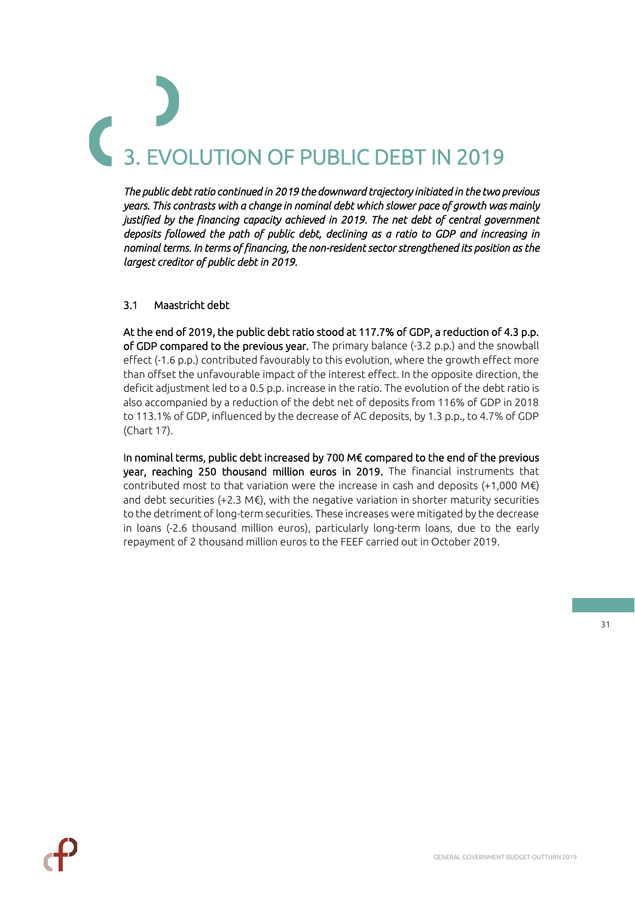# 3. EVOLUTION OF PUBLIC DEBT IN 2019

*The public debt ratio continued in 2019 the downward trajectory initiated in the two previous years. This contrasts with a change in nominal debt which slower pace of growth was mainly justified by the financing capacity achieved in 2019. The net debt of central government deposits followed the path of public debt, declining as a ratio to GDP and increasing in nominal terms. In terms of financing, the non-resident sector strengthened its position as the largest creditor of public debt in 2019.*

## 3.1 Maastricht debt

**At the end of 2019, the public debt ratio stood at 117.7% of GDP, a reduction of 4.3 p.p. of GDP compared to the previous year.** The primary balance (-3.2 p.p.) and the snowball effect (-1.6 p.p.) contributed favourably to this evolution, where the growth effect more than offset the unfavourable impact of the interest effect. In the opposite direction, the deficit adjustment led to a 0.5 p.p. increase in the ratio. The evolution of the debt ratio is also accompanied by a reduction of the debt net of deposits from 116% of GDP in 2018 to 113.1% of GDP, influenced by the decrease of AC deposits, by 1.3 p.p., to 4.7% of GDP (Chart 17).

**In nominal terms, public debt increased by 700 M€ compared to the end of the previous year, reaching 250 thousand million euros in 2019.** The financial instruments that contributed most to that variation were the increase in cash and deposits (+1,000 M€) and debt securities (+2.3 M€), with the negative variation in shorter maturity securities to the detriment of long-term securities. These increases were mitigated by the decrease in loans (-2.6 thousand million euros), particularly long-term loans, due to the early repayment of 2 thousand million euros to the FEEF carried out in October 2019.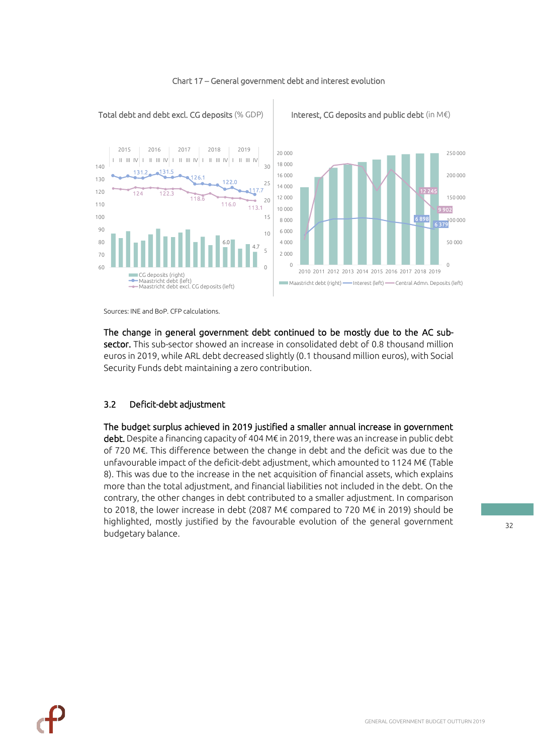Chart 17 – General government debt and interest evolution

Sources: INE and BoP. CFP calculations.

**The change in general government debt continued to be mostly due to the AC sub-sector.** This sub-sector showed an increase in consolidated debt of 0.8 thousand million euros in 2019, while ARL debt decreased slightly (0.1 thousand million euros), with Social Security Funds debt maintaining a zero contribution.

### 3.2 Deficit-debt adjustment

**The budget surplus achieved in 2019 justified a smaller annual increase in government debt.** Despite a financing capacity of 404 M€ in 2019, there was an increase in public debt of 720 M€. This difference between the change in debt and the deficit was due to the unfavourable impact of the deficit-debt adjustment, which amounted to 1124 M€ (Table 8). This was due to the increase in the net acquisition of financial assets, which explains more than the total adjustment, and financial liabilities not included in the debt. On the contrary, the other changes in debt contributed to a smaller adjustment. In comparison to 2018, the lower increase in debt (2087 M€ compared to 720 M€ in 2019) should be highlighted, mostly justified by the favourable evolution of the general government budgetary balance.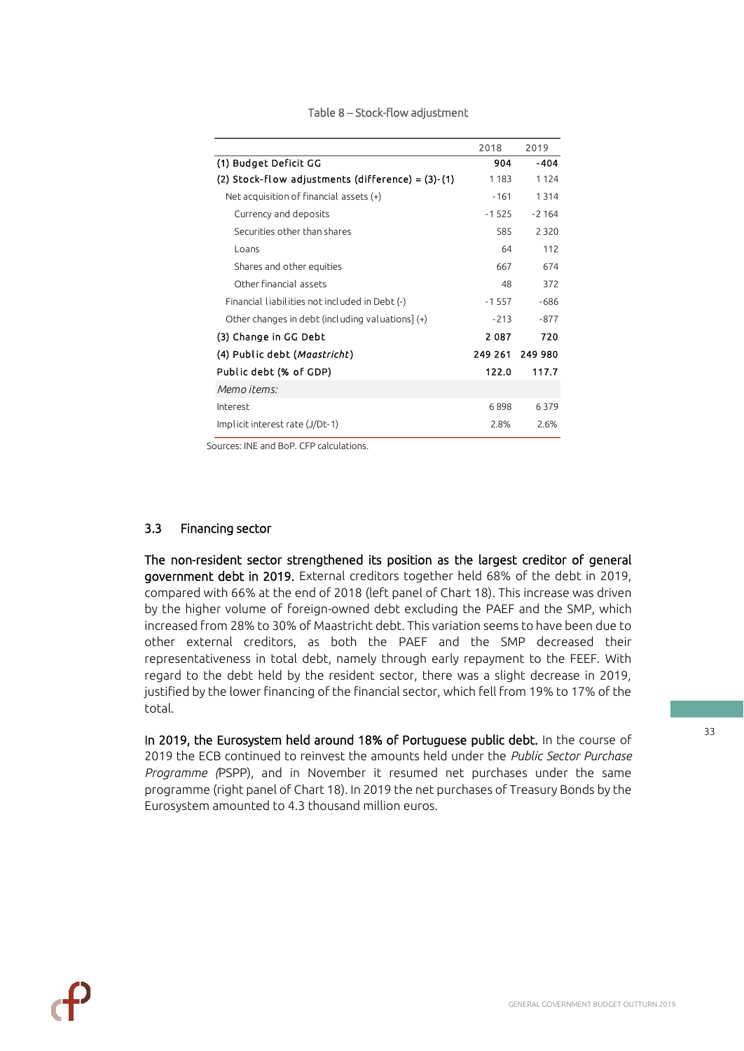Table 8 – Stock-flow adjustment

| | 2018 | 2019 |
|---|---|---|
| **(1) Budget Deficit GG** | **904** | **-404** |
| **(2) Stock-flow adjustments (difference) = (3)-(1)** | 1 183 | 1 124 |
| Net acquisition of financial assets (+) | -161 | 1 314 |
| Currency and deposits | -1 525 | -2 164 |
| Securities other than shares | 585 | 2 320 |
| Loans | 64 | 112 |
| Shares and other equities | 667 | 674 |
| Other financial assets | 48 | 372 |
| Financial liabilities not included in Debt (-) | -1 557 | -686 |
| Other changes in debt (including valuations] (+) | -213 | -877 |
| **(3) Change in GG Debt** | **2 087** | **720** |
| **(4) Public debt (*Maastricht*)** | **249 261** | **249 980** |
| **Public debt (% of GDP)** | **122.0** | **117.7** |
| *Memo items:* | | |
| Interest | 6 898 | 6 379 |
| Implicit interest rate (J/Dt-1) | 2.8% | 2.6% |

Sources: INE and BoP. CFP calculations.

## 3.3 Financing sector

**The non-resident sector strengthened its position as the largest creditor of general government debt in 2019.** External creditors together held 68% of the debt in 2019, compared with 66% at the end of 2018 (left panel of Chart 18). This increase was driven by the higher volume of foreign-owned debt excluding the PAEF and the SMP, which increased from 28% to 30% of Maastricht debt. This variation seems to have been due to other external creditors, as both the PAEF and the SMP decreased their representativeness in total debt, namely through early repayment to the FEEF. With regard to the debt held by the resident sector, there was a slight decrease in 2019, justified by the lower financing of the financial sector, which fell from 19% to 17% of the total.

**In 2019, the Eurosystem held around 18% of Portuguese public debt.** In the course of 2019 the ECB continued to reinvest the amounts held under the *Public Sector Purchase Programme (*PSPP), and in November it resumed net purchases under the same programme (right panel of Chart 18). In 2019 the net purchases of Treasury Bonds by the Eurosystem amounted to 4.3 thousand million euros.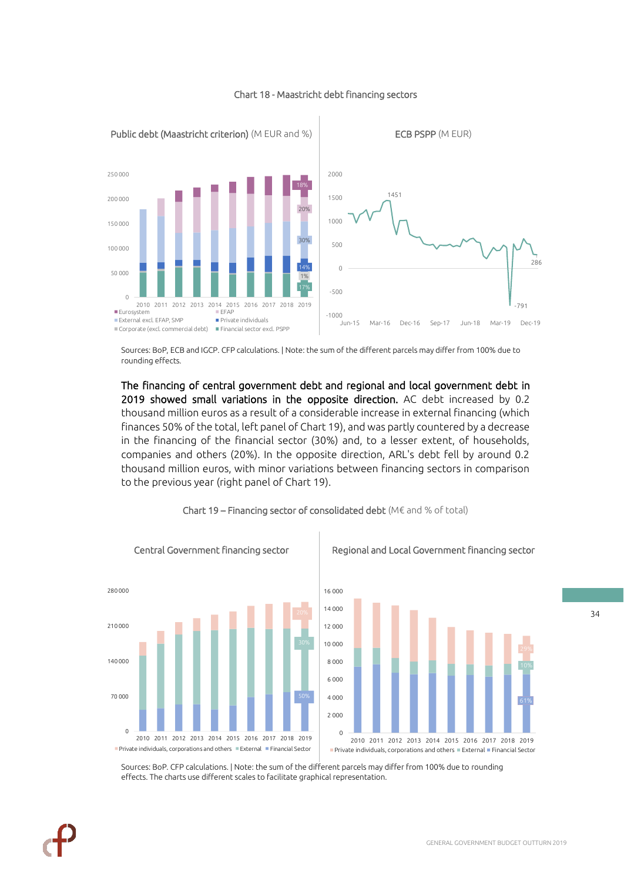Chart 18 - Maastricht debt financing sectors

Public debt (Maastricht criterion) (M EUR and %)

ECB PSPP (M EUR)

Sources: BoP, ECB and IGCP. CFP calculations. | Note: the sum of the different parcels may differ from 100% due to rounding effects.

**The financing of central government debt and regional and local government debt in 2019 showed small variations in the opposite direction.** AC debt increased by 0.2 thousand million euros as a result of a considerable increase in external financing (which finances 50% of the total, left panel of Chart 19), and was partly countered by a decrease in the financing of the financial sector (30%) and, to a lesser extent, of households, companies and others (20%). In the opposite direction, ARL's debt fell by around 0.2 thousand million euros, with minor variations between financing sectors in comparison to the previous year (right panel of Chart 19).

Chart 19 – Financing sector of consolidated debt (M€ and % of total)

Central Government financing sector

Regional and Local Government financing sector

Sources: BoP. CFP calculations. | Note: the sum of the different parcels may differ from 100% due to rounding effects. The charts use different scales to facilitate graphical representation.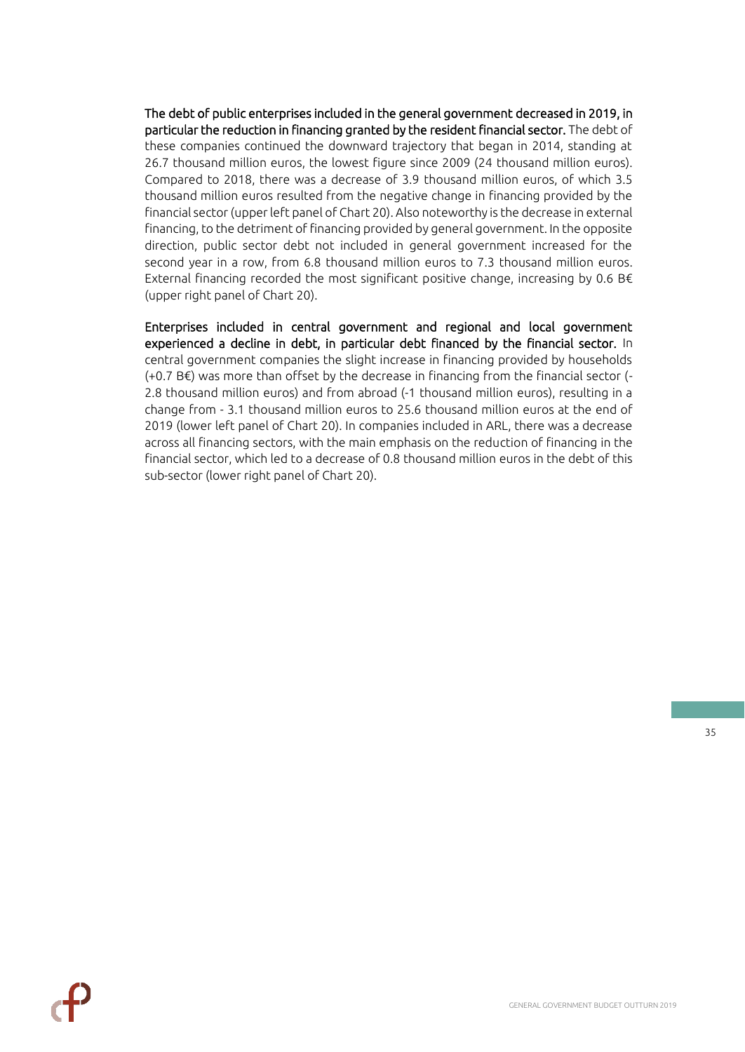**The debt of public enterprises included in the general government decreased in 2019, in particular the reduction in financing granted by the resident financial sector.** The debt of these companies continued the downward trajectory that began in 2014, standing at 26.7 thousand million euros, the lowest figure since 2009 (24 thousand million euros). Compared to 2018, there was a decrease of 3.9 thousand million euros, of which 3.5 thousand million euros resulted from the negative change in financing provided by the financial sector (upper left panel of Chart 20). Also noteworthy is the decrease in external financing, to the detriment of financing provided by general government. In the opposite direction, public sector debt not included in general government increased for the second year in a row, from 6.8 thousand million euros to 7.3 thousand million euros. External financing recorded the most significant positive change, increasing by 0.6 B€ (upper right panel of Chart 20).

**Enterprises included in central government and regional and local government experienced a decline in debt, in particular debt financed by the financial sector.** In central government companies the slight increase in financing provided by households (+0.7 B€) was more than offset by the decrease in financing from the financial sector (-2.8 thousand million euros) and from abroad (-1 thousand million euros), resulting in a change from - 3.1 thousand million euros to 25.6 thousand million euros at the end of 2019 (lower left panel of Chart 20). In companies included in ARL, there was a decrease across all financing sectors, with the main emphasis on the reduction of financing in the financial sector, which led to a decrease of 0.8 thousand million euros in the debt of this sub-sector (lower right panel of Chart 20).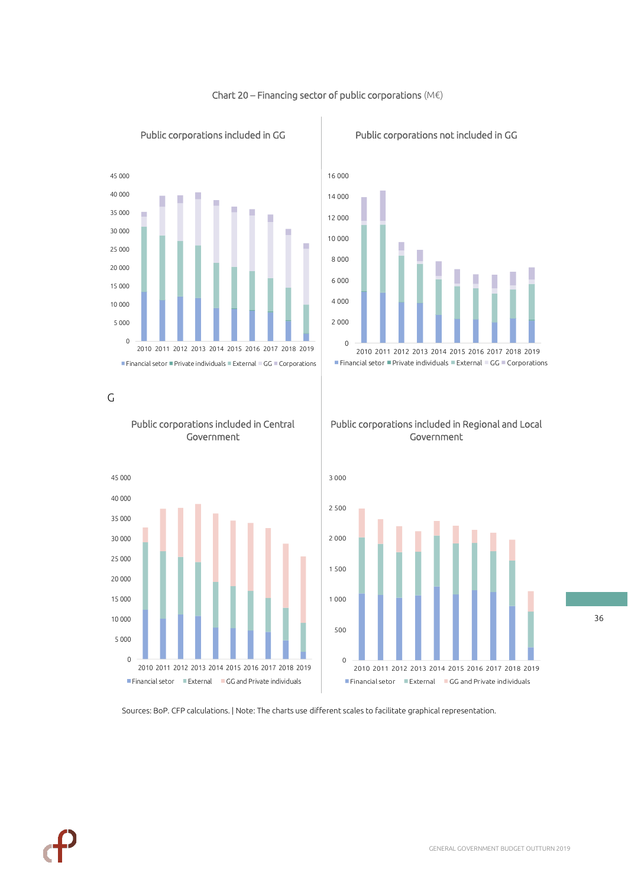Chart 20 – Financing sector of public corporations (M€)

Public corporations included in GG

Public corporations not included in GG

G

Public corporations included in Central Government

Public corporations included in Regional and Local Government

Sources: BoP. CFP calculations. | Note: The charts use different scales to facilitate graphical representation.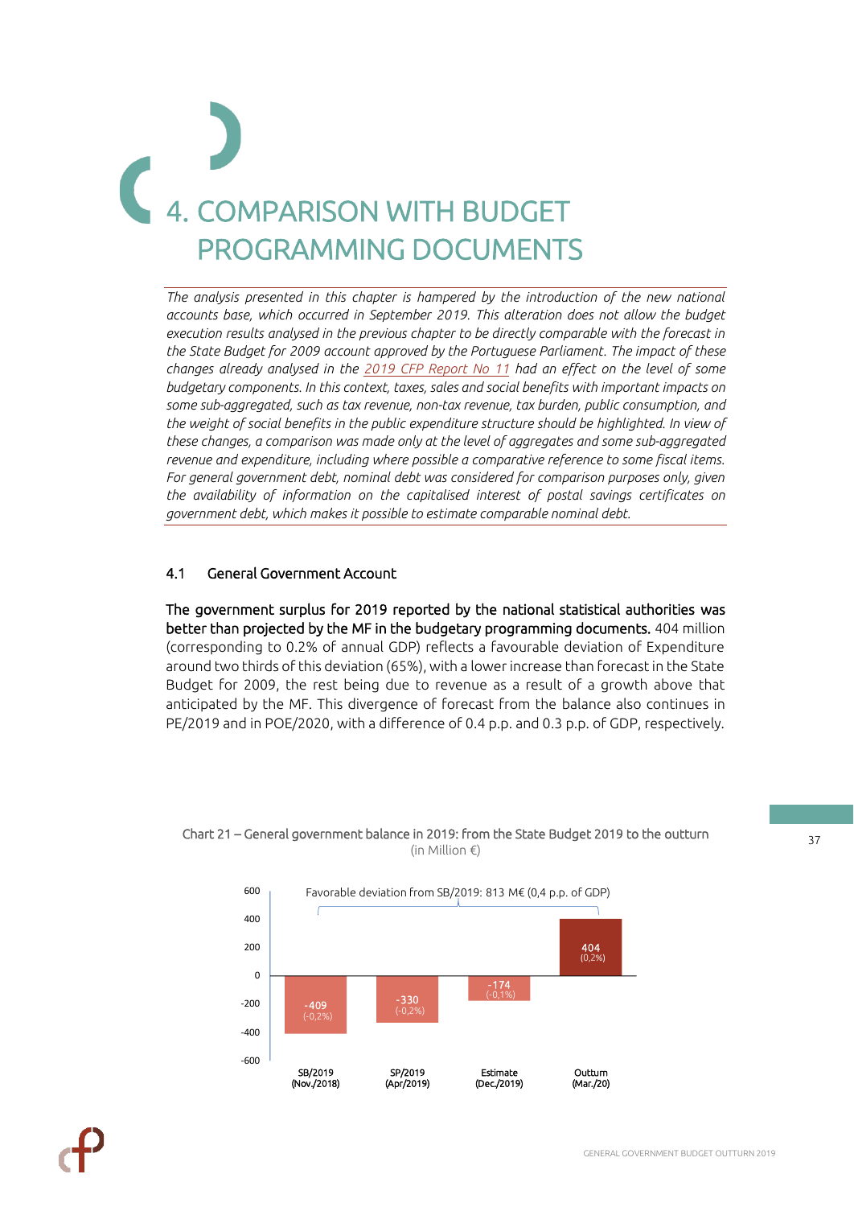# 4. COMPARISON WITH BUDGET PROGRAMMING DOCUMENTS

*The analysis presented in this chapter is hampered by the introduction of the new national accounts base, which occurred in September 2019. This alteration does not allow the budget execution results analysed in the previous chapter to be directly comparable with the forecast in the State Budget for 2009 account approved by the Portuguese Parliament. The impact of these changes already analysed in the 2019 CFP Report No 11 had an effect on the level of some budgetary components. In this context, taxes, sales and social benefits with important impacts on some sub-aggregated, such as tax revenue, non-tax revenue, tax burden, public consumption, and the weight of social benefits in the public expenditure structure should be highlighted. In view of these changes, a comparison was made only at the level of aggregates and some sub-aggregated revenue and expenditure, including where possible a comparative reference to some fiscal items. For general government debt, nominal debt was considered for comparison purposes only, given the availability of information on the capitalised interest of postal savings certificates on government debt, which makes it possible to estimate comparable nominal debt.*

## 4.1 General Government Account

**The government surplus for 2019 reported by the national statistical authorities was better than projected by the MF in the budgetary programming documents.** 404 million (corresponding to 0.2% of annual GDP) reflects a favourable deviation of Expenditure around two thirds of this deviation (65%), with a lower increase than forecast in the State Budget for 2009, the rest being due to revenue as a result of a growth above that anticipated by the MF. This divergence of forecast from the balance also continues in PE/2019 and in POE/2020, with a difference of 0.4 p.p. and 0.3 p.p. of GDP, respectively.

Chart 21 – General government balance in 2019: from the State Budget 2019 to the outturn
(in Million €)

| | SB/2019 (Nov./2018) | SP/2019 (Apr/2019) | Estimate (Dec./2019) | Outturn (Mar./20) |
|---|---|---|---|---|
| Balance (M€) | -409 | -330 | -174 | 404 |
| % of GDP | (-0,2%) | (-0,2%) | (-0,1%) | (0,2%) |

Favorable deviation from SB/2019: 813 M€ (0,4 p.p. of GDP)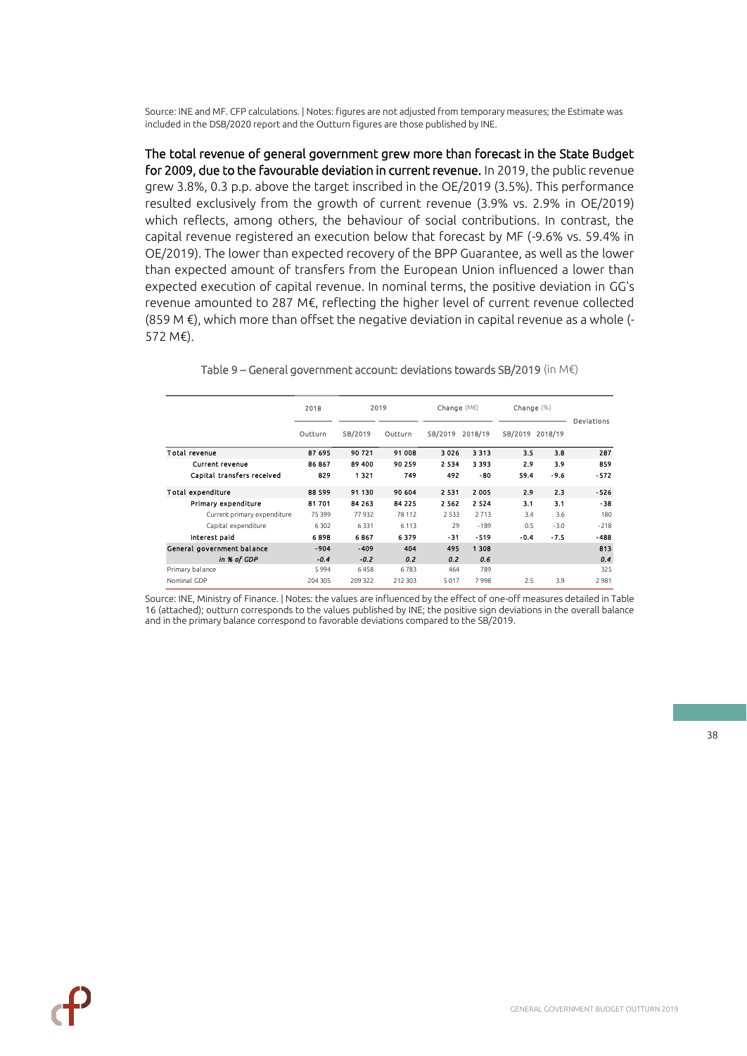Source: INE and MF. CFP calculations. | Notes: figures are not adjusted from temporary measures; the Estimate was included in the DSB/2020 report and the Outturn figures are those published by INE.

**The total revenue of general government grew more than forecast in the State Budget for 2009, due to the favourable deviation in current revenue.** In 2019, the public revenue grew 3.8%, 0.3 p.p. above the target inscribed in the OE/2019 (3.5%). This performance resulted exclusively from the growth of current revenue (3.9% vs. 2.9% in OE/2019) which reflects, among others, the behaviour of social contributions. In contrast, the capital revenue registered an execution below that forecast by MF (-9.6% vs. 59.4% in OE/2019). The lower than expected recovery of the BPP Guarantee, as well as the lower than expected amount of transfers from the European Union influenced a lower than expected execution of capital revenue. In nominal terms, the positive deviation in GG's revenue amounted to 287 M€, reflecting the higher level of current revenue collected (859 M €), which more than offset the negative deviation in capital revenue as a whole (-572 M€).

Table 9 – General government account: deviations towards SB/2019 (in M€)

| | 2018 | 2019 | | Change (M€) | | Change (%) | | Deviations |
|---|---|---|---|---|---|---|---|---|
| | Outturn | SB/2019 | Outturn | SB/2019 | 2018/19 | SB/2019 | 2018/19 | |
| **Total revenue** | **87 695** | **90 721** | **91 008** | **3 026** | **3 313** | **3.5** | **3.8** | **287** |
| **Current revenue** | **86 867** | **89 400** | **90 259** | **2 534** | **3 393** | **2.9** | **3.9** | **859** |
| **Capital transfers received** | **829** | **1 321** | **749** | **492** | **-80** | **59.4** | **-9.6** | **-572** |
| **Total expenditure** | **88 599** | **91 130** | **90 604** | **2 531** | **2 005** | **2.9** | **2.3** | **-526** |
| **Primary expenditure** | **81 701** | **84 263** | **84 225** | **2 562** | **2 524** | **3.1** | **3.1** | **-38** |
| Current primary expenditure | 75 399 | 77 932 | 78 112 | 2 533 | 2 713 | 3.4 | 3.6 | 180 |
| Capital expenditure | 6 302 | 6 331 | 6 113 | 29 | -189 | 0.5 | -3.0 | -218 |
| **Interest paid** | **6 898** | **6 867** | **6 379** | **-31** | **-519** | **-0.4** | **-7.5** | **-488** |
| **General government balance** | **-904** | **-409** | **404** | **495** | **1 308** | | | **813** |
| ***in % of GDP*** | ***-0.4*** | ***-0.2*** | ***0.2*** | ***0.2*** | ***0.6*** | | | ***0.4*** |
| Primary balance | 5 994 | 6 458 | 6 783 | 464 | 789 | | | 325 |
| Nominal GDP | 204 305 | 209 322 | 212 303 | 5 017 | 7 998 | 2.5 | 3.9 | 2 981 |

Source: INE, Ministry of Finance. | Notes: the values are influenced by the effect of one-off measures detailed in Table 16 (attached); outturn corresponds to the values published by INE; the positive sign deviations in the overall balance and in the primary balance correspond to favorable deviations compared to the SB/2019.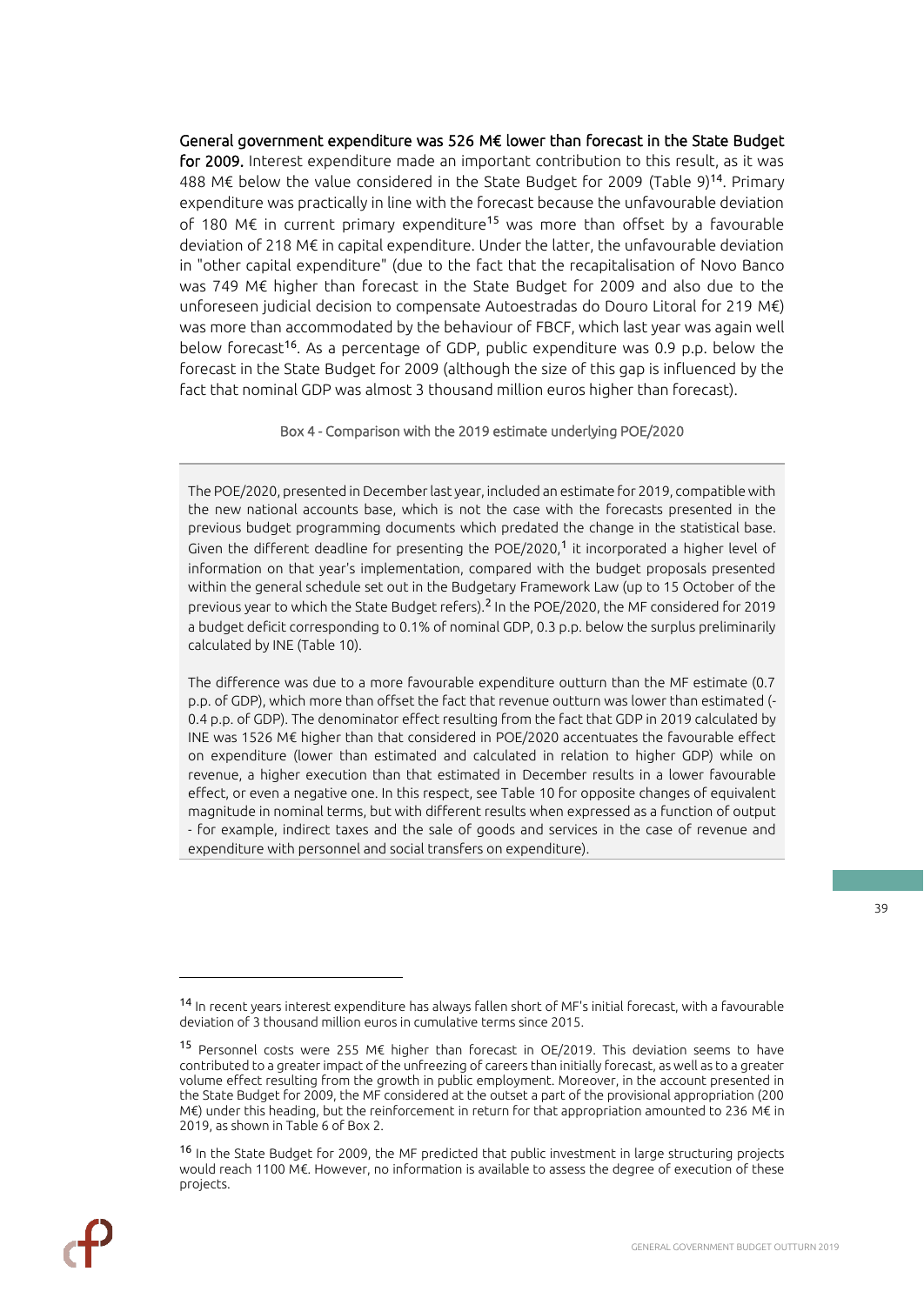**General government expenditure was 526 M€ lower than forecast in the State Budget for 2009.** Interest expenditure made an important contribution to this result, as it was 488 M€ below the value considered in the State Budget for 2009 (Table 9)[14]. Primary expenditure was practically in line with the forecast because the unfavourable deviation of 180 M€ in current primary expenditure[15] was more than offset by a favourable deviation of 218 M€ in capital expenditure. Under the latter, the unfavourable deviation in "other capital expenditure" (due to the fact that the recapitalisation of Novo Banco was 749 M€ higher than forecast in the State Budget for 2009 and also due to the unforeseen judicial decision to compensate Autoestradas do Douro Litoral for 219 M€) was more than accommodated by the behaviour of FBCF, which last year was again well below forecast[16]. As a percentage of GDP, public expenditure was 0.9 p.p. below the forecast in the State Budget for 2009 (although the size of this gap is influenced by the fact that nominal GDP was almost 3 thousand million euros higher than forecast).

### Box 4 - Comparison with the 2019 estimate underlying POE/2020

The POE/2020, presented in December last year, included an estimate for 2019, compatible with the new national accounts base, which is not the case with the forecasts presented in the previous budget programming documents which predated the change in the statistical base. Given the different deadline for presenting the POE/2020,[1] it incorporated a higher level of information on that year's implementation, compared with the budget proposals presented within the general schedule set out in the Budgetary Framework Law (up to 15 October of the previous year to which the State Budget refers).[2] In the POE/2020, the MF considered for 2019 a budget deficit corresponding to 0.1% of nominal GDP, 0.3 p.p. below the surplus preliminarily calculated by INE (Table 10).

The difference was due to a more favourable expenditure outturn than the MF estimate (0.7 p.p. of GDP), which more than offset the fact that revenue outturn was lower than estimated (-0.4 p.p. of GDP). The denominator effect resulting from the fact that GDP in 2019 calculated by INE was 1526 M€ higher than that considered in POE/2020 accentuates the favourable effect on expenditure (lower than estimated and calculated in relation to higher GDP) while on revenue, a higher execution than that estimated in December results in a lower favourable effect, or even a negative one. In this respect, see Table 10 for opposite changes of equivalent magnitude in nominal terms, but with different results when expressed as a function of output - for example, indirect taxes and the sale of goods and services in the case of revenue and expenditure with personnel and social transfers on expenditure).

---

[14] In recent years interest expenditure has always fallen short of MF's initial forecast, with a favourable deviation of 3 thousand million euros in cumulative terms since 2015.

[15] Personnel costs were 255 M€ higher than forecast in OE/2019. This deviation seems to have contributed to a greater impact of the unfreezing of careers than initially forecast, as well as to a greater volume effect resulting from the growth in public employment. Moreover, in the account presented in the State Budget for 2009, the MF considered at the outset a part of the provisional appropriation (200 M€) under this heading, but the reinforcement in return for that appropriation amounted to 236 M€ in 2019, as shown in Table 6 of Box 2.

[16] In the State Budget for 2009, the MF predicted that public investment in large structuring projects would reach 1100 M€. However, no information is available to assess the degree of execution of these projects.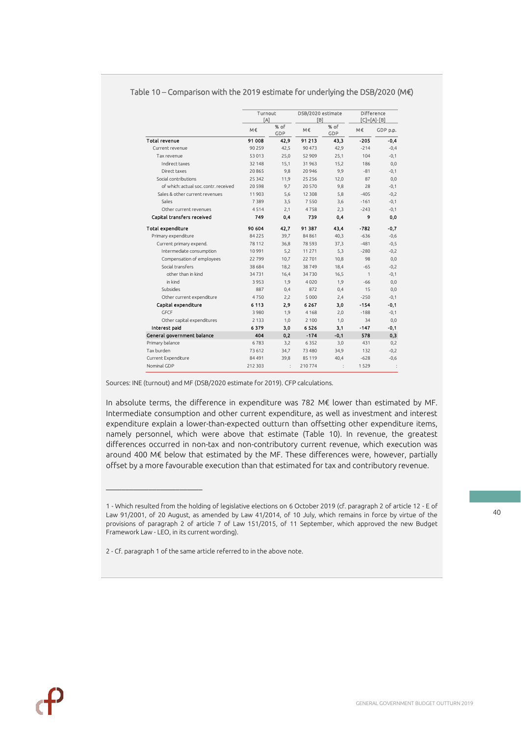Table 10 – Comparison with the 2019 estimate for underlying the DSB/2020 (M€)

| | Turnout [A] | | DSB/2020 estimate [B] | | Difference [C]=[A]-[B] | |
|---|---|---|---|---|---|---|
| | M€ | % of GDP | M€ | % of GDP | M€ | GDP p.p. |
| **Total revenue** | **91 008** | **42,9** | **91 213** | **43,3** | **-205** | **-0,4** |
| Current revenue | 90 259 | 42,5 | 90 473 | 42,9 | -214 | -0,4 |
| Tax revenue | 53 013 | 25,0 | 52 909 | 25,1 | 104 | -0,1 |
| Indirect taxes | 32 148 | 15,1 | 31 963 | 15,2 | 186 | 0,0 |
| Direct taxes | 20 865 | 9,8 | 20 946 | 9,9 | -81 | -0,1 |
| Social contributions | 25 342 | 11,9 | 25 256 | 12,0 | 87 | 0,0 |
| of which: actual soc. contr. received | 20 598 | 9,7 | 20 570 | 9,8 | 28 | -0,1 |
| Sales & other current revenues | 11 903 | 5,6 | 12 308 | 5,8 | -405 | -0,2 |
| Sales | 7 389 | 3,5 | 7 550 | 3,6 | -161 | -0,1 |
| Other current revenues | 4 514 | 2,1 | 4 758 | 2,3 | -243 | -0,1 |
| **Capital transfers received** | **749** | **0,4** | **739** | **0,4** | **9** | **0,0** |
| **Total expenditure** | **90 604** | **42,7** | **91 387** | **43,4** | **-782** | **-0,7** |
| Primary expenditure | 84 225 | 39,7 | 84 861 | 40,3 | -636 | -0,6 |
| Current primary expend. | 78 112 | 36,8 | 78 593 | 37,3 | -481 | -0,5 |
| Intermediate consumption | 10 991 | 5,2 | 11 271 | 5,3 | -280 | -0,2 |
| Compensation of employees | 22 799 | 10,7 | 22 701 | 10,8 | 98 | 0,0 |
| Social transfers | 38 684 | 18,2 | 38 749 | 18,4 | -65 | -0,2 |
| other than in kind | 34 731 | 16,4 | 34 730 | 16,5 | 1 | -0,1 |
| in kind | 3 953 | 1,9 | 4 020 | 1,9 | -66 | 0,0 |
| Subsidies | 887 | 0,4 | 872 | 0,4 | 15 | 0,0 |
| Other current expenditure | 4 750 | 2,2 | 5 000 | 2,4 | -250 | -0,1 |
| **Capital expenditure** | **6 113** | **2,9** | **6 267** | **3,0** | **-154** | **-0,1** |
| GFCF | 3 980 | 1,9 | 4 168 | 2,0 | -188 | -0,1 |
| Other capital expenditures | 2 133 | 1,0 | 2 100 | 1,0 | 34 | 0,0 |
| **Interest paid** | **6 379** | **3,0** | **6 526** | **3,1** | **-147** | **-0,1** |
| **General government balance** | **404** | **0,2** | **-174** | **-0,1** | **578** | **0,3** |
| Primary balance | 6 783 | 3,2 | 6 352 | 3,0 | 431 | 0,2 |
| Tax burden | 73 612 | 34,7 | 73 480 | 34,9 | 132 | -0,2 |
| Current Expenditure | 84 491 | 39,8 | 85 119 | 40,4 | -628 | -0,6 |
| Nominal GDP | 212 303 | : | 210 774 | : | 1 529 | : |

Sources: INE (turnout) and MF (DSB/2020 estimate for 2019). CFP calculations.

In absolute terms, the difference in expenditure was 782 M€ lower than estimated by MF. Intermediate consumption and other current expenditure, as well as investment and interest expenditure explain a lower-than-expected outturn than offsetting other expenditure items, namely personnel, which were above that estimate (Table 10). In revenue, the greatest differences occurred in non-tax and non-contributory current revenue, which execution was around 400 M€ below that estimated by the MF. These differences were, however, partially offset by a more favourable execution than that estimated for tax and contributory revenue.

---

1 - Which resulted from the holding of legislative elections on 6 October 2019 (cf. paragraph 2 of article 12 - E of Law 91/2001, of 20 August, as amended by Law 41/2014, of 10 July, which remains in force by virtue of the provisions of paragraph 2 of article 7 of Law 151/2015, of 11 September, which approved the new Budget Framework Law - LEO, in its current wording).

2 - Cf. paragraph 1 of the same article referred to in the above note.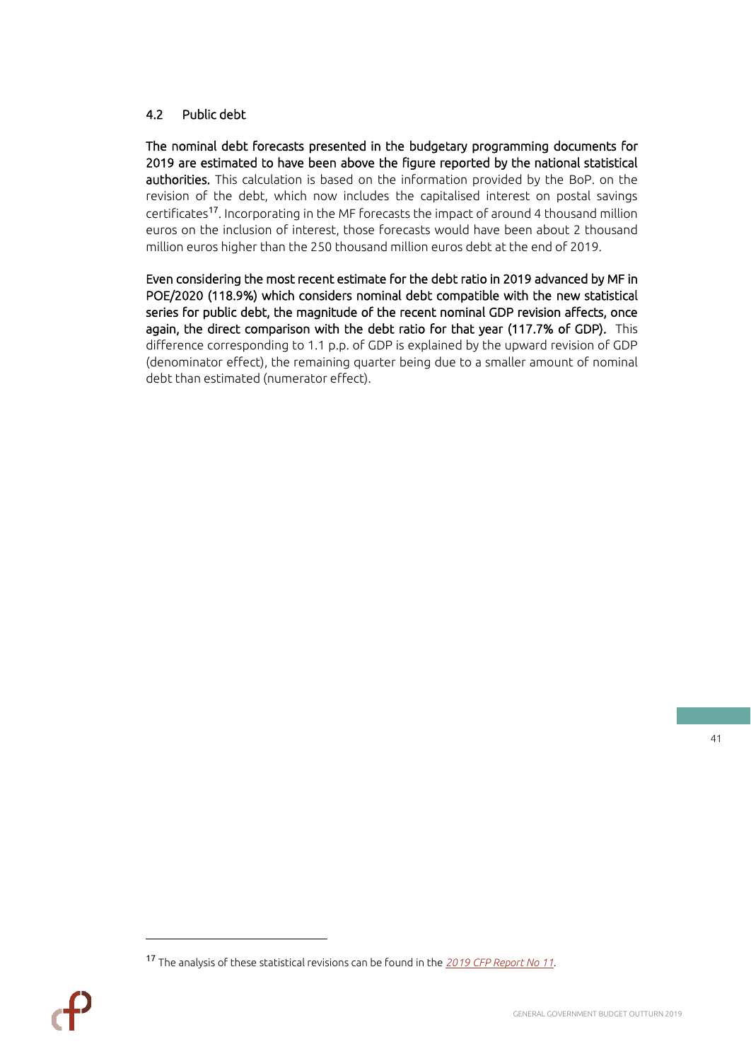## 4.2 Public debt

**The nominal debt forecasts presented in the budgetary programming documents for 2019 are estimated to have been above the figure reported by the national statistical authorities.** This calculation is based on the information provided by the BoP. on the revision of the debt, which now includes the capitalised interest on postal savings certificates[17]. Incorporating in the MF forecasts the impact of around 4 thousand million euros on the inclusion of interest, those forecasts would have been about 2 thousand million euros higher than the 250 thousand million euros debt at the end of 2019.

**Even considering the most recent estimate for the debt ratio in 2019 advanced by MF in POE/2020 (118.9%) which considers nominal debt compatible with the new statistical series for public debt, the magnitude of the recent nominal GDP revision affects, once again, the direct comparison with the debt ratio for that year (117.7% of GDP).** This difference corresponding to 1.1 p.p. of GDP is explained by the upward revision of GDP (denominator effect), the remaining quarter being due to a smaller amount of nominal debt than estimated (numerator effect).

[17] The analysis of these statistical revisions can be found in the *2019 CFP Report No 11*.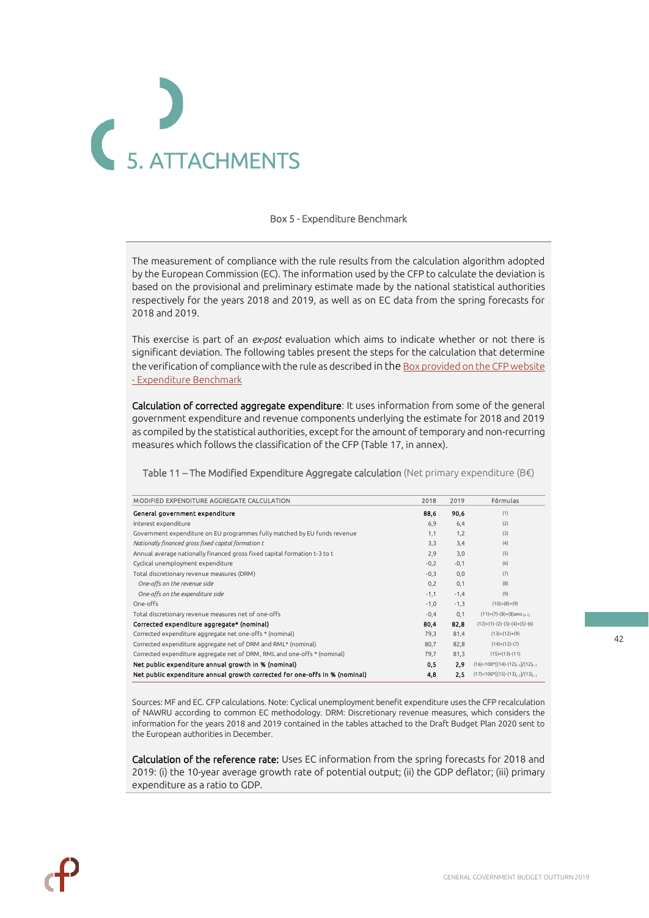# 5. ATTACHMENTS

Box 5 - Expenditure Benchmark

The measurement of compliance with the rule results from the calculation algorithm adopted by the European Commission (EC). The information used by the CFP to calculate the deviation is based on the provisional and preliminary estimate made by the national statistical authorities respectively for the years 2018 and 2019, as well as on EC data from the spring forecasts for 2018 and 2019.

This exercise is part of an *ex-post* evaluation which aims to indicate whether or not there is significant deviation. The following tables present the steps for the calculation that determine the verification of compliance with the rule as described in the Box provided on the CFP website - Expenditure Benchmark

**Calculation of corrected aggregate expenditure**: It uses information from some of the general government expenditure and revenue components underlying the estimate for 2018 and 2019 as compiled by the statistical authorities, except for the amount of temporary and non-recurring measures which follows the classification of the CFP (Table 17, in annex).

Table 11 – The Modified Expenditure Aggregate calculation (Net primary expenditure (B€)

| MODIFIED EXPENDITURE AGGREGATE CALCULATION | 2018 | 2019 | Fórmulas |
|---|---|---|---|
| **General government expenditure** | **88,6** | **90,6** | (1) |
| Interest expenditure | 6,9 | 6,4 | (2) |
| Government expenditure on EU programmes fully matched by EU funds revenue | 1,1 | 1,2 | (3) |
| *Nationally financed gross fixed capital formation t* | 3,3 | 3,4 | (4) |
| Annual average nationally financed gross fixed capital formation t-3 to t | 2,9 | 3,0 | (5) |
| Cyclical unemployment expenditure | -0,2 | -0,1 | (6) |
| Total discretionary revenue measures (DRM) | -0,3 | 0,0 | (7) |
| *One-offs on the revenue side* | 0,2 | 0,1 | (8) |
| *One-offs on the expenditure side* | -1,1 | -1,4 | (9) |
| One-offs | -1,0 | -1,3 | (10)=(8)+(9) |
| Total discretionary revenue measures net of one-offs | -0,4 | 0,1 | (11)=(7)-(8)+(8)ano $_{(n-1)}$ |
| **Corrected expenditure aggregate\* (nominal)** | **80,4** | **82,8** | (12)=(1)-(2)-(3)-(4)+(5)-(6) |
| Corrected expenditure aggregate net one-offs \* (nominal) | 79,3 | 81,4 | (13)=(12)+(9) |
| Corrected expenditure aggregate net of DRM and RML\* (nominal) | 80,7 | 82,8 | (14)=(12)-(7) |
| Corrected expenditure aggregate net of DRM, RML and one-offs \* (nominal) | 79,7 | 81,3 | (15)=(13)-(11) |
| **Net public expenditure annual growth in % (nominal)** | **0,5** | **2,9** | $(16)=100*[(14)-(12)_{t-1}]/(12)_{t-1}$ |
| **Net public expenditure annual growth corrected for one-offs in % (nominal)** | **4,8** | **2,5** | $(17)=100*[(15)-(13)_{t-1}]/(13)_{t-1}$ |

Sources: MF and EC. CFP calculations. Note: Cyclical unemployment benefit expenditure uses the CFP recalculation of NAWRU according to common EC methodology. DRM: Discretionary revenue measures, which considers the information for the years 2018 and 2019 contained in the tables attached to the Draft Budget Plan 2020 sent to the European authorities in December.

**Calculation of the reference rate:** Uses EC information from the spring forecasts for 2018 and 2019: (i) the 10-year average growth rate of potential output; (ii) the GDP deflator; (iii) primary expenditure as a ratio to GDP.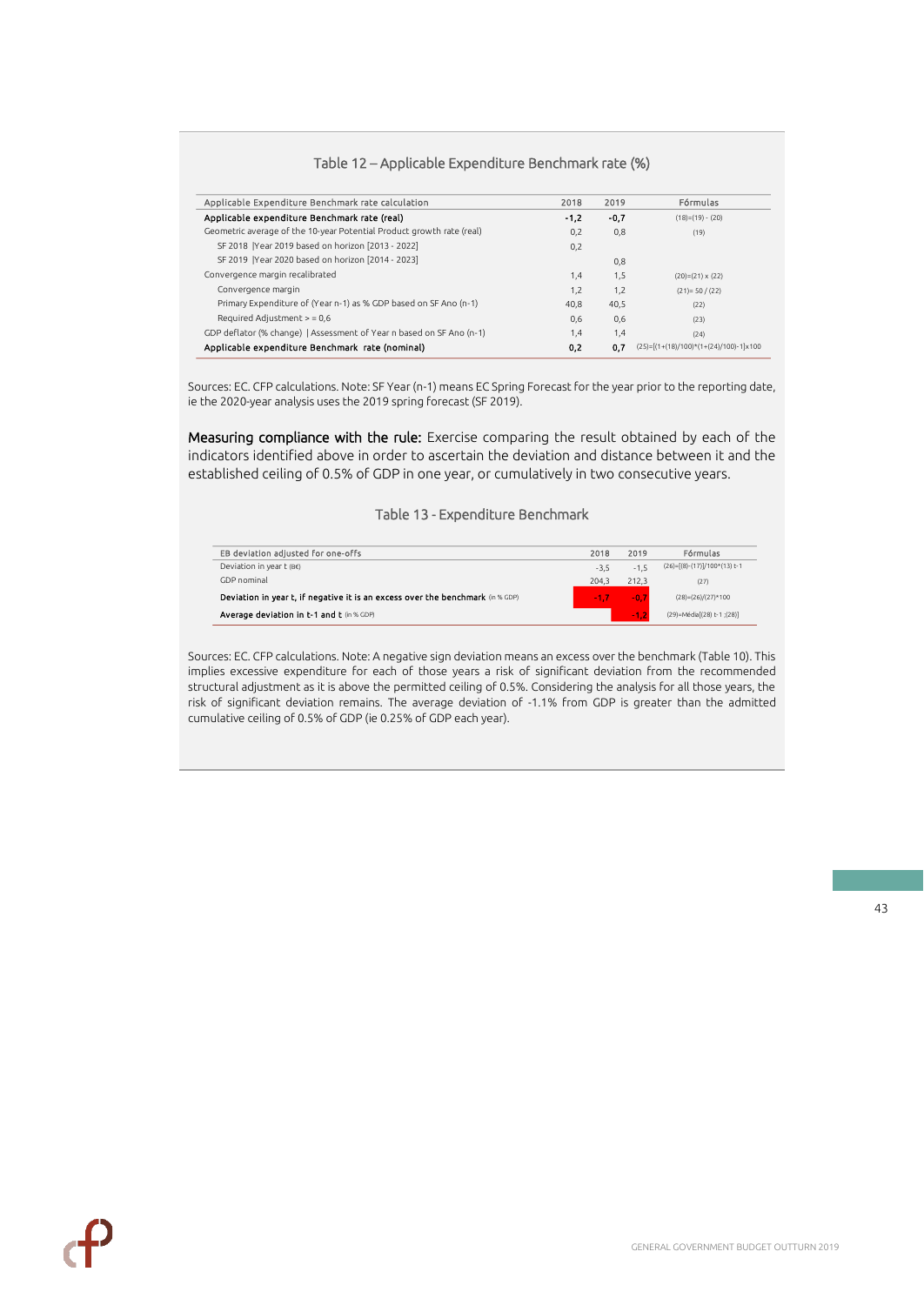Table 12 – Applicable Expenditure Benchmark rate (%)

| Applicable Expenditure Benchmark rate calculation | 2018 | 2019 | Fórmulas |
|---|---|---|---|
| **Applicable expenditure Benchmark rate (real)** | **-1,2** | **-0,7** | (18)=(19) - (20) |
| Geometric average of the 10-year Potential Product growth rate (real) | 0,2 | 0,8 | (19) |
| SF 2018 \|Year 2019 based on horizon [2013 - 2022] | 0,2 | | |
| SF 2019 \|Year 2020 based on horizon [2014 - 2023] | | 0,8 | |
| Convergence margin recalibrated | 1,4 | 1,5 | (20)=(21) x (22) |
| Convergence margin | 1,2 | 1,2 | (21)= 50 / (22) |
| Primary Expenditure of (Year n-1) as % GDP based on SF Ano (n-1) | 40,8 | 40,5 | (22) |
| Required Adjustment > = 0,6 | 0,6 | 0,6 | (23) |
| GDP deflator (% change) \| Assessment of Year n based on SF Ano (n-1) | 1,4 | 1,4 | (24) |
| **Applicable expenditure Benchmark rate (nominal)** | **0,2** | **0,7** | (25)=[(1+(18)/100)*(1+(24)/100)-1]x100 |

Sources: EC. CFP calculations. Note: SF Year (n-1) means EC Spring Forecast for the year prior to the reporting date, ie the 2020-year analysis uses the 2019 spring forecast (SF 2019).

**Measuring compliance with the rule:** Exercise comparing the result obtained by each of the indicators identified above in order to ascertain the deviation and distance between it and the established ceiling of 0.5% of GDP in one year, or cumulatively in two consecutive years.

Table 13 - Expenditure Benchmark

| EB deviation adjusted for one-offs | 2018 | 2019 | Fórmulas |
|---|---|---|---|
| Deviation in year t (B€) | -3,5 | -1,5 | (26)=[(8)-(17)]/100*(13) t-1 |
| GDP nominal | 204,3 | 212,3 | (27) |
| **Deviation in year t, if negative it is an excess over the benchmark** (in % GDP) | -1,7 | -0,7 | (28)=(26)/(27)*100 |
| **Average deviation in t-1 and t** (in % GDP) | | -1,2 | (29)=Média[(28) t-1 ;(28)] |

Sources: EC. CFP calculations. Note: A negative sign deviation means an excess over the benchmark (Table 10). This implies excessive expenditure for each of those years a risk of significant deviation from the recommended structural adjustment as it is above the permitted ceiling of 0.5%. Considering the analysis for all those years, the risk of significant deviation remains. The average deviation of -1.1% from GDP is greater than the admitted cumulative ceiling of 0.5% of GDP (ie 0.25% of GDP each year).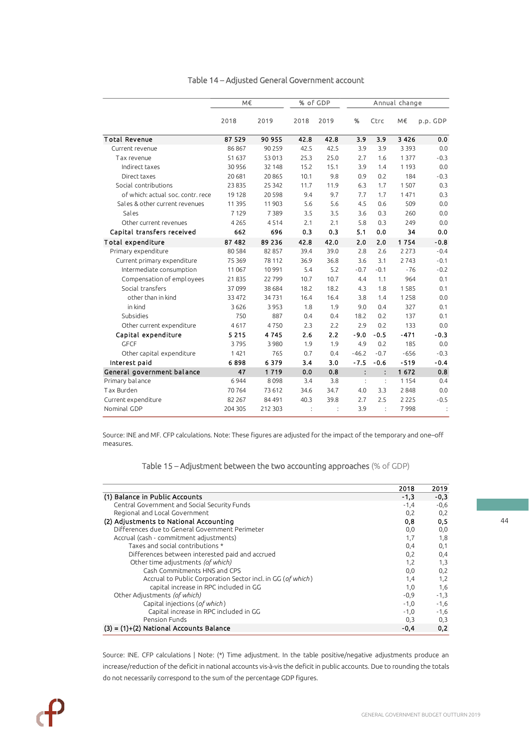Table 14 – Adjusted General Government account

| | M€ | | % of GDP | | Annual change | | | |
|---|---|---|---|---|---|---|---|---|
| | 2018 | 2019 | 2018 | 2019 | % | Ctrc | M€ | p.p. GDP |
| **Total Revenue** | **87 529** | **90 955** | **42.8** | **42.8** | **3.9** | **3.9** | **3 426** | **0.0** |
| Current revenue | 86 867 | 90 259 | 42.5 | 42.5 | 3.9 | 3.9 | 3 393 | 0.0 |
| Tax revenue | 51 637 | 53 013 | 25.3 | 25.0 | 2.7 | 1.6 | 1 377 | -0.3 |
| Indirect taxes | 30 956 | 32 148 | 15.2 | 15.1 | 3.9 | 1.4 | 1 193 | 0.0 |
| Direct taxes | 20 681 | 20 865 | 10.1 | 9.8 | 0.9 | 0.2 | 184 | -0.3 |
| Social contributions | 23 835 | 25 342 | 11.7 | 11.9 | 6.3 | 1.7 | 1 507 | 0.3 |
| of which: actual soc. contr. rece | 19 128 | 20 598 | 9.4 | 9.7 | 7.7 | 1.7 | 1 471 | 0.3 |
| Sales & other current revenues | 11 395 | 11 903 | 5.6 | 5.6 | 4.5 | 0.6 | 509 | 0.0 |
| Sales | 7 129 | 7 389 | 3.5 | 3.5 | 3.6 | 0.3 | 260 | 0.0 |
| Other current revenues | 4 265 | 4 514 | 2.1 | 2.1 | 5.8 | 0.3 | 249 | 0.0 |
| **Capital transfers received** | **662** | **696** | **0.3** | **0.3** | **5.1** | **0.0** | **34** | **0.0** |
| **Total expenditure** | **87 482** | **89 236** | **42.8** | **42.0** | **2.0** | **2.0** | **1 754** | **-0.8** |
| Primary expenditure | 80 584 | 82 857 | 39.4 | 39.0 | 2.8 | 2.6 | 2 273 | -0.4 |
| Current primary expenditure | 75 369 | 78 112 | 36.9 | 36.8 | 3.6 | 3.1 | 2 743 | -0.1 |
| Intermediate consumption | 11 067 | 10 991 | 5.4 | 5.2 | -0.7 | -0.1 | -76 | -0.2 |
| Compensation of employees | 21 835 | 22 799 | 10.7 | 10.7 | 4.4 | 1.1 | 964 | 0.1 |
| Social transfers | 37 099 | 38 684 | 18.2 | 18.2 | 4.3 | 1.8 | 1 585 | 0.1 |
| other than in kind | 33 472 | 34 731 | 16.4 | 16.4 | 3.8 | 1.4 | 1 258 | 0.0 |
| in kind | 3 626 | 3 953 | 1.8 | 1.9 | 9.0 | 0.4 | 327 | 0.1 |
| Subsidies | 750 | 887 | 0.4 | 0.4 | 18.2 | 0.2 | 137 | 0.1 |
| Other current expenditure | 4 617 | 4 750 | 2.3 | 2.2 | 2.9 | 0.2 | 133 | 0.0 |
| **Capital expenditure** | **5 215** | **4 745** | **2.6** | **2.2** | **-9.0** | **-0.5** | **-471** | **-0.3** |
| GFCF | 3 795 | 3 980 | 1.9 | 1.9 | 4.9 | 0.2 | 185 | 0.0 |
| Other capital expenditure | 1 421 | 765 | 0.7 | 0.4 | -46.2 | -0.7 | -656 | -0.3 |
| **Interest paid** | **6 898** | **6 379** | **3.4** | **3.0** | **-7.5** | **-0.6** | **-519** | **-0.4** |
| **General government balance** | **47** | **1 719** | **0.0** | **0.8** | **:** | **:** | **1 672** | **0.8** |
| Primary balance | 6 944 | 8 098 | 3.4 | 3.8 | : | : | 1 154 | 0.4 |
| Tax Burden | 70 764 | 73 612 | 34.6 | 34.7 | 4.0 | 3.3 | 2 848 | 0.0 |
| Current expenditure | 82 267 | 84 491 | 40.3 | 39.8 | 2.7 | 2.5 | 2 225 | -0.5 |
| Nominal GDP | 204 305 | 212 303 | : | : | 3.9 | : | 7 998 | : |

Source: INE and MF. CFP calculations. Note: These figures are adjusted for the impact of the temporary and one–off measures.

Table 15 – Adjustment between the two accounting approaches (% of GDP)

| | 2018 | 2019 |
|---|---|---|
| **(1) Balance in Public Accounts** | **-1,3** | **-0,3** |
| Central Government and Social Security Funds | -1,4 | -0,6 |
| Regional and Local Government | 0,2 | 0,2 |
| **(2) Adjustments to National Accounting** | **0,8** | **0,5** |
| Differences due to General Government Perimeter | 0,0 | 0,0 |
| Accrual (cash - commitment adjustments) | 1,7 | 1,8 |
| Taxes and social contributions * | 0,4 | 0,1 |
| Differences between interested paid and accrued | 0,2 | 0,4 |
| Other time adjustments *(of which)* | 1,2 | 1,3 |
| Cash Commitments HNS and CPS | 0,0 | 0,2 |
| Accrual to Public Corporation Sector incl. in GG (*of which*) | 1,4 | 1,2 |
| capital increase in RPC included in GG | 1,0 | 1,6 |
| Other Adjustments *(of which)* | -0,9 | -1,3 |
| Capital injections (*of which*) | -1,0 | -1,6 |
| Capital increase in RPC included in GG | -1,0 | -1,6 |
| Pension Funds | 0,3 | 0,3 |
| **(3) = (1)+(2) National Accounts Balance** | **-0,4** | **0,2** |

Source: INE. CFP calculations | Note: (*) Time adjustment. In the table positive/negative adjustments produce an increase/reduction of the deficit in national accounts vis-à-vis the deficit in public accounts. Due to rounding the totals do not necessarily correspond to the sum of the percentage GDP figures.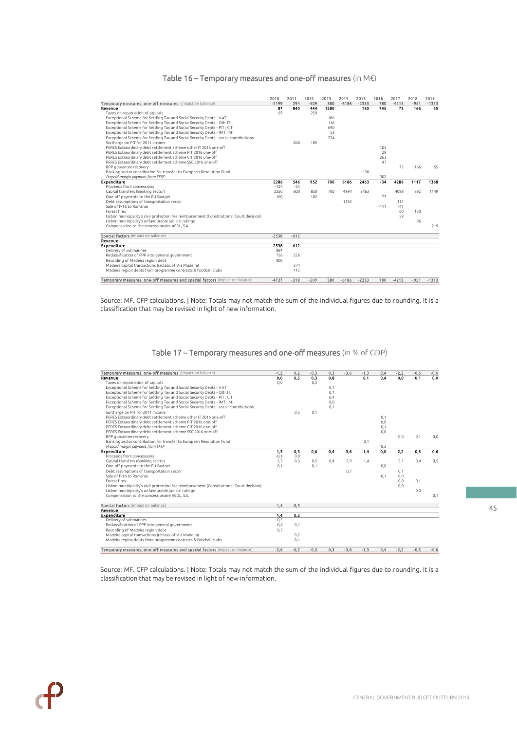## Table 16 – Temporary measures and one-off measures (in M€)

| | 2010 | 2011 | 2012 | 2013 | 2014 | 2015 | 2016 | 2017 | 2018 | 2019 |
|---|---|---|---|---|---|---|---|---|---|---|
| Temporary measures, one-off measures (impact on balance) | -2199 | 294 | -509 | 580 | -6186 | -2333 | 780 | -4213 | -951 | -1313 |
| **Revenue** | **87** | **840** | **444** | **1280** | | **130** | **745** | **73** | **166** | **55** |
| Taxes on repatriation of capitals | 87 | | 259 | | | | | | | |
| Exceptional Scheme for Settling Tax and Social Security Debts - VAT | | | | 186 | | | | | | |
| Exceptional Scheme for Settling Tax and Social Security Debts - Oth. IT. | | | | 116 | | | | | | |
| Exceptional Scheme for Settling Tax and Social Security Debts - PIT ; CIT | | | | 690 | | | | | | |
| Exceptional Scheme for Settling Tax and Social Security Debts - IMT; IMI | | | | 53 | | | | | | |
| Exceptional Scheme for Settling Tax and Social Security Debts - social contributions | | | | 234 | | | | | | |
| Surcharge on PIT for 2011 income | | 840 | 185 | | | | | | | |
| PERES Extraordinary debt settlement scheme other IT 2016 one-off | | | | | | | 103 | | | |
| PERES Extraordinary debt settlement scheme PIT 2016 one-off | | | | | | | 29 | | | |
| PERES Extraordinary debt settlement scheme CIT 2016 one-off | | | | | | | 263 | | | |
| PERES Extraordinary debt settlement scheme SSC 2016 one-off | | | | | | | 47 | | | |
| BPP guarantee recovery | | | | | | | | 73 | 166 | 55 |
| Banking sector contribution for transfer to European Resolution Fund | | | | | | 130 | | | | |
| *Prepaid margin payment from EFSF* | | | | | | | 302 | | | |
| **Expenditure** | **2286** | **546** | **952** | **700** | **6186** | **2463** | **-34** | **4286** | **1117** | **1368** |
| Proceeds from concessions | -124 | -54 | | | | | | | | |
| Capital transfers (Banking sector) | 2250 | 600 | 850 | 700 | 4994 | 2463 | | 4098 | 892 | 1149 |
| One-off payments to the EU Budget | 160 | | 102 | | | | 77 | | | |
| Debt assumptions of transportation sector | | | | | 1192 | | | 111 | | |
| Sale of F-16 to Romania | | | | | | | -111 | -41 | | |
| Forest fires | | | | | | | | 60 | 130 | |
| Lisbon municipality's civil protection fee reimbursement (Constitutional Court decision) | | | | | | | | 59 | | |
| Lisbon municipality's unfavourable judicial rulings | | | | | | | | | 96 | |
| Compensation to the concessionaire AEDL, SA. | | | | | | | | | | 219 |
| Special factors (impact on balance) | -2538 | -612 | | | | | | | | |
| **Revenue** | | | | | | | | | | |
| **Expenditure** | **2538** | **612** | | | | | | | | |
| Delivery of submarines | 881 | | | | | | | | | |
| Reclassification of PPP into general government | 756 | 226 | | | | | | | | |
| Recording of Madeira region debt | 900 | | | | | | | | | |
| Madeira capital transactions (reclass. of Via Madeira) | | 274 | | | | | | | | |
| Madeira region debts from programme contracts & football clubs | | 112 | | | | | | | | |
| Temporary measures, one-off measures and special factors (impact on balance) | -4737 | -318 | -509 | 580 | -6186 | -2333 | 780 | -4213 | -951 | -1313 |

Source: MF. CFP calculations. | Note: Totals may not match the sum of the individual figures due to rounding. It is a classification that may be revised in light of new information.

## Table 17 – Temporary measures and one-off measures (in % of GDP)

| | 2010 | 2011 | 2012 | 2013 | 2014 | 2015 | 2016 | 2017 | 2018 | 2019 |
|---|---|---|---|---|---|---|---|---|---|---|
| Temporary measures, one-off measures (impact on balance) | -1,2 | 0,2 | -0,3 | 0,3 | -3,6 | -1,3 | 0,4 | -2,2 | -0,5 | -0,6 |
| **Revenue** | **0,0** | **0,5** | **0,3** | **0,8** | | **0,1** | **0,4** | **0,0** | **0,1** | **0,0** |
| Taxes on repatriation of capitals | 0,0 | | 0,2 | | | | | | | |
| Exceptional Scheme for Settling Tax and Social Security Debts - VAT | | | | 0,1 | | | | | | |
| Exceptional Scheme for Settling Tax and Social Security Debts - Oth. IT. | | | | 0,1 | | | | | | |
| Exceptional Scheme for Settling Tax and Social Security Debts - PIT ; CIT | | | | 0,4 | | | | | | |
| Exceptional Scheme for Settling Tax and Social Security Debts - IMT; IMI | | | | 0,0 | | | | | | |
| Exceptional Scheme for Settling Tax and Social Security Debts - social contributions | | | | 0,1 | | | | | | |
| Surcharge on PIT for 2011 income | | 0,5 | 0,1 | | | | | | | |
| PERES Extraordinary debt settlement scheme other IT 2016 one-off | | | | | | | 0,1 | | | |
| PERES Extraordinary debt settlement scheme PIT 2016 one-off | | | | | | | 0,0 | | | |
| PERES Extraordinary debt settlement scheme CIT 2016 one-off | | | | | | | 0,1 | | | |
| PERES Extraordinary debt settlement scheme SSC 2016 one-off | | | | | | | 0,0 | | | |
| BPP guarantee recovery | | | | | | | | 0,0 | 0,1 | 0,0 |
| Banking sector contribution for transfer to European Resolution Fund | | | | | | 0,1 | | | | |
| *Prepaid margin payment from EFSF* | | | | | | | 0,2 | | | |
| **Expenditure** | **1,3** | **0,3** | **0,6** | **0,4** | **3,6** | **1,4** | **0,0** | **2,2** | **0,5** | **0,6** |
| Proceeds from concessions | -0,1 | 0,0 | | | | | | | | |
| Capital transfers (Banking sector) | 1,3 | 0,3 | 0,5 | 0,4 | 2,9 | 1,4 | | 2,1 | 0,4 | 0,5 |
| One-off payments to the EU Budget | 0,1 | | 0,1 | | | | 0,0 | | | |
| Debt assumptions of transportation sector | | | | | 0,7 | | | 0,1 | | |
| Sale of F-16 to Romania | | | | | | | -0,1 | 0,0 | | |
| Forest fires | | | | | | | | 0,0 | 0,1 | |
| Lisbon municipality's civil protection fee reimbursement (Constitutional Court decision) | | | | | | | | 0,0 | | |
| Lisbon municipality's unfavourable judicial rulings | | | | | | | | | 0,0 | |
| Compensation to the concessionaire AEDL, SA. | | | | | | | | | | 0,1 |
| Special factors (impact on balance) | -1,4 | -0,3 | | | | | | | | |
| **Revenue** | | | | | | | | | | |
| **Expenditure** | **1,4** | **0,3** | | | | | | | | |
| Delivery of submarines | 0,5 | | | | | | | | | |
| Reclassification of PPP into general government | 0,4 | 0,1 | | | | | | | | |
| Recording of Madeira region debt | 0,5 | | | | | | | | | |
| Madeira capital transactions (reclass. of Via Madeira) | | 0,2 | | | | | | | | |
| Madeira region debts from programme contracts & football clubs | | 0,1 | | | | | | | | |
| Temporary measures, one-off measures and special factors (impact on balance) | -2,6 | -0,2 | -0,3 | 0,3 | -3,6 | -1,3 | 0,4 | -2,2 | -0,5 | -0,6 |

Source: MF. CFP calculations. | Note: Totals may not match the sum of the individual figures due to rounding. It is a classification that may be revised in light of new information.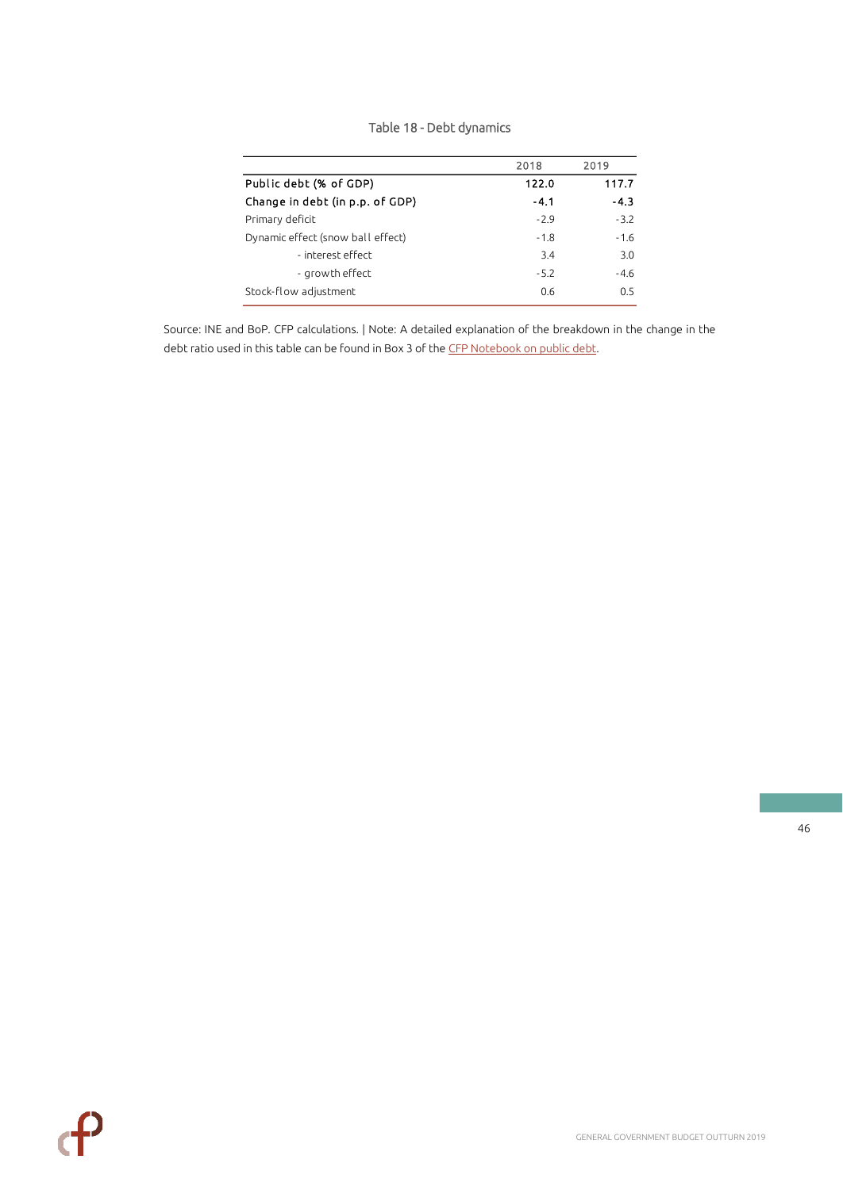Table 18 - Debt dynamics

| | 2018 | 2019 |
|---|---|---|
| **Public debt (% of GDP)** | **122.0** | **117.7** |
| **Change in debt (in p.p. of GDP)** | **-4.1** | **-4.3** |
| Primary deficit | -2.9 | -3.2 |
| Dynamic effect (snow ball effect) | -1.8 | -1.6 |
| - interest effect | 3.4 | 3.0 |
| - growth effect | -5.2 | -4.6 |
| Stock-flow adjustment | 0.6 | 0.5 |

Source: INE and BoP. CFP calculations. | Note: A detailed explanation of the breakdown in the change in the debt ratio used in this table can be found in Box 3 of the CFP Notebook on public debt.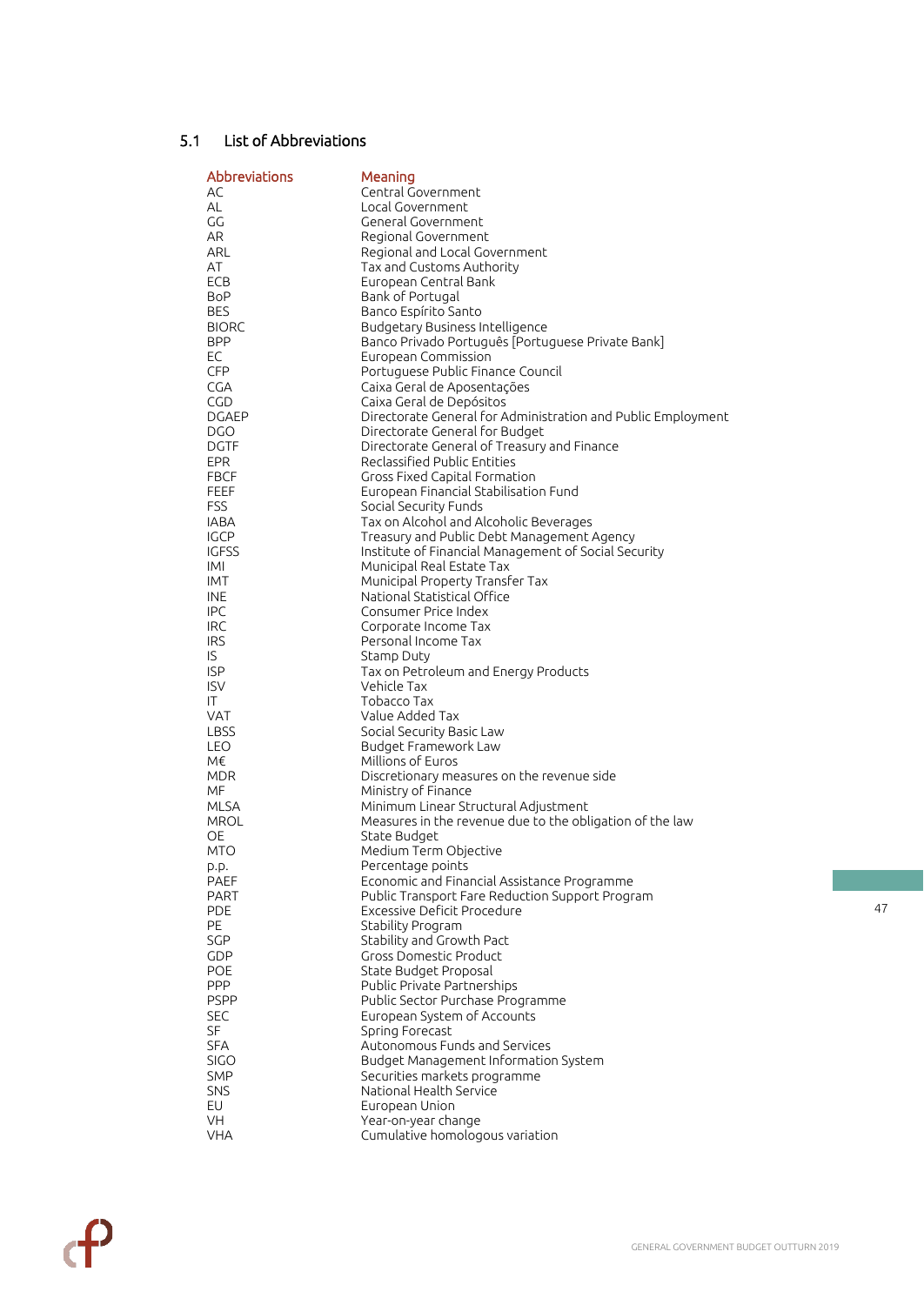## 5.1 List of Abbreviations

| Abbreviations | Meaning |
|---|---|
| AC | Central Government |
| AL | Local Government |
| GG | General Government |
| AR | Regional Government |
| ARL | Regional and Local Government |
| AT | Tax and Customs Authority |
| ECB | European Central Bank |
| BoP | Bank of Portugal |
| BES | Banco Espírito Santo |
| BIORC | Budgetary Business Intelligence |
| BPP | Banco Privado Português [Portuguese Private Bank] |
| EC | European Commission |
| CFP | Portuguese Public Finance Council |
| CGA | Caixa Geral de Aposentações |
| CGD | Caixa Geral de Depósitos |
| DGAEP | Directorate General for Administration and Public Employment |
| DGO | Directorate General for Budget |
| DGTF | Directorate General of Treasury and Finance |
| EPR | Reclassified Public Entities |
| FBCF | Gross Fixed Capital Formation |
| FEEF | European Financial Stabilisation Fund |
| FSS | Social Security Funds |
| IABA | Tax on Alcohol and Alcoholic Beverages |
| IGCP | Treasury and Public Debt Management Agency |
| IGFSS | Institute of Financial Management of Social Security |
| IMI | Municipal Real Estate Tax |
| IMT | Municipal Property Transfer Tax |
| INE | National Statistical Office |
| IPC | Consumer Price Index |
| IRC | Corporate Income Tax |
| IRS | Personal Income Tax |
| IS | Stamp Duty |
| ISP | Tax on Petroleum and Energy Products |
| ISV | Vehicle Tax |
| IT | Tobacco Tax |
| VAT | Value Added Tax |
| LBSS | Social Security Basic Law |
| LEO | Budget Framework Law |
| M€ | Millions of Euros |
| MDR | Discretionary measures on the revenue side |
| MF | Ministry of Finance |
| MLSA | Minimum Linear Structural Adjustment |
| MROL | Measures in the revenue due to the obligation of the law |
| OE | State Budget |
| MTO | Medium Term Objective |
| p.p. | Percentage points |
| PAEF | Economic and Financial Assistance Programme |
| PART | Public Transport Fare Reduction Support Program |
| PDE | Excessive Deficit Procedure |
| PE | Stability Program |
| SGP | Stability and Growth Pact |
| GDP | Gross Domestic Product |
| POE | State Budget Proposal |
| PPP | Public Private Partnerships |
| PSPP | Public Sector Purchase Programme |
| SEC | European System of Accounts |
| SF | Spring Forecast |
| SFA | Autonomous Funds and Services |
| SIGO | Budget Management Information System |
| SMP | Securities markets programme |
| SNS | National Health Service |
| EU | European Union |
| VH | Year-on-year change |
| VHA | Cumulative homologous variation |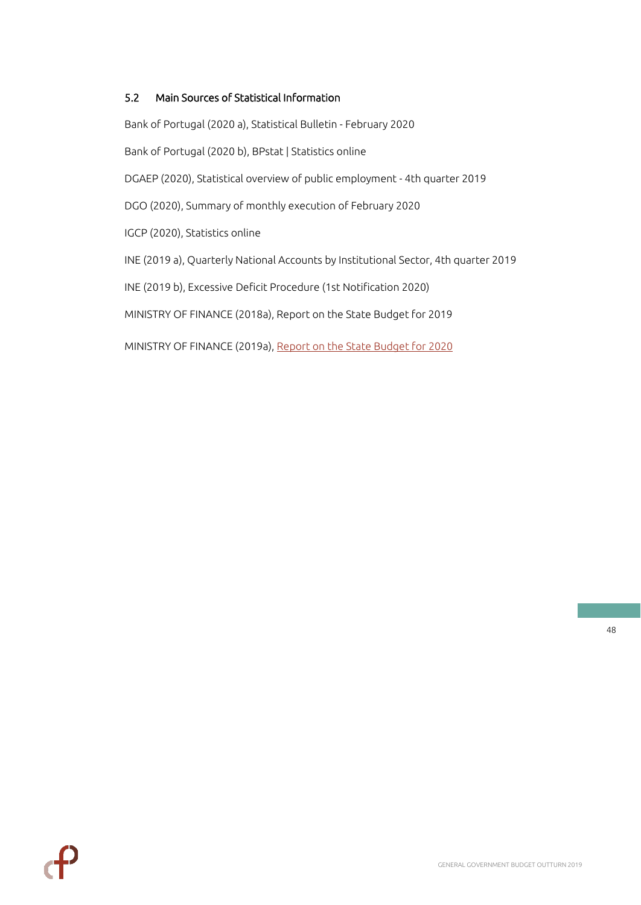### 5.2 Main Sources of Statistical Information

Bank of Portugal (2020 a), Statistical Bulletin - February 2020

Bank of Portugal (2020 b), BPstat | Statistics online

DGAEP (2020), Statistical overview of public employment - 4th quarter 2019

DGO (2020), Summary of monthly execution of February 2020

IGCP (2020), Statistics online

INE (2019 a), Quarterly National Accounts by Institutional Sector, 4th quarter 2019

INE (2019 b), Excessive Deficit Procedure (1st Notification 2020)

MINISTRY OF FINANCE (2018a), Report on the State Budget for 2019

MINISTRY OF FINANCE (2019a), Report on the State Budget for 2020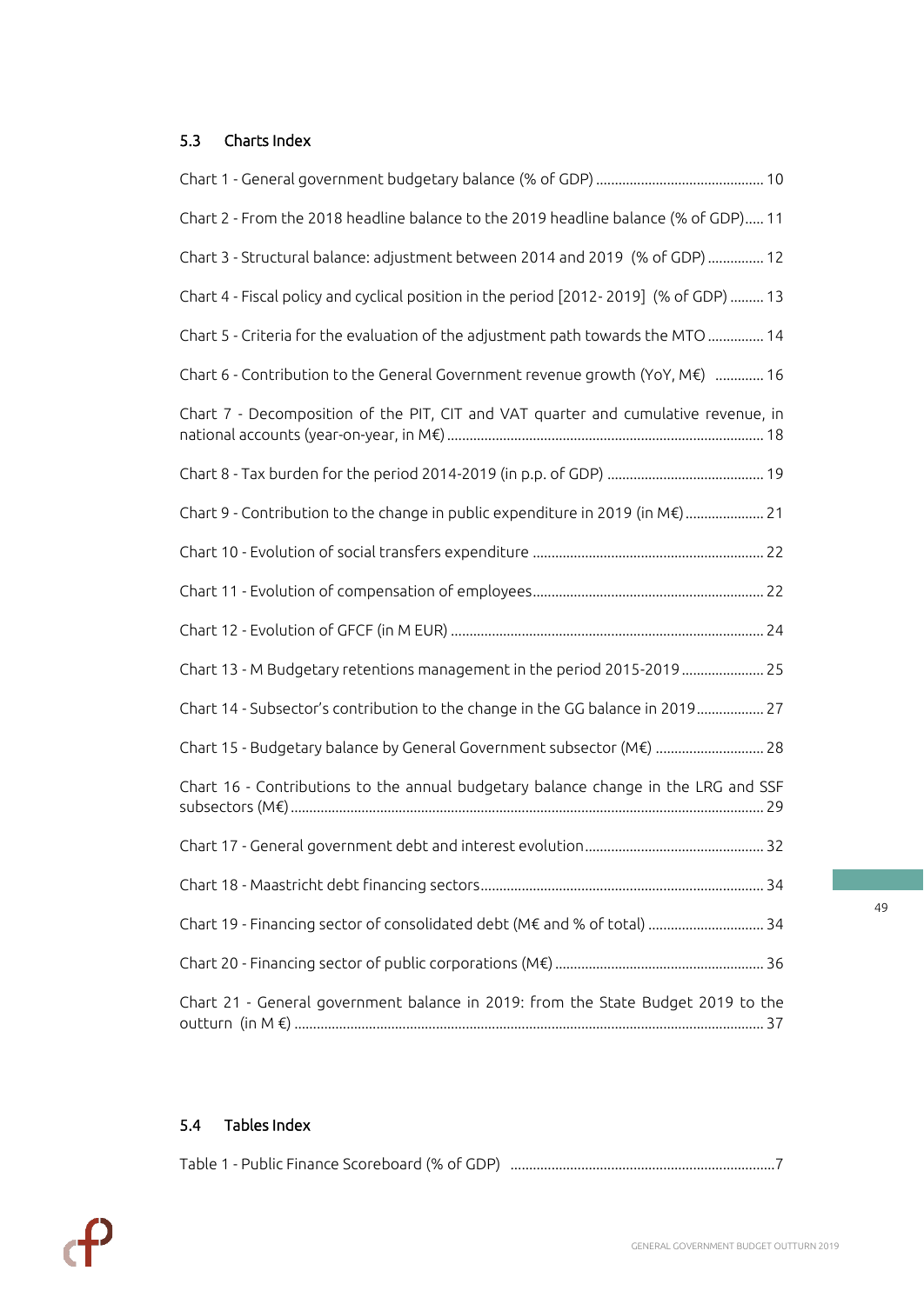## 5.3 Charts Index

Chart 1 - General government budgetary balance (% of GDP) ............................................ 10

Chart 2 - From the 2018 headline balance to the 2019 headline balance (% of GDP)..... 11

Chart 3 - Structural balance: adjustment between 2014 and 2019 (% of GDP) ............... 12

Chart 4 - Fiscal policy and cyclical position in the period [2012- 2019] (% of GDP) ......... 13

Chart 5 - Criteria for the evaluation of the adjustment path towards the MTO ............... 14

Chart 6 - Contribution to the General Government revenue growth (YoY, M€) ............. 16

Chart 7 - Decomposition of the PIT, CIT and VAT quarter and cumulative revenue, in national accounts (year-on-year, in M€) .................................................................................... 18

Chart 8 - Tax burden for the period 2014-2019 (in p.p. of GDP) .......................................... 19

Chart 9 - Contribution to the change in public expenditure in 2019 (in M€) ..................... 21

Chart 10 - Evolution of social transfers expenditure ............................................................ 22

Chart 11 - Evolution of compensation of employees............................................................. 22

Chart 12 - Evolution of GFCF (in M EUR) .................................................................................. 24

Chart 13 - M Budgetary retentions management in the period 2015-2019 ...................... 25

Chart 14 - Subsector's contribution to the change in the GG balance in 2019.................. 27

Chart 15 - Budgetary balance by General Government subsector (M€) ............................. 28

Chart 16 - Contributions to the annual budgetary balance change in the LRG and SSF subsectors (M€) ............................................................................................................................ 29

Chart 17 - General government debt and interest evolution ................................................ 32

Chart 18 - Maastricht debt financing sectors........................................................................... 34

Chart 19 - Financing sector of consolidated debt (M€ and % of total) ............................... 34

Chart 20 - Financing sector of public corporations (M€) ....................................................... 36

Chart 21 - General government balance in 2019: from the State Budget 2019 to the outturn (in M €) ............................................................................................................................ 37

## 5.4 Tables Index

Table 1 - Public Finance Scoreboard (% of GDP) ......................................................................7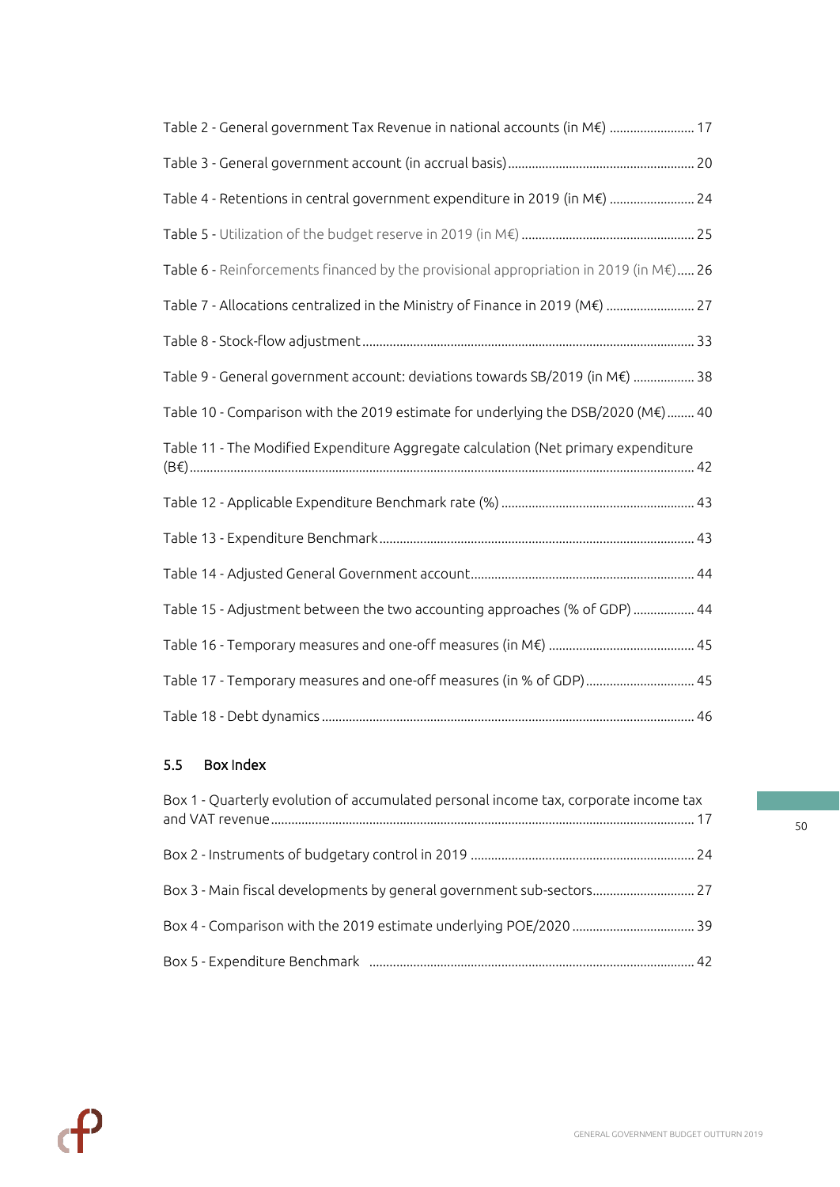Table 2 - General government Tax Revenue in national accounts (in M€) ......................... 17

Table 3 - General government account (in accrual basis) ....................................................... 20

Table 4 - Retentions in central government expenditure in 2019 (in M€) ......................... 24

Table 5 - Utilization of the budget reserve in 2019 (in M€) .................................................. 25

Table 6 - Reinforcements financed by the provisional appropriation in 2019 (in M€)..... 26

Table 7 - Allocations centralized in the Ministry of Finance in 2019 (M€) .......................... 27

Table 8 - Stock-flow adjustment ................................................................................................ 33

Table 9 - General government account: deviations towards SB/2019 (in M€) .................. 38

Table 10 - Comparison with the 2019 estimate for underlying the DSB/2020 (M€)........ 40

Table 11 - The Modified Expenditure Aggregate calculation (Net primary expenditure (B€) .................................................................................................................................................. 42

Table 12 - Applicable Expenditure Benchmark rate (%) ......................................................... 43

Table 13 - Expenditure Benchmark ............................................................................................ 43

Table 14 - Adjusted General Government account ................................................................. 44

Table 15 - Adjustment between the two accounting approaches (% of GDP) .................. 44

Table 16 - Temporary measures and one-off measures (in M€) ........................................... 45

Table 17 - Temporary measures and one-off measures (in % of GDP) ................................ 45

Table 18 - Debt dynamics ............................................................................................................. 46

## 5.5 Box Index

Box 1 - Quarterly evolution of accumulated personal income tax, corporate income tax and VAT revenue ........................................................................................................................... 17

Box 2 - Instruments of budgetary control in 2019 ................................................................. 24

Box 3 - Main fiscal developments by general government sub-sectors.............................. 27

Box 4 - Comparison with the 2019 estimate underlying POE/2020 .................................... 39

Box 5 - Expenditure Benchmark ............................................................................................... 42